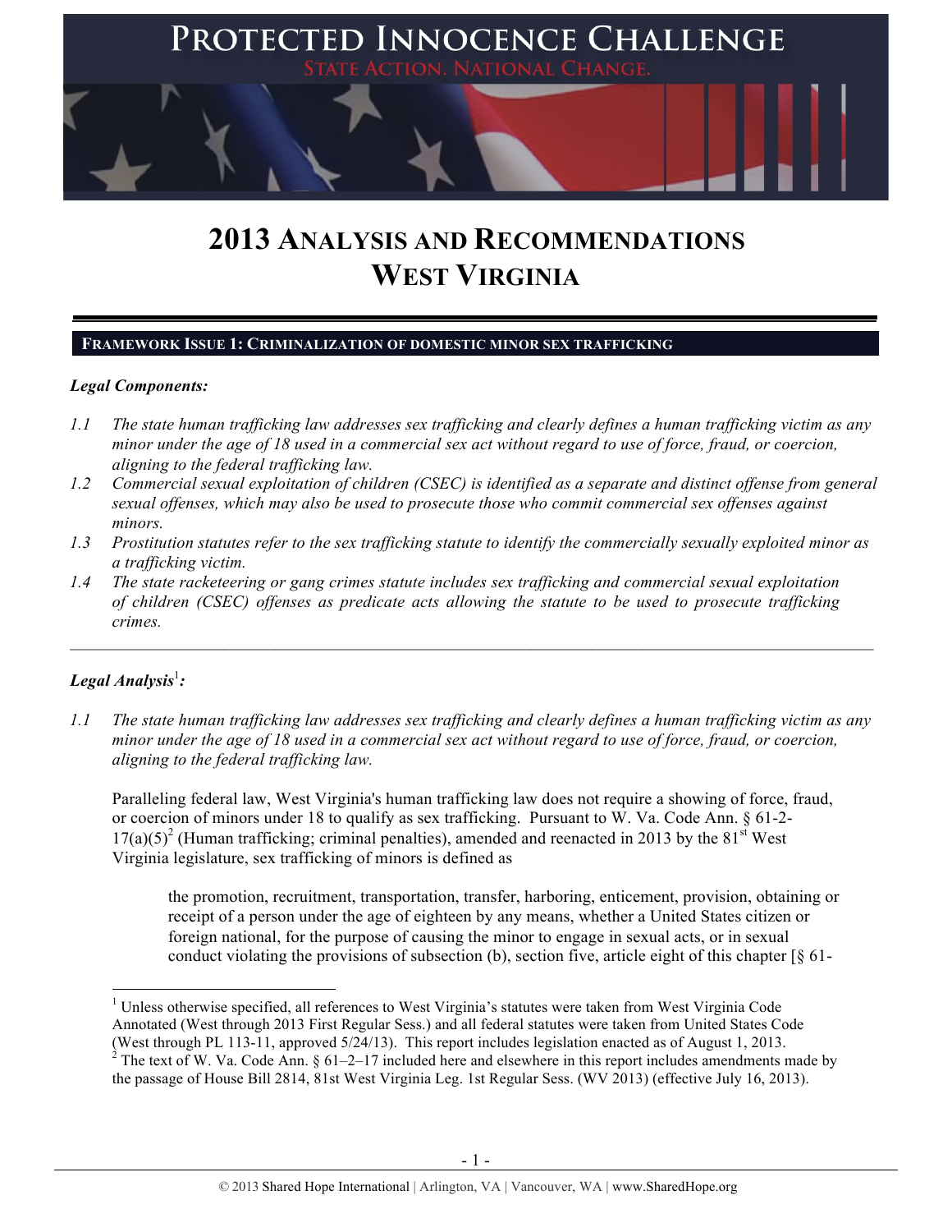# PROTECTED INNOCENCE CHALLENGE

STATE ACTION. NATIONAL CHANGE.

# 2013 ANALYSIS AND RECOMMENDATIONS WEST VIRGINIA

## FRAMEWORK ISSUE 1: CRIMINALIZATION OF DOMESTIC MINOR SEX TRAFFICKING

***Legal Components:***

*1.1 The state human trafficking law addresses sex trafficking and clearly defines a human trafficking victim as any minor under the age of 18 used in a commercial sex act without regard to use of force, fraud, or coercion, aligning to the federal trafficking law.*

*1.2 Commercial sexual exploitation of children (CSEC) is identified as a separate and distinct offense from general sexual offenses, which may also be used to prosecute those who commit commercial sex offenses against minors.*

*1.3 Prostitution statutes refer to the sex trafficking statute to identify the commercially sexually exploited minor as a trafficking victim.*

*1.4 The state racketeering or gang crimes statute includes sex trafficking and commercial sexual exploitation of children (CSEC) offenses as predicate acts allowing the statute to be used to prosecute trafficking crimes.*

---

***Legal Analysis[1]:***

*1.1 The state human trafficking law addresses sex trafficking and clearly defines a human trafficking victim as any minor under the age of 18 used in a commercial sex act without regard to use of force, fraud, or coercion, aligning to the federal trafficking law.*

Paralleling federal law, West Virginia's human trafficking law does not require a showing of force, fraud, or coercion of minors under 18 to qualify as sex trafficking. Pursuant to W. Va. Code Ann. § 61-2-17(a)(5)[2] (Human trafficking; criminal penalties), amended and reenacted in 2013 by the 81st West Virginia legislature, sex trafficking of minors is defined as

> the promotion, recruitment, transportation, transfer, harboring, enticement, provision, obtaining or receipt of a person under the age of eighteen by any means, whether a United States citizen or foreign national, for the purpose of causing the minor to engage in sexual acts, or in sexual conduct violating the provisions of subsection (b), section five, article eight of this chapter [§ 61-

---

[1] Unless otherwise specified, all references to West Virginia's statutes were taken from West Virginia Code Annotated (West through 2013 First Regular Sess.) and all federal statutes were taken from United States Code (West through PL 113-11, approved 5/24/13). This report includes legislation enacted as of August 1, 2013.

[2] The text of W. Va. Code Ann. § 61–2–17 included here and elsewhere in this report includes amendments made by the passage of House Bill 2814, 81st West Virginia Leg. 1st Regular Sess. (WV 2013) (effective July 16, 2013).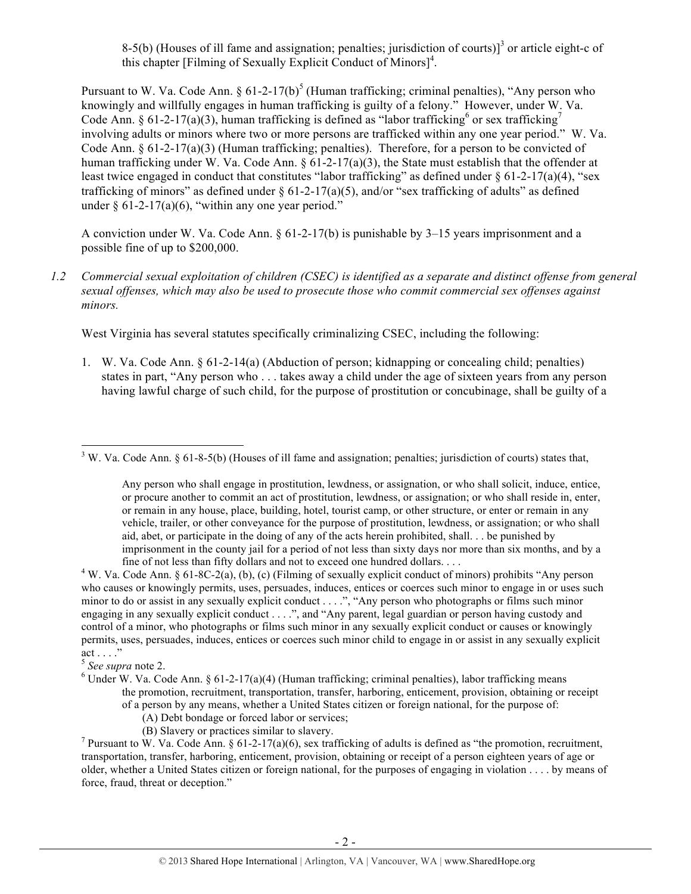8-5(b) (Houses of ill fame and assignation; penalties; jurisdiction of courts)][3] or article eight-c of this chapter [Filming of Sexually Explicit Conduct of Minors][4].

Pursuant to W. Va. Code Ann. § 61-2-17(b)[5] (Human trafficking; criminal penalties), "Any person who knowingly and willfully engages in human trafficking is guilty of a felony." However, under W. Va. Code Ann. § 61-2-17(a)(3), human trafficking is defined as "labor trafficking[6] or sex trafficking[7] involving adults or minors where two or more persons are trafficked within any one year period." W. Va. Code Ann. § 61-2-17(a)(3) (Human trafficking; penalties). Therefore, for a person to be convicted of human trafficking under W. Va. Code Ann. § 61-2-17(a)(3), the State must establish that the offender at least twice engaged in conduct that constitutes "labor trafficking" as defined under § 61-2-17(a)(4), "sex trafficking of minors" as defined under § 61-2-17(a)(5), and/or "sex trafficking of adults" as defined under § 61-2-17(a)(6), "within any one year period."

A conviction under W. Va. Code Ann. § 61-2-17(b) is punishable by 3–15 years imprisonment and a possible fine of up to $200,000.

*1.2 Commercial sexual exploitation of children (CSEC) is identified as a separate and distinct offense from general sexual offenses, which may also be used to prosecute those who commit commercial sex offenses against minors.*

West Virginia has several statutes specifically criminalizing CSEC, including the following:

1. W. Va. Code Ann. § 61-2-14(a) (Abduction of person; kidnapping or concealing child; penalties) states in part, "Any person who . . . takes away a child under the age of sixteen years from any person having lawful charge of such child, for the purpose of prostitution or concubinage, shall be guilty of a

---

[3] W. Va. Code Ann. § 61-8-5(b) (Houses of ill fame and assignation; penalties; jurisdiction of courts) states that,

> Any person who shall engage in prostitution, lewdness, or assignation, or who shall solicit, induce, entice, or procure another to commit an act of prostitution, lewdness, or assignation; or who shall reside in, enter, or remain in any house, place, building, hotel, tourist camp, or other structure, or enter or remain in any vehicle, trailer, or other conveyance for the purpose of prostitution, lewdness, or assignation; or who shall aid, abet, or participate in the doing of any of the acts herein prohibited, shall. . . be punished by imprisonment in the county jail for a period of not less than sixty days nor more than six months, and by a fine of not less than fifty dollars and not to exceed one hundred dollars. . . .

[4] W. Va. Code Ann. § 61-8C-2(a), (b), (c) (Filming of sexually explicit conduct of minors) prohibits "Any person who causes or knowingly permits, uses, persuades, induces, entices or coerces such minor to engage in or uses such minor to do or assist in any sexually explicit conduct . . . .", "Any person who photographs or films such minor engaging in any sexually explicit conduct . . . .", and "Any parent, legal guardian or person having custody and control of a minor, who photographs or films such minor in any sexually explicit conduct or causes or knowingly permits, uses, persuades, induces, entices or coerces such minor child to engage in or assist in any sexually explicit act . . . ."

[5] *See supra* note 2.

[6] Under W. Va. Code Ann. § 61-2-17(a)(4) (Human trafficking; criminal penalties), labor trafficking means the promotion, recruitment, transportation, transfer, harboring, enticement, provision, obtaining or receipt of a person by any means, whether a United States citizen or foreign national, for the purpose of:

(A) Debt bondage or forced labor or services;
(B) Slavery or practices similar to slavery.

[7] Pursuant to W. Va. Code Ann. § 61-2-17(a)(6), sex trafficking of adults is defined as "the promotion, recruitment, transportation, transfer, harboring, enticement, provision, obtaining or receipt of a person eighteen years of age or older, whether a United States citizen or foreign national, for the purposes of engaging in violation . . . . by means of force, fraud, threat or deception."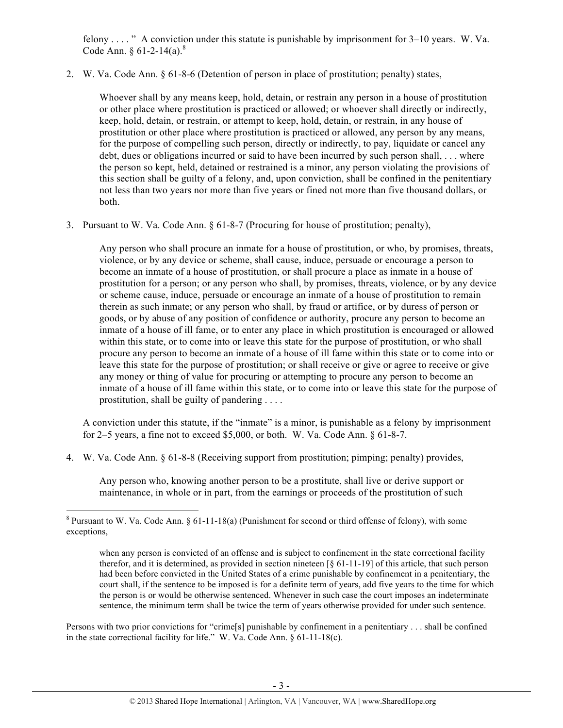felony . . . ." A conviction under this statute is punishable by imprisonment for 3–10 years. W. Va. Code Ann. § 61-2-14(a).[8]

2. W. Va. Code Ann. § 61-8-6 (Detention of person in place of prostitution; penalty) states,

   > Whoever shall by any means keep, hold, detain, or restrain any person in a house of prostitution or other place where prostitution is practiced or allowed; or whoever shall directly or indirectly, keep, hold, detain, or restrain, or attempt to keep, hold, detain, or restrain, in any house of prostitution or other place where prostitution is practiced or allowed, any person by any means, for the purpose of compelling such person, directly or indirectly, to pay, liquidate or cancel any debt, dues or obligations incurred or said to have been incurred by such person shall, . . . where the person so kept, held, detained or restrained is a minor, any person violating the provisions of this section shall be guilty of a felony, and, upon conviction, shall be confined in the penitentiary not less than two years nor more than five years or fined not more than five thousand dollars, or both.

3. Pursuant to W. Va. Code Ann. § 61-8-7 (Procuring for house of prostitution; penalty),

   > Any person who shall procure an inmate for a house of prostitution, or who, by promises, threats, violence, or by any device or scheme, shall cause, induce, persuade or encourage a person to become an inmate of a house of prostitution, or shall procure a place as inmate in a house of prostitution for a person; or any person who shall, by promises, threats, violence, or by any device or scheme cause, induce, persuade or encourage an inmate of a house of prostitution to remain therein as such inmate; or any person who shall, by fraud or artifice, or by duress of person or goods, or by abuse of any position of confidence or authority, procure any person to become an inmate of a house of ill fame, or to enter any place in which prostitution is encouraged or allowed within this state, or to come into or leave this state for the purpose of prostitution, or who shall procure any person to become an inmate of a house of ill fame within this state or to come into or leave this state for the purpose of prostitution; or shall receive or give or agree to receive or give any money or thing of value for procuring or attempting to procure any person to become an inmate of a house of ill fame within this state, or to come into or leave this state for the purpose of prostitution, shall be guilty of pandering . . . .

   A conviction under this statute, if the "inmate" is a minor, is punishable as a felony by imprisonment for 2–5 years, a fine not to exceed $5,000, or both. W. Va. Code Ann. § 61-8-7.

4. W. Va. Code Ann. § 61-8-8 (Receiving support from prostitution; pimping; penalty) provides,

   > Any person who, knowing another person to be a prostitute, shall live or derive support or maintenance, in whole or in part, from the earnings or proceeds of the prostitution of such

---

[8] Pursuant to W. Va. Code Ann. § 61-11-18(a) (Punishment for second or third offense of felony), with some exceptions,

> when any person is convicted of an offense and is subject to confinement in the state correctional facility therefor, and it is determined, as provided in section nineteen [§ 61-11-19] of this article, that such person had been before convicted in the United States of a crime punishable by confinement in a penitentiary, the court shall, if the sentence to be imposed is for a definite term of years, add five years to the time for which the person is or would be otherwise sentenced. Whenever in such case the court imposes an indeterminate sentence, the minimum term shall be twice the term of years otherwise provided for under such sentence.

Persons with two prior convictions for "crime[s] punishable by confinement in a penitentiary . . . shall be confined in the state correctional facility for life." W. Va. Code Ann. § 61-11-18(c).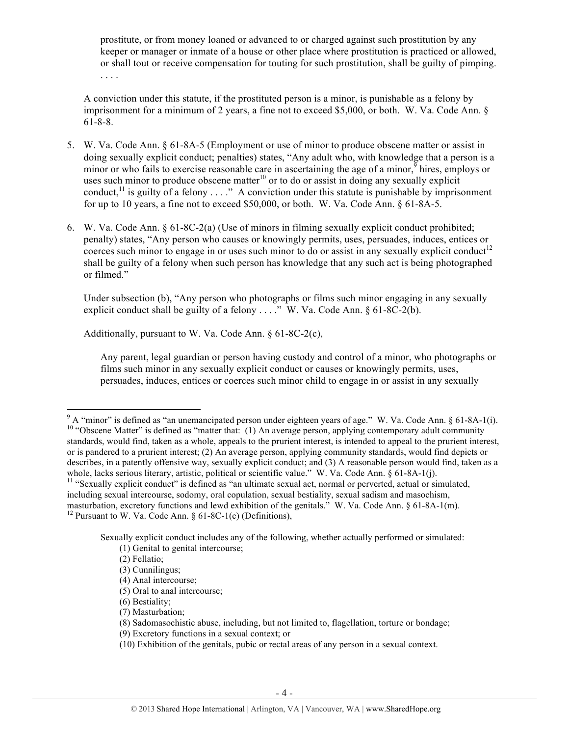prostitute, or from money loaned or advanced to or charged against such prostitution by any keeper or manager or inmate of a house or other place where prostitution is practiced or allowed, or shall tout or receive compensation for touting for such prostitution, shall be guilty of pimping. . . . .

A conviction under this statute, if the prostituted person is a minor, is punishable as a felony by imprisonment for a minimum of 2 years, a fine not to exceed $5,000, or both. W. Va. Code Ann. § 61-8-8.

5. W. Va. Code Ann. § 61-8A-5 (Employment or use of minor to produce obscene matter or assist in doing sexually explicit conduct; penalties) states, "Any adult who, with knowledge that a person is a minor or who fails to exercise reasonable care in ascertaining the age of a minor,[9] hires, employs or uses such minor to produce obscene matter[10] or to do or assist in doing any sexually explicit conduct,[11] is guilty of a felony . . . ." A conviction under this statute is punishable by imprisonment for up to 10 years, a fine not to exceed $50,000, or both. W. Va. Code Ann. § 61-8A-5.

6. W. Va. Code Ann. § 61-8C-2(a) (Use of minors in filming sexually explicit conduct prohibited; penalty) states, "Any person who causes or knowingly permits, uses, persuades, induces, entices or coerces such minor to engage in or uses such minor to do or assist in any sexually explicit conduct[12] shall be guilty of a felony when such person has knowledge that any such act is being photographed or filmed."

   Under subsection (b), "Any person who photographs or films such minor engaging in any sexually explicit conduct shall be guilty of a felony . . . ." W. Va. Code Ann. § 61-8C-2(b).

   Additionally, pursuant to W. Va. Code Ann. § 61-8C-2(c),

   > Any parent, legal guardian or person having custody and control of a minor, who photographs or films such minor in any sexually explicit conduct or causes or knowingly permits, uses, persuades, induces, entices or coerces such minor child to engage in or assist in any sexually

---

[9] A "minor" is defined as "an unemancipated person under eighteen years of age." W. Va. Code Ann. § 61-8A-1(i).

[10] "Obscene Matter" is defined as "matter that: (1) An average person, applying contemporary adult community standards, would find, taken as a whole, appeals to the prurient interest, is intended to appeal to the prurient interest, or is pandered to a prurient interest; (2) An average person, applying community standards, would find depicts or describes, in a patently offensive way, sexually explicit conduct; and (3) A reasonable person would find, taken as a whole, lacks serious literary, artistic, political or scientific value." W. Va. Code Ann. § 61-8A-1(j).

[11] "Sexually explicit conduct" is defined as "an ultimate sexual act, normal or perverted, actual or simulated, including sexual intercourse, sodomy, oral copulation, sexual bestiality, sexual sadism and masochism, masturbation, excretory functions and lewd exhibition of the genitals." W. Va. Code Ann. § 61-8A-1(m).

[12] Pursuant to W. Va. Code Ann. § 61-8C-1(c) (Definitions),

> Sexually explicit conduct includes any of the following, whether actually performed or simulated:
> (1) Genital to genital intercourse;
> (2) Fellatio;
> (3) Cunnilingus;
> (4) Anal intercourse;
> (5) Oral to anal intercourse;
> (6) Bestiality;
> (7) Masturbation;
> (8) Sadomasochistic abuse, including, but not limited to, flagellation, torture or bondage;
> (9) Excretory functions in a sexual context; or
> (10) Exhibition of the genitals, pubic or rectal areas of any person in a sexual context.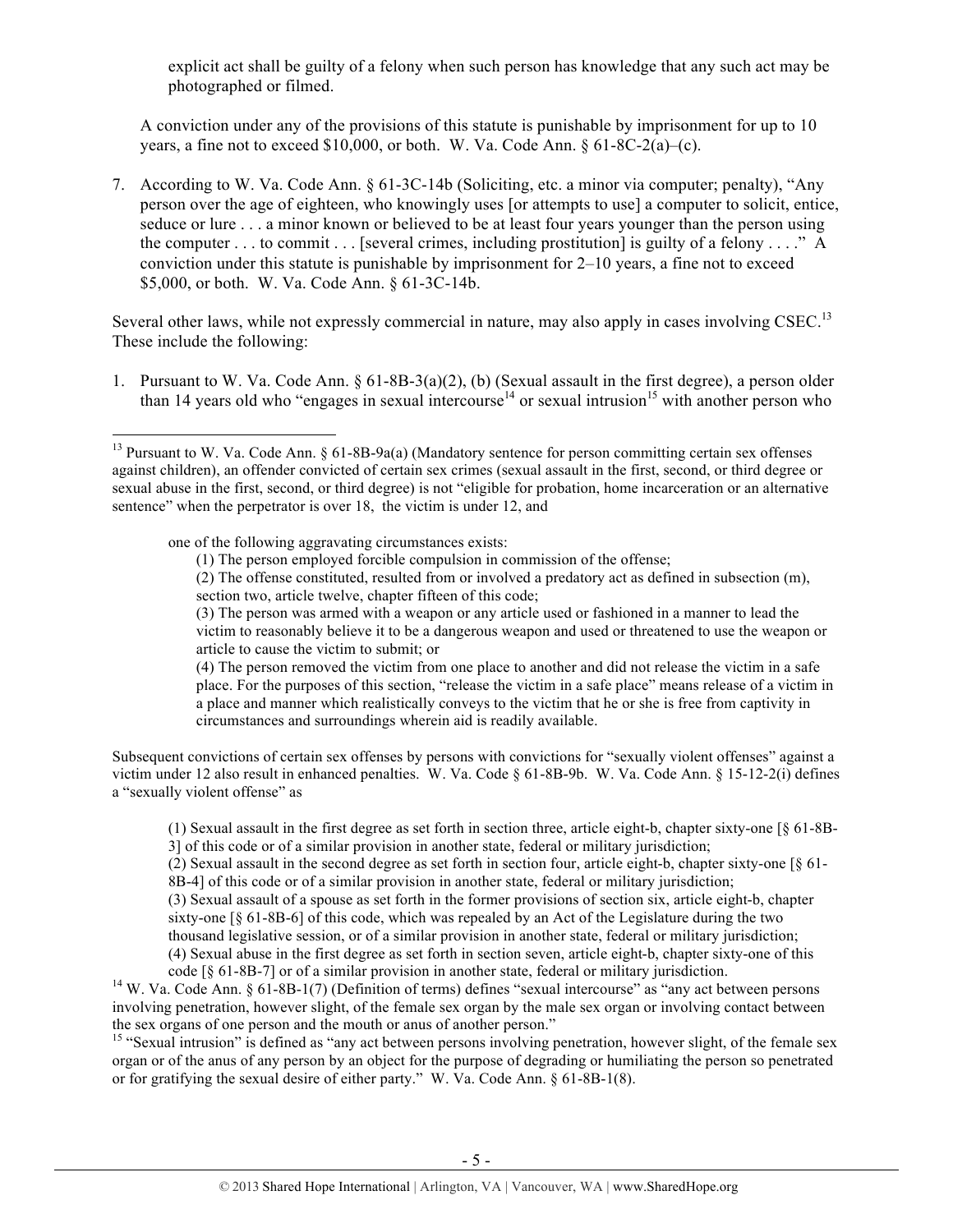explicit act shall be guilty of a felony when such person has knowledge that any such act may be photographed or filmed.

A conviction under any of the provisions of this statute is punishable by imprisonment for up to 10 years, a fine not to exceed $10,000, or both. W. Va. Code Ann. § 61-8C-2(a)–(c).

7. According to W. Va. Code Ann. § 61-3C-14b (Soliciting, etc. a minor via computer; penalty), "Any person over the age of eighteen, who knowingly uses [or attempts to use] a computer to solicit, entice, seduce or lure . . . a minor known or believed to be at least four years younger than the person using the computer . . . to commit . . . [several crimes, including prostitution] is guilty of a felony . . . ." A conviction under this statute is punishable by imprisonment for 2–10 years, a fine not to exceed $5,000, or both. W. Va. Code Ann. § 61-3C-14b.

Several other laws, while not expressly commercial in nature, may also apply in cases involving CSEC.[13] These include the following:

1. Pursuant to W. Va. Code Ann. § 61-8B-3(a)(2), (b) (Sexual assault in the first degree), a person older than 14 years old who "engages in sexual intercourse[14] or sexual intrusion[15] with another person who

---

[13] Pursuant to W. Va. Code Ann. § 61-8B-9a(a) (Mandatory sentence for person committing certain sex offenses against children), an offender convicted of certain sex crimes (sexual assault in the first, second, or third degree or sexual abuse in the first, second, or third degree) is not "eligible for probation, home incarceration or an alternative sentence" when the perpetrator is over 18, the victim is under 12, and

> one of the following aggravating circumstances exists:
>
> (1) The person employed forcible compulsion in commission of the offense;
>
> (2) The offense constituted, resulted from or involved a predatory act as defined in subsection (m), section two, article twelve, chapter fifteen of this code;
>
> (3) The person was armed with a weapon or any article used or fashioned in a manner to lead the victim to reasonably believe it to be a dangerous weapon and used or threatened to use the weapon or article to cause the victim to submit; or
>
> (4) The person removed the victim from one place to another and did not release the victim in a safe place. For the purposes of this section, "release the victim in a safe place" means release of a victim in a place and manner which realistically conveys to the victim that he or she is free from captivity in circumstances and surroundings wherein aid is readily available.

Subsequent convictions of certain sex offenses by persons with convictions for "sexually violent offenses" against a victim under 12 also result in enhanced penalties. W. Va. Code § 61-8B-9b. W. Va. Code Ann. § 15-12-2(i) defines a "sexually violent offense" as

> (1) Sexual assault in the first degree as set forth in section three, article eight-b, chapter sixty-one [§ 61-8B-3] of this code or of a similar provision in another state, federal or military jurisdiction;
>
> (2) Sexual assault in the second degree as set forth in section four, article eight-b, chapter sixty-one [§ 61-8B-4] of this code or of a similar provision in another state, federal or military jurisdiction;
>
> (3) Sexual assault of a spouse as set forth in the former provisions of section six, article eight-b, chapter sixty-one [§ 61-8B-6] of this code, which was repealed by an Act of the Legislature during the two thousand legislative session, or of a similar provision in another state, federal or military jurisdiction;
>
> (4) Sexual abuse in the first degree as set forth in section seven, article eight-b, chapter sixty-one of this code [§ 61-8B-7] or of a similar provision in another state, federal or military jurisdiction.

[14] W. Va. Code Ann. § 61-8B-1(7) (Definition of terms) defines "sexual intercourse" as "any act between persons involving penetration, however slight, of the female sex organ by the male sex organ or involving contact between the sex organs of one person and the mouth or anus of another person."

[15] "Sexual intrusion" is defined as "any act between persons involving penetration, however slight, of the female sex organ or of the anus of any person by an object for the purpose of degrading or humiliating the person so penetrated or for gratifying the sexual desire of either party." W. Va. Code Ann. § 61-8B-1(8).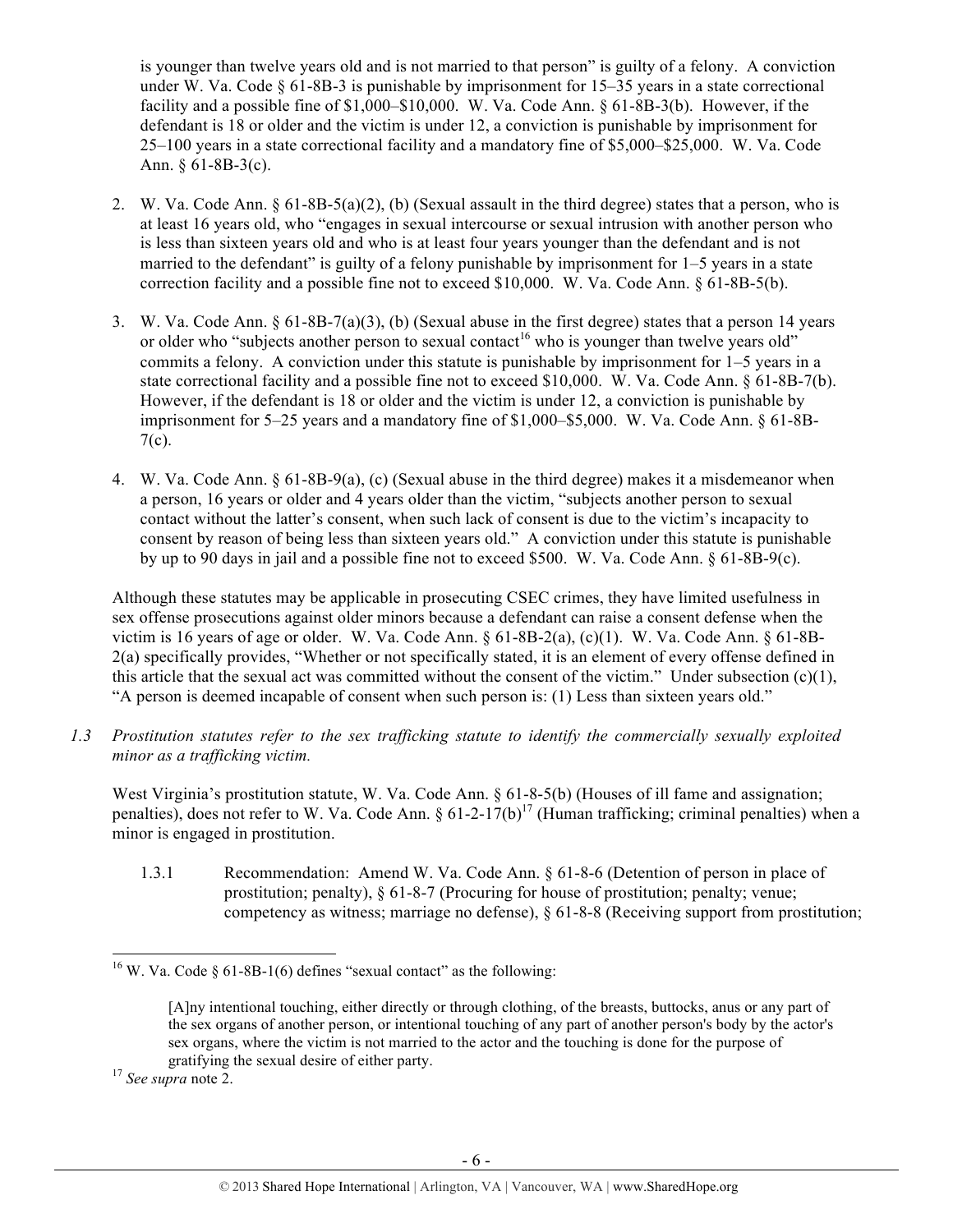is younger than twelve years old and is not married to that person" is guilty of a felony. A conviction under W. Va. Code § 61-8B-3 is punishable by imprisonment for 15–35 years in a state correctional facility and a possible fine of $1,000–$10,000. W. Va. Code Ann. § 61-8B-3(b). However, if the defendant is 18 or older and the victim is under 12, a conviction is punishable by imprisonment for 25–100 years in a state correctional facility and a mandatory fine of $5,000–$25,000. W. Va. Code Ann. § 61-8B-3(c).

2. W. Va. Code Ann. § 61-8B-5(a)(2), (b) (Sexual assault in the third degree) states that a person, who is at least 16 years old, who "engages in sexual intercourse or sexual intrusion with another person who is less than sixteen years old and who is at least four years younger than the defendant and is not married to the defendant" is guilty of a felony punishable by imprisonment for 1–5 years in a state correction facility and a possible fine not to exceed $10,000. W. Va. Code Ann. § 61-8B-5(b).

3. W. Va. Code Ann. § 61-8B-7(a)(3), (b) (Sexual abuse in the first degree) states that a person 14 years or older who "subjects another person to sexual contact[16] who is younger than twelve years old" commits a felony. A conviction under this statute is punishable by imprisonment for 1–5 years in a state correctional facility and a possible fine not to exceed $10,000. W. Va. Code Ann. § 61-8B-7(b). However, if the defendant is 18 or older and the victim is under 12, a conviction is punishable by imprisonment for 5–25 years and a mandatory fine of $1,000–$5,000. W. Va. Code Ann. § 61-8B-7(c).

4. W. Va. Code Ann. § 61-8B-9(a), (c) (Sexual abuse in the third degree) makes it a misdemeanor when a person, 16 years or older and 4 years older than the victim, "subjects another person to sexual contact without the latter's consent, when such lack of consent is due to the victim's incapacity to consent by reason of being less than sixteen years old." A conviction under this statute is punishable by up to 90 days in jail and a possible fine not to exceed $500. W. Va. Code Ann. § 61-8B-9(c).

Although these statutes may be applicable in prosecuting CSEC crimes, they have limited usefulness in sex offense prosecutions against older minors because a defendant can raise a consent defense when the victim is 16 years of age or older. W. Va. Code Ann. § 61-8B-2(a), (c)(1). W. Va. Code Ann. § 61-8B-2(a) specifically provides, "Whether or not specifically stated, it is an element of every offense defined in this article that the sexual act was committed without the consent of the victim." Under subsection (c)(1), "A person is deemed incapable of consent when such person is: (1) Less than sixteen years old."

*1.3 Prostitution statutes refer to the sex trafficking statute to identify the commercially sexually exploited minor as a trafficking victim.*

West Virginia's prostitution statute, W. Va. Code Ann. § 61-8-5(b) (Houses of ill fame and assignation; penalties), does not refer to W. Va. Code Ann. § 61-2-17(b)[17] (Human trafficking; criminal penalties) when a minor is engaged in prostitution.

1.3.1 Recommendation: Amend W. Va. Code Ann. § 61-8-6 (Detention of person in place of prostitution; penalty), § 61-8-7 (Procuring for house of prostitution; penalty; venue; competency as witness; marriage no defense), § 61-8-8 (Receiving support from prostitution;

---

[16] W. Va. Code § 61-8B-1(6) defines "sexual contact" as the following:

> [A]ny intentional touching, either directly or through clothing, of the breasts, buttocks, anus or any part of the sex organs of another person, or intentional touching of any part of another person's body by the actor's sex organs, where the victim is not married to the actor and the touching is done for the purpose of gratifying the sexual desire of either party.

[17] *See supra* note 2.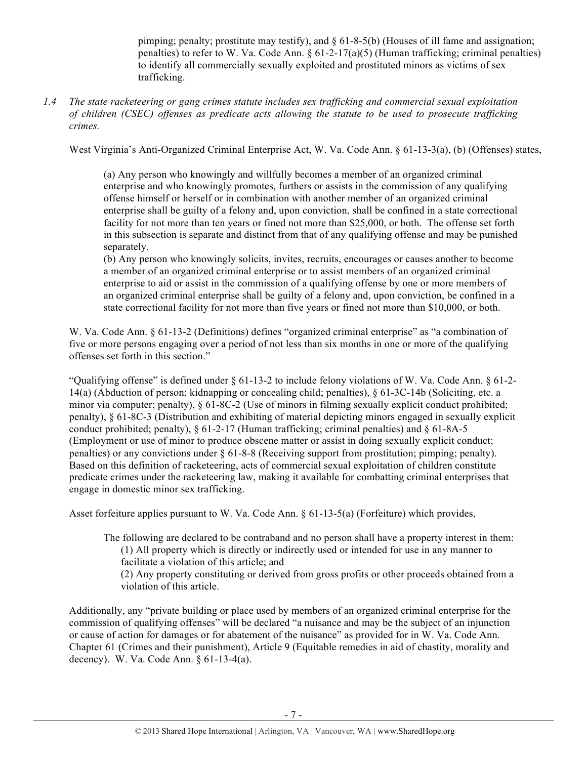pimping; penalty; prostitute may testify), and § 61-8-5(b) (Houses of ill fame and assignation; penalties) to refer to W. Va. Code Ann. § 61-2-17(a)(5) (Human trafficking; criminal penalties) to identify all commercially sexually exploited and prostituted minors as victims of sex trafficking.

*1.4 The state racketeering or gang crimes statute includes sex trafficking and commercial sexual exploitation of children (CSEC) offenses as predicate acts allowing the statute to be used to prosecute trafficking crimes.*

West Virginia's Anti-Organized Criminal Enterprise Act, W. Va. Code Ann. § 61-13-3(a), (b) (Offenses) states,

> (a) Any person who knowingly and willfully becomes a member of an organized criminal enterprise and who knowingly promotes, furthers or assists in the commission of any qualifying offense himself or herself or in combination with another member of an organized criminal enterprise shall be guilty of a felony and, upon conviction, shall be confined in a state correctional facility for not more than ten years or fined not more than $25,000, or both. The offense set forth in this subsection is separate and distinct from that of any qualifying offense and may be punished separately.
> (b) Any person who knowingly solicits, invites, recruits, encourages or causes another to become a member of an organized criminal enterprise or to assist members of an organized criminal enterprise to aid or assist in the commission of a qualifying offense by one or more members of an organized criminal enterprise shall be guilty of a felony and, upon conviction, be confined in a state correctional facility for not more than five years or fined not more than $10,000, or both.

W. Va. Code Ann. § 61-13-2 (Definitions) defines "organized criminal enterprise" as "a combination of five or more persons engaging over a period of not less than six months in one or more of the qualifying offenses set forth in this section."

"Qualifying offense" is defined under § 61-13-2 to include felony violations of W. Va. Code Ann. § 61-2-14(a) (Abduction of person; kidnapping or concealing child; penalties), § 61-3C-14b (Soliciting, etc. a minor via computer; penalty), § 61-8C-2 (Use of minors in filming sexually explicit conduct prohibited; penalty), § 61-8C-3 (Distribution and exhibiting of material depicting minors engaged in sexually explicit conduct prohibited; penalty), § 61-2-17 (Human trafficking; criminal penalties) and § 61-8A-5 (Employment or use of minor to produce obscene matter or assist in doing sexually explicit conduct; penalties) or any convictions under § 61-8-8 (Receiving support from prostitution; pimping; penalty). Based on this definition of racketeering, acts of commercial sexual exploitation of children constitute predicate crimes under the racketeering law, making it available for combatting criminal enterprises that engage in domestic minor sex trafficking.

Asset forfeiture applies pursuant to W. Va. Code Ann. § 61-13-5(a) (Forfeiture) which provides,

> The following are declared to be contraband and no person shall have a property interest in them:
> (1) All property which is directly or indirectly used or intended for use in any manner to facilitate a violation of this article; and
> (2) Any property constituting or derived from gross profits or other proceeds obtained from a violation of this article.

Additionally, any "private building or place used by members of an organized criminal enterprise for the commission of qualifying offenses" will be declared "a nuisance and may be the subject of an injunction or cause of action for damages or for abatement of the nuisance" as provided for in W. Va. Code Ann. Chapter 61 (Crimes and their punishment), Article 9 (Equitable remedies in aid of chastity, morality and decency). W. Va. Code Ann. § 61-13-4(a).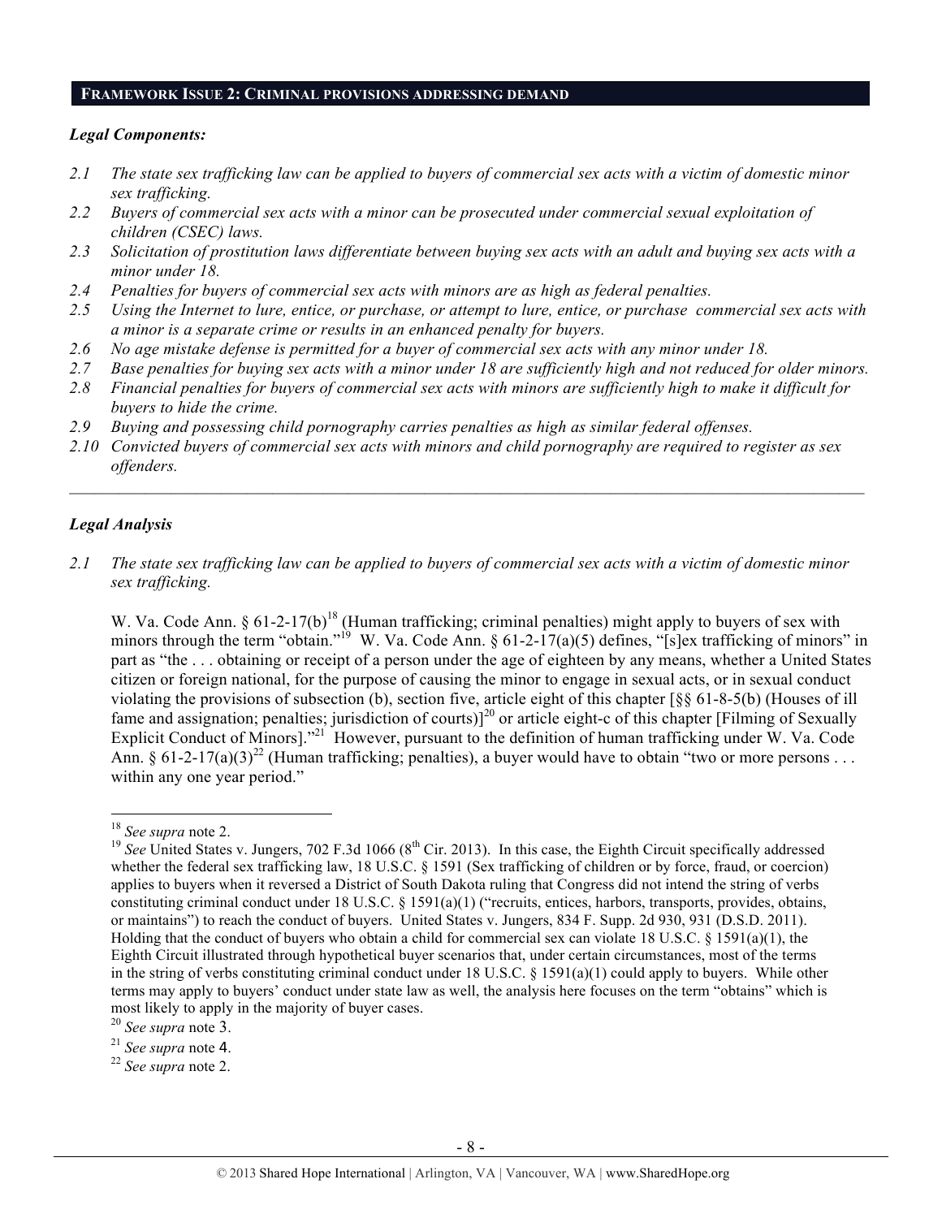## FRAMEWORK ISSUE 2: CRIMINAL PROVISIONS ADDRESSING DEMAND

### *Legal Components:*

*2.1 The state sex trafficking law can be applied to buyers of commercial sex acts with a victim of domestic minor sex trafficking.*

*2.2 Buyers of commercial sex acts with a minor can be prosecuted under commercial sexual exploitation of children (CSEC) laws.*

*2.3 Solicitation of prostitution laws differentiate between buying sex acts with an adult and buying sex acts with a minor under 18.*

*2.4 Penalties for buyers of commercial sex acts with minors are as high as federal penalties.*

*2.5 Using the Internet to lure, entice, or purchase, or attempt to lure, entice, or purchase commercial sex acts with a minor is a separate crime or results in an enhanced penalty for buyers.*

*2.6 No age mistake defense is permitted for a buyer of commercial sex acts with any minor under 18.*

*2.7 Base penalties for buying sex acts with a minor under 18 are sufficiently high and not reduced for older minors.*

*2.8 Financial penalties for buyers of commercial sex acts with minors are sufficiently high to make it difficult for buyers to hide the crime.*

*2.9 Buying and possessing child pornography carries penalties as high as similar federal offenses.*

*2.10 Convicted buyers of commercial sex acts with minors and child pornography are required to register as sex offenders.*

---

### *Legal Analysis*

*2.1 The state sex trafficking law can be applied to buyers of commercial sex acts with a victim of domestic minor sex trafficking.*

W. Va. Code Ann. § 61-2-17(b)[18] (Human trafficking; criminal penalties) might apply to buyers of sex with minors through the term "obtain."[19] W. Va. Code Ann. § 61-2-17(a)(5) defines, "[s]ex trafficking of minors" in part as "the . . . obtaining or receipt of a person under the age of eighteen by any means, whether a United States citizen or foreign national, for the purpose of causing the minor to engage in sexual acts, or in sexual conduct violating the provisions of subsection (b), section five, article eight of this chapter [§§ 61-8-5(b) (Houses of ill fame and assignation; penalties; jurisdiction of courts)][20] or article eight-c of this chapter [Filming of Sexually Explicit Conduct of Minors]."[21] However, pursuant to the definition of human trafficking under W. Va. Code Ann. § 61-2-17(a)(3)[22] (Human trafficking; penalties), a buyer would have to obtain "two or more persons . . . within any one year period."

---

[18] *See supra* note 2.

[19] *See* United States v. Jungers, 702 F.3d 1066 (8th Cir. 2013). In this case, the Eighth Circuit specifically addressed whether the federal sex trafficking law, 18 U.S.C. § 1591 (Sex trafficking of children or by force, fraud, or coercion) applies to buyers when it reversed a District of South Dakota ruling that Congress did not intend the string of verbs constituting criminal conduct under 18 U.S.C. § 1591(a)(1) ("recruits, entices, harbors, transports, provides, obtains, or maintains") to reach the conduct of buyers. United States v. Jungers, 834 F. Supp. 2d 930, 931 (D.S.D. 2011). Holding that the conduct of buyers who obtain a child for commercial sex can violate 18 U.S.C. § 1591(a)(1), the Eighth Circuit illustrated through hypothetical buyer scenarios that, under certain circumstances, most of the terms in the string of verbs constituting criminal conduct under 18 U.S.C. § 1591(a)(1) could apply to buyers. While other terms may apply to buyers' conduct under state law as well, the analysis here focuses on the term "obtains" which is most likely to apply in the majority of buyer cases.

[20] *See supra* note 3.

[21] *See supra* note 4.

[22] *See supra* note 2.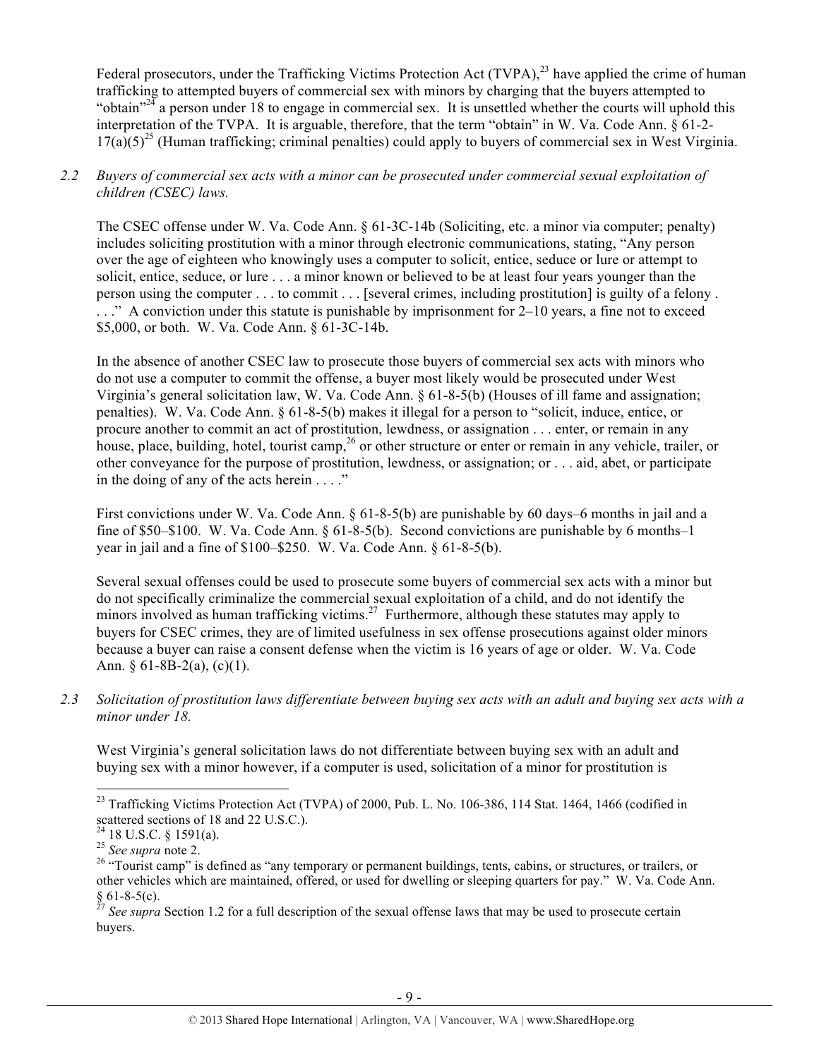Federal prosecutors, under the Trafficking Victims Protection Act (TVPA),[23] have applied the crime of human trafficking to attempted buyers of commercial sex with minors by charging that the buyers attempted to "obtain"[24] a person under 18 to engage in commercial sex. It is unsettled whether the courts will uphold this interpretation of the TVPA. It is arguable, therefore, that the term "obtain" in W. Va. Code Ann. § 61-2-17(a)(5)[25] (Human trafficking; criminal penalties) could apply to buyers of commercial sex in West Virginia.

*2.2 Buyers of commercial sex acts with a minor can be prosecuted under commercial sexual exploitation of children (CSEC) laws.*

The CSEC offense under W. Va. Code Ann. § 61-3C-14b (Soliciting, etc. a minor via computer; penalty) includes soliciting prostitution with a minor through electronic communications, stating, "Any person over the age of eighteen who knowingly uses a computer to solicit, entice, seduce or lure or attempt to solicit, entice, seduce, or lure . . . a minor known or believed to be at least four years younger than the person using the computer . . . to commit . . . [several crimes, including prostitution] is guilty of a felony . . . ." A conviction under this statute is punishable by imprisonment for 2–10 years, a fine not to exceed $5,000, or both. W. Va. Code Ann. § 61-3C-14b.

In the absence of another CSEC law to prosecute those buyers of commercial sex acts with minors who do not use a computer to commit the offense, a buyer most likely would be prosecuted under West Virginia's general solicitation law, W. Va. Code Ann. § 61-8-5(b) (Houses of ill fame and assignation; penalties). W. Va. Code Ann. § 61-8-5(b) makes it illegal for a person to "solicit, induce, entice, or procure another to commit an act of prostitution, lewdness, or assignation . . . enter, or remain in any house, place, building, hotel, tourist camp,[26] or other structure or enter or remain in any vehicle, trailer, or other conveyance for the purpose of prostitution, lewdness, or assignation; or . . . aid, abet, or participate in the doing of any of the acts herein . . . ."

First convictions under W. Va. Code Ann. § 61-8-5(b) are punishable by 60 days–6 months in jail and a fine of $50–$100. W. Va. Code Ann. § 61-8-5(b). Second convictions are punishable by 6 months–1 year in jail and a fine of $100–$250. W. Va. Code Ann. § 61-8-5(b).

Several sexual offenses could be used to prosecute some buyers of commercial sex acts with a minor but do not specifically criminalize the commercial sexual exploitation of a child, and do not identify the minors involved as human trafficking victims.[27] Furthermore, although these statutes may apply to buyers for CSEC crimes, they are of limited usefulness in sex offense prosecutions against older minors because a buyer can raise a consent defense when the victim is 16 years of age or older. W. Va. Code Ann. § 61-8B-2(a), (c)(1).

*2.3 Solicitation of prostitution laws differentiate between buying sex acts with an adult and buying sex acts with a minor under 18.*

West Virginia's general solicitation laws do not differentiate between buying sex with an adult and buying sex with a minor however, if a computer is used, solicitation of a minor for prostitution is

---

[23] Trafficking Victims Protection Act (TVPA) of 2000, Pub. L. No. 106-386, 114 Stat. 1464, 1466 (codified in scattered sections of 18 and 22 U.S.C.).

[24] 18 U.S.C. § 1591(a).

[25] *See supra* note 2.

[26] "Tourist camp" is defined as "any temporary or permanent buildings, tents, cabins, or structures, or trailers, or other vehicles which are maintained, offered, or used for dwelling or sleeping quarters for pay." W. Va. Code Ann. § 61-8-5(c).

[27] *See supra* Section 1.2 for a full description of the sexual offense laws that may be used to prosecute certain buyers.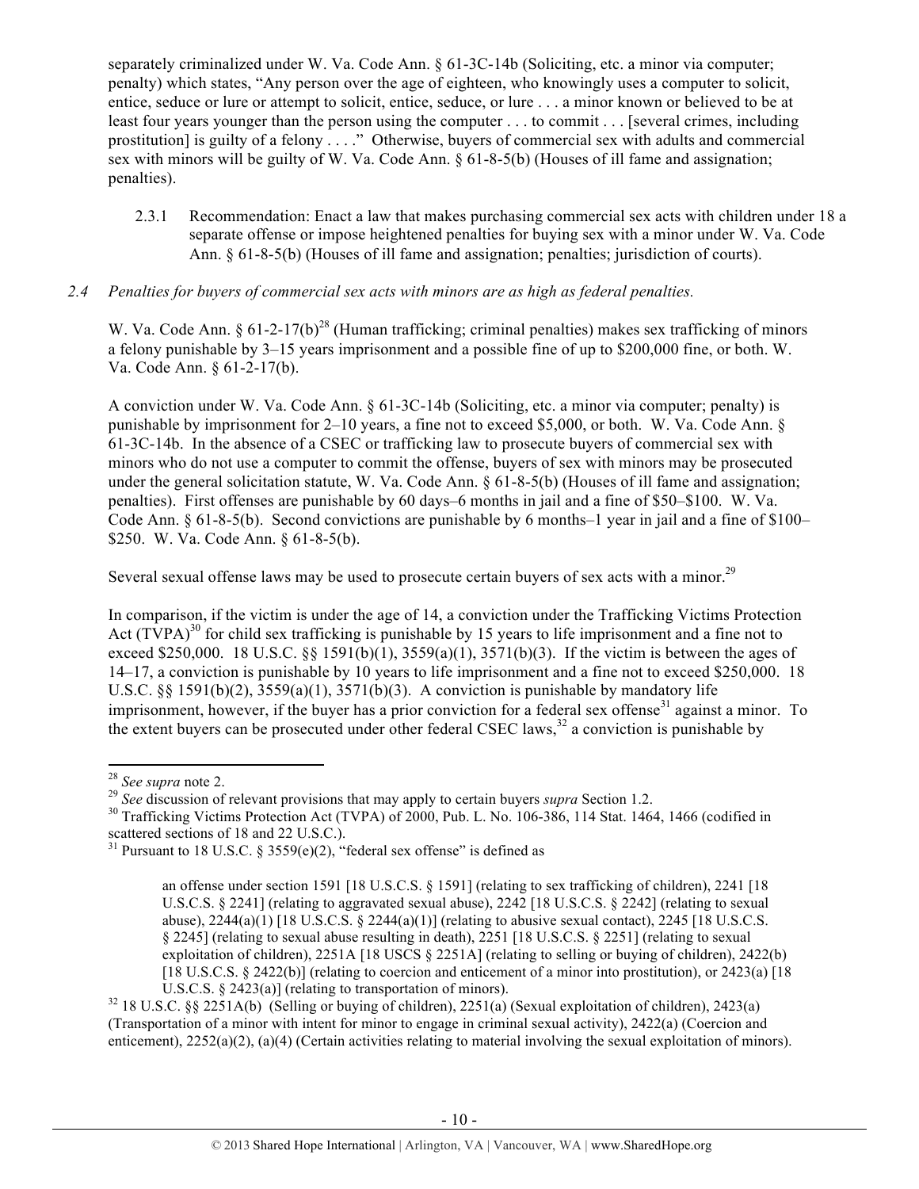separately criminalized under W. Va. Code Ann. § 61-3C-14b (Soliciting, etc. a minor via computer; penalty) which states, "Any person over the age of eighteen, who knowingly uses a computer to solicit, entice, seduce or lure or attempt to solicit, entice, seduce, or lure . . . a minor known or believed to be at least four years younger than the person using the computer . . . to commit . . . [several crimes, including prostitution] is guilty of a felony . . . ." Otherwise, buyers of commercial sex with adults and commercial sex with minors will be guilty of W. Va. Code Ann. § 61-8-5(b) (Houses of ill fame and assignation; penalties).

2.3.1 Recommendation: Enact a law that makes purchasing commercial sex acts with children under 18 a separate offense or impose heightened penalties for buying sex with a minor under W. Va. Code Ann. § 61-8-5(b) (Houses of ill fame and assignation; penalties; jurisdiction of courts).

*2.4 Penalties for buyers of commercial sex acts with minors are as high as federal penalties.*

W. Va. Code Ann. § 61-2-17(b)[28] (Human trafficking; criminal penalties) makes sex trafficking of minors a felony punishable by 3–15 years imprisonment and a possible fine of up to $200,000 fine, or both. W. Va. Code Ann. § 61-2-17(b).

A conviction under W. Va. Code Ann. § 61-3C-14b (Soliciting, etc. a minor via computer; penalty) is punishable by imprisonment for 2–10 years, a fine not to exceed $5,000, or both. W. Va. Code Ann. § 61-3C-14b. In the absence of a CSEC or trafficking law to prosecute buyers of commercial sex with minors who do not use a computer to commit the offense, buyers of sex with minors may be prosecuted under the general solicitation statute, W. Va. Code Ann. § 61-8-5(b) (Houses of ill fame and assignation; penalties). First offenses are punishable by 60 days–6 months in jail and a fine of $50–$100. W. Va. Code Ann. § 61-8-5(b). Second convictions are punishable by 6 months–1 year in jail and a fine of $100–$250. W. Va. Code Ann. § 61-8-5(b).

Several sexual offense laws may be used to prosecute certain buyers of sex acts with a minor.[29]

In comparison, if the victim is under the age of 14, a conviction under the Trafficking Victims Protection Act (TVPA)[30] for child sex trafficking is punishable by 15 years to life imprisonment and a fine not to exceed $250,000. 18 U.S.C. §§ 1591(b)(1), 3559(a)(1), 3571(b)(3). If the victim is between the ages of 14–17, a conviction is punishable by 10 years to life imprisonment and a fine not to exceed $250,000. 18 U.S.C. §§ 1591(b)(2), 3559(a)(1), 3571(b)(3). A conviction is punishable by mandatory life imprisonment, however, if the buyer has a prior conviction for a federal sex offense[31] against a minor. To the extent buyers can be prosecuted under other federal CSEC laws,[32] a conviction is punishable by

---

[28] *See supra* note 2.

[29] *See* discussion of relevant provisions that may apply to certain buyers *supra* Section 1.2.

[30] Trafficking Victims Protection Act (TVPA) of 2000, Pub. L. No. 106-386, 114 Stat. 1464, 1466 (codified in scattered sections of 18 and 22 U.S.C.).

[31] Pursuant to 18 U.S.C. § 3559(e)(2), "federal sex offense" is defined as

> an offense under section 1591 [18 U.S.C.S. § 1591] (relating to sex trafficking of children), 2241 [18 U.S.C.S. § 2241] (relating to aggravated sexual abuse), 2242 [18 U.S.C.S. § 2242] (relating to sexual abuse), 2244(a)(1) [18 U.S.C.S. § 2244(a)(1)] (relating to abusive sexual contact), 2245 [18 U.S.C.S. § 2245] (relating to sexual abuse resulting in death), 2251 [18 U.S.C.S. § 2251] (relating to sexual exploitation of children), 2251A [18 USCS § 2251A] (relating to selling or buying of children), 2422(b) [18 U.S.C.S. § 2422(b)] (relating to coercion and enticement of a minor into prostitution), or 2423(a) [18 U.S.C.S. § 2423(a)] (relating to transportation of minors).

[32] 18 U.S.C. §§ 2251A(b) (Selling or buying of children), 2251(a) (Sexual exploitation of children), 2423(a) (Transportation of a minor with intent for minor to engage in criminal sexual activity), 2422(a) (Coercion and enticement), 2252(a)(2), (a)(4) (Certain activities relating to material involving the sexual exploitation of minors).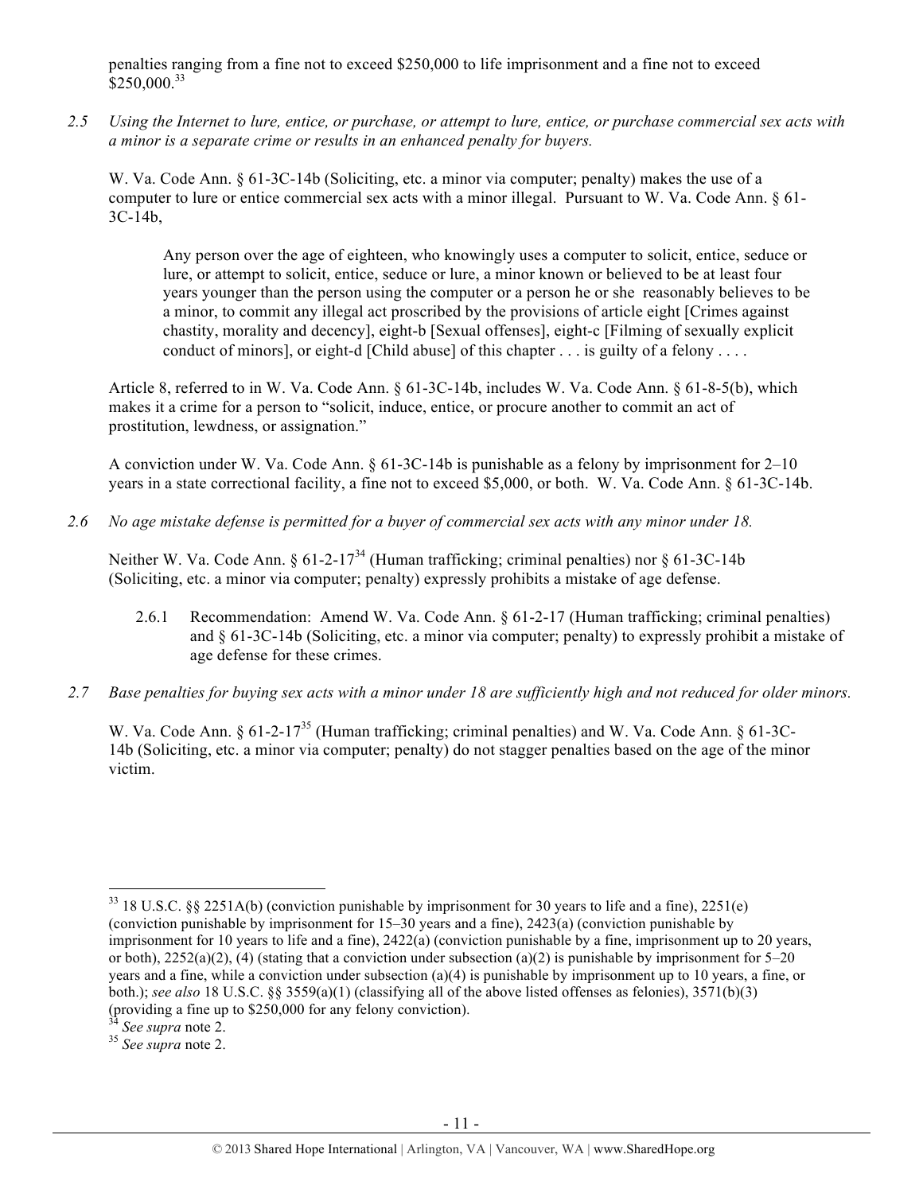penalties ranging from a fine not to exceed $250,000 to life imprisonment and a fine not to exceed $250,000.[33]

*2.5 Using the Internet to lure, entice, or purchase, or attempt to lure, entice, or purchase commercial sex acts with a minor is a separate crime or results in an enhanced penalty for buyers.*

W. Va. Code Ann. § 61-3C-14b (Soliciting, etc. a minor via computer; penalty) makes the use of a computer to lure or entice commercial sex acts with a minor illegal. Pursuant to W. Va. Code Ann. § 61-3C-14b,

> Any person over the age of eighteen, who knowingly uses a computer to solicit, entice, seduce or lure, or attempt to solicit, entice, seduce or lure, a minor known or believed to be at least four years younger than the person using the computer or a person he or she reasonably believes to be a minor, to commit any illegal act proscribed by the provisions of article eight [Crimes against chastity, morality and decency], eight-b [Sexual offenses], eight-c [Filming of sexually explicit conduct of minors], or eight-d [Child abuse] of this chapter . . . is guilty of a felony . . . .

Article 8, referred to in W. Va. Code Ann. § 61-3C-14b, includes W. Va. Code Ann. § 61-8-5(b), which makes it a crime for a person to "solicit, induce, entice, or procure another to commit an act of prostitution, lewdness, or assignation."

A conviction under W. Va. Code Ann. § 61-3C-14b is punishable as a felony by imprisonment for 2–10 years in a state correctional facility, a fine not to exceed $5,000, or both. W. Va. Code Ann. § 61-3C-14b.

*2.6 No age mistake defense is permitted for a buyer of commercial sex acts with any minor under 18.*

Neither W. Va. Code Ann. § 61-2-17[34] (Human trafficking; criminal penalties) nor § 61-3C-14b (Soliciting, etc. a minor via computer; penalty) expressly prohibits a mistake of age defense.

2.6.1 Recommendation: Amend W. Va. Code Ann. § 61-2-17 (Human trafficking; criminal penalties) and § 61-3C-14b (Soliciting, etc. a minor via computer; penalty) to expressly prohibit a mistake of age defense for these crimes.

*2.7 Base penalties for buying sex acts with a minor under 18 are sufficiently high and not reduced for older minors.*

W. Va. Code Ann. § 61-2-17[35] (Human trafficking; criminal penalties) and W. Va. Code Ann. § 61-3C-14b (Soliciting, etc. a minor via computer; penalty) do not stagger penalties based on the age of the minor victim.

---

[33] 18 U.S.C. §§ 2251A(b) (conviction punishable by imprisonment for 30 years to life and a fine), 2251(e) (conviction punishable by imprisonment for 15–30 years and a fine), 2423(a) (conviction punishable by imprisonment for 10 years to life and a fine), 2422(a) (conviction punishable by a fine, imprisonment up to 20 years, or both), 2252(a)(2), (4) (stating that a conviction under subsection (a)(2) is punishable by imprisonment for 5–20 years and a fine, while a conviction under subsection (a)(4) is punishable by imprisonment up to 10 years, a fine, or both.); *see also* 18 U.S.C. §§ 3559(a)(1) (classifying all of the above listed offenses as felonies), 3571(b)(3) (providing a fine up to $250,000 for any felony conviction).

[34] *See supra* note 2.

[35] *See supra* note 2.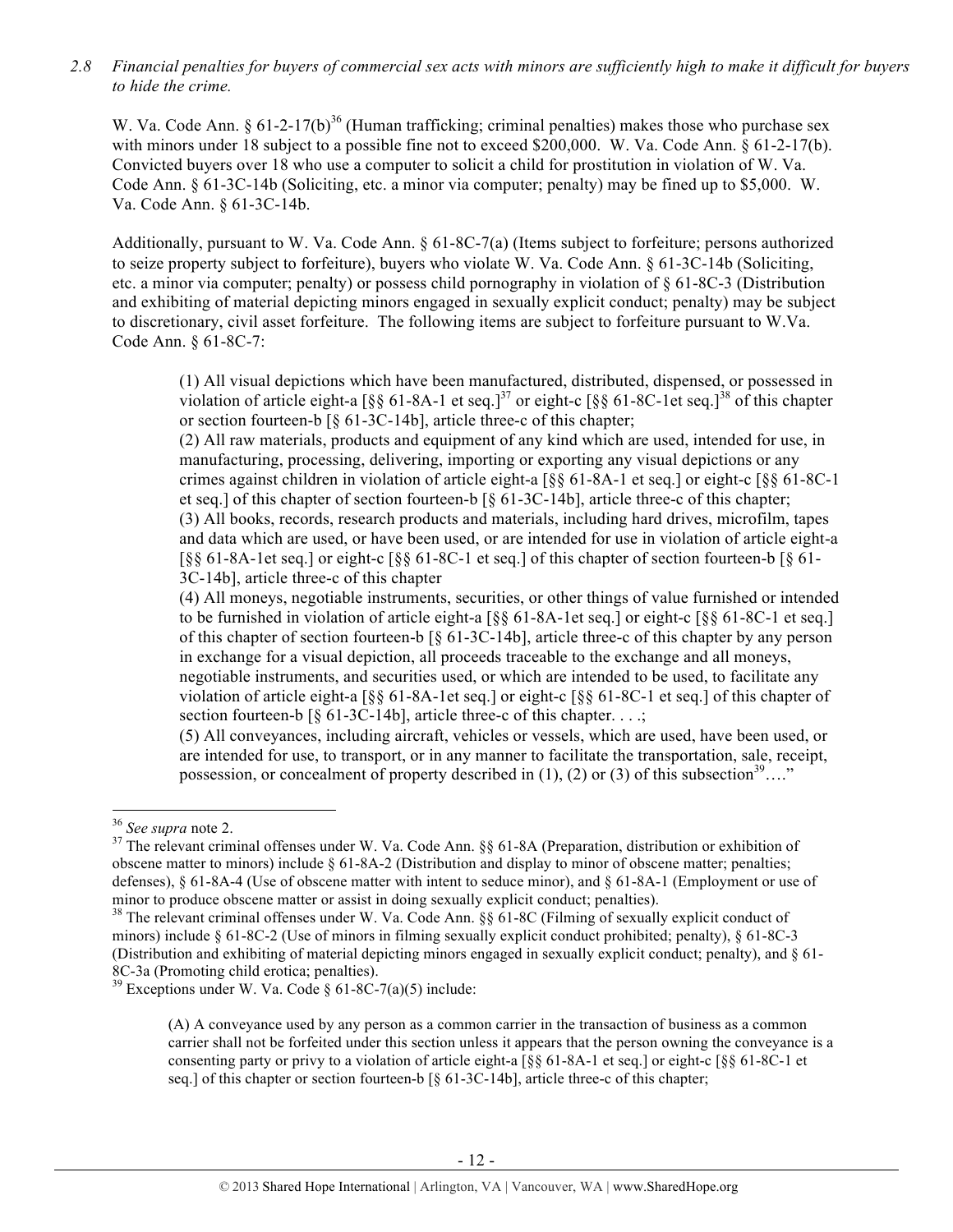*2.8 Financial penalties for buyers of commercial sex acts with minors are sufficiently high to make it difficult for buyers to hide the crime.*

W. Va. Code Ann. § 61-2-17(b)[36] (Human trafficking; criminal penalties) makes those who purchase sex with minors under 18 subject to a possible fine not to exceed $200,000. W. Va. Code Ann. § 61-2-17(b). Convicted buyers over 18 who use a computer to solicit a child for prostitution in violation of W. Va. Code Ann. § 61-3C-14b (Soliciting, etc. a minor via computer; penalty) may be fined up to $5,000. W. Va. Code Ann. § 61-3C-14b.

Additionally, pursuant to W. Va. Code Ann. § 61-8C-7(a) (Items subject to forfeiture; persons authorized to seize property subject to forfeiture), buyers who violate W. Va. Code Ann. § 61-3C-14b (Soliciting, etc. a minor via computer; penalty) or possess child pornography in violation of § 61-8C-3 (Distribution and exhibiting of material depicting minors engaged in sexually explicit conduct; penalty) may be subject to discretionary, civil asset forfeiture. The following items are subject to forfeiture pursuant to W.Va. Code Ann. § 61-8C-7:

> (1) All visual depictions which have been manufactured, distributed, dispensed, or possessed in violation of article eight-a [§§ 61-8A-1 et seq.][37] or eight-c [§§ 61-8C-1et seq.][38] of this chapter or section fourteen-b [§ 61-3C-14b], article three-c of this chapter;
> (2) All raw materials, products and equipment of any kind which are used, intended for use, in manufacturing, processing, delivering, importing or exporting any visual depictions or any crimes against children in violation of article eight-a [§§ 61-8A-1 et seq.] or eight-c [§§ 61-8C-1 et seq.] of this chapter of section fourteen-b [§ 61-3C-14b], article three-c of this chapter;
> (3) All books, records, research products and materials, including hard drives, microfilm, tapes and data which are used, or have been used, or are intended for use in violation of article eight-a [§§ 61-8A-1et seq.] or eight-c [§§ 61-8C-1 et seq.] of this chapter of section fourteen-b [§ 61-3C-14b], article three-c of this chapter
> (4) All moneys, negotiable instruments, securities, or other things of value furnished or intended to be furnished in violation of article eight-a [§§ 61-8A-1et seq.] or eight-c [§§ 61-8C-1 et seq.] of this chapter of section fourteen-b [§ 61-3C-14b], article three-c of this chapter by any person in exchange for a visual depiction, all proceeds traceable to the exchange and all moneys, negotiable instruments, and securities used, or which are intended to be used, to facilitate any violation of article eight-a [§§ 61-8A-1et seq.] or eight-c [§§ 61-8C-1 et seq.] of this chapter of section fourteen-b [§ 61-3C-14b], article three-c of this chapter. . . .;
> (5) All conveyances, including aircraft, vehicles or vessels, which are used, have been used, or are intended for use, to transport, or in any manner to facilitate the transportation, sale, receipt, possession, or concealment of property described in (1), (2) or (3) of this subsection[39]…."

---

[36] *See supra* note 2.

[37] The relevant criminal offenses under W. Va. Code Ann. §§ 61-8A (Preparation, distribution or exhibition of obscene matter to minors) include § 61-8A-2 (Distribution and display to minor of obscene matter; penalties; defenses), § 61-8A-4 (Use of obscene matter with intent to seduce minor), and § 61-8A-1 (Employment or use of minor to produce obscene matter or assist in doing sexually explicit conduct; penalties).

[38] The relevant criminal offenses under W. Va. Code Ann. §§ 61-8C (Filming of sexually explicit conduct of minors) include § 61-8C-2 (Use of minors in filming sexually explicit conduct prohibited; penalty), § 61-8C-3 (Distribution and exhibiting of material depicting minors engaged in sexually explicit conduct; penalty), and § 61-8C-3a (Promoting child erotica; penalties).

[39] Exceptions under W. Va. Code § 61-8C-7(a)(5) include:

> (A) A conveyance used by any person as a common carrier in the transaction of business as a common carrier shall not be forfeited under this section unless it appears that the person owning the conveyance is a consenting party or privy to a violation of article eight-a [§§ 61-8A-1 et seq.] or eight-c [§§ 61-8C-1 et seq.] of this chapter or section fourteen-b [§ 61-3C-14b], article three-c of this chapter;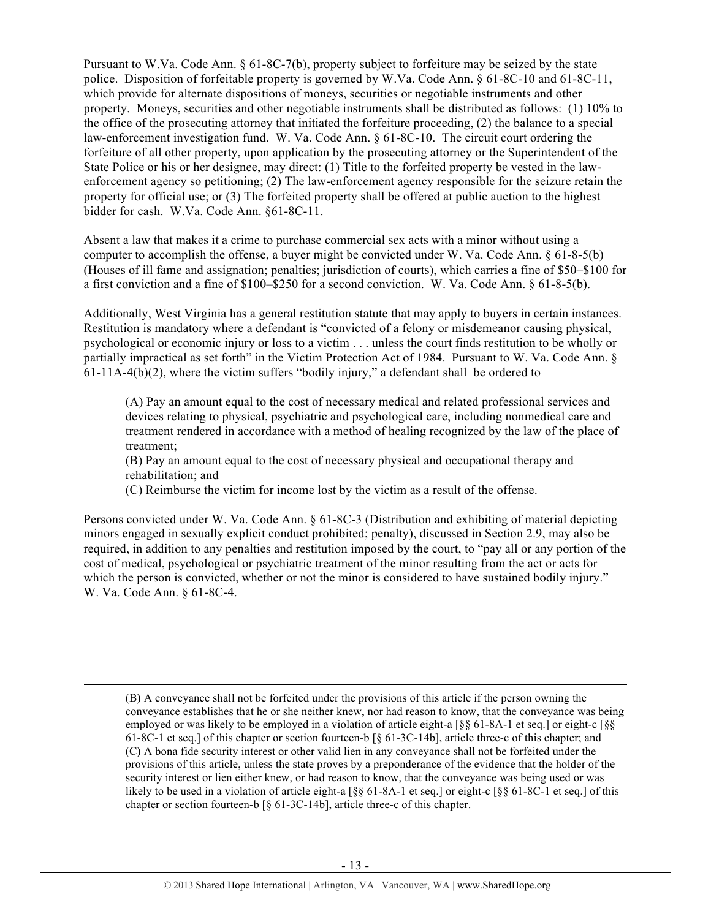Pursuant to W.Va. Code Ann. § 61-8C-7(b), property subject to forfeiture may be seized by the state police. Disposition of forfeitable property is governed by W.Va. Code Ann. § 61-8C-10 and 61-8C-11, which provide for alternate dispositions of moneys, securities or negotiable instruments and other property. Moneys, securities and other negotiable instruments shall be distributed as follows: (1) 10% to the office of the prosecuting attorney that initiated the forfeiture proceeding, (2) the balance to a special law-enforcement investigation fund. W. Va. Code Ann. § 61-8C-10. The circuit court ordering the forfeiture of all other property, upon application by the prosecuting attorney or the Superintendent of the State Police or his or her designee, may direct: (1) Title to the forfeited property be vested in the law-enforcement agency so petitioning; (2) The law-enforcement agency responsible for the seizure retain the property for official use; or (3) The forfeited property shall be offered at public auction to the highest bidder for cash. W.Va. Code Ann. §61-8C-11.

Absent a law that makes it a crime to purchase commercial sex acts with a minor without using a computer to accomplish the offense, a buyer might be convicted under W. Va. Code Ann. § 61-8-5(b) (Houses of ill fame and assignation; penalties; jurisdiction of courts), which carries a fine of $50–$100 for a first conviction and a fine of $100–$250 for a second conviction. W. Va. Code Ann. § 61-8-5(b).

Additionally, West Virginia has a general restitution statute that may apply to buyers in certain instances. Restitution is mandatory where a defendant is "convicted of a felony or misdemeanor causing physical, psychological or economic injury or loss to a victim . . . unless the court finds restitution to be wholly or partially impractical as set forth" in the Victim Protection Act of 1984. Pursuant to W. Va. Code Ann. § 61-11A-4(b)(2), where the victim suffers "bodily injury," a defendant shall be ordered to

> (A) Pay an amount equal to the cost of necessary medical and related professional services and devices relating to physical, psychiatric and psychological care, including nonmedical care and treatment rendered in accordance with a method of healing recognized by the law of the place of treatment;
> (B) Pay an amount equal to the cost of necessary physical and occupational therapy and rehabilitation; and
> (C) Reimburse the victim for income lost by the victim as a result of the offense.

Persons convicted under W. Va. Code Ann. § 61-8C-3 (Distribution and exhibiting of material depicting minors engaged in sexually explicit conduct prohibited; penalty), discussed in Section 2.9, may also be required, in addition to any penalties and restitution imposed by the court, to "pay all or any portion of the cost of medical, psychological or psychiatric treatment of the minor resulting from the act or acts for which the person is convicted, whether or not the minor is considered to have sustained bodily injury." W. Va. Code Ann. § 61-8C-4.

---

> (B) A conveyance shall not be forfeited under the provisions of this article if the person owning the conveyance establishes that he or she neither knew, nor had reason to know, that the conveyance was being employed or was likely to be employed in a violation of article eight-a [§§ 61-8A-1 et seq.] or eight-c [§§ 61-8C-1 et seq.] of this chapter or section fourteen-b [§ 61-3C-14b], article three-c of this chapter; and
> (C) A bona fide security interest or other valid lien in any conveyance shall not be forfeited under the provisions of this article, unless the state proves by a preponderance of the evidence that the holder of the security interest or lien either knew, or had reason to know, that the conveyance was being used or was likely to be used in a violation of article eight-a [§§ 61-8A-1 et seq.] or eight-c [§§ 61-8C-1 et seq.] of this chapter or section fourteen-b [§ 61-3C-14b], article three-c of this chapter.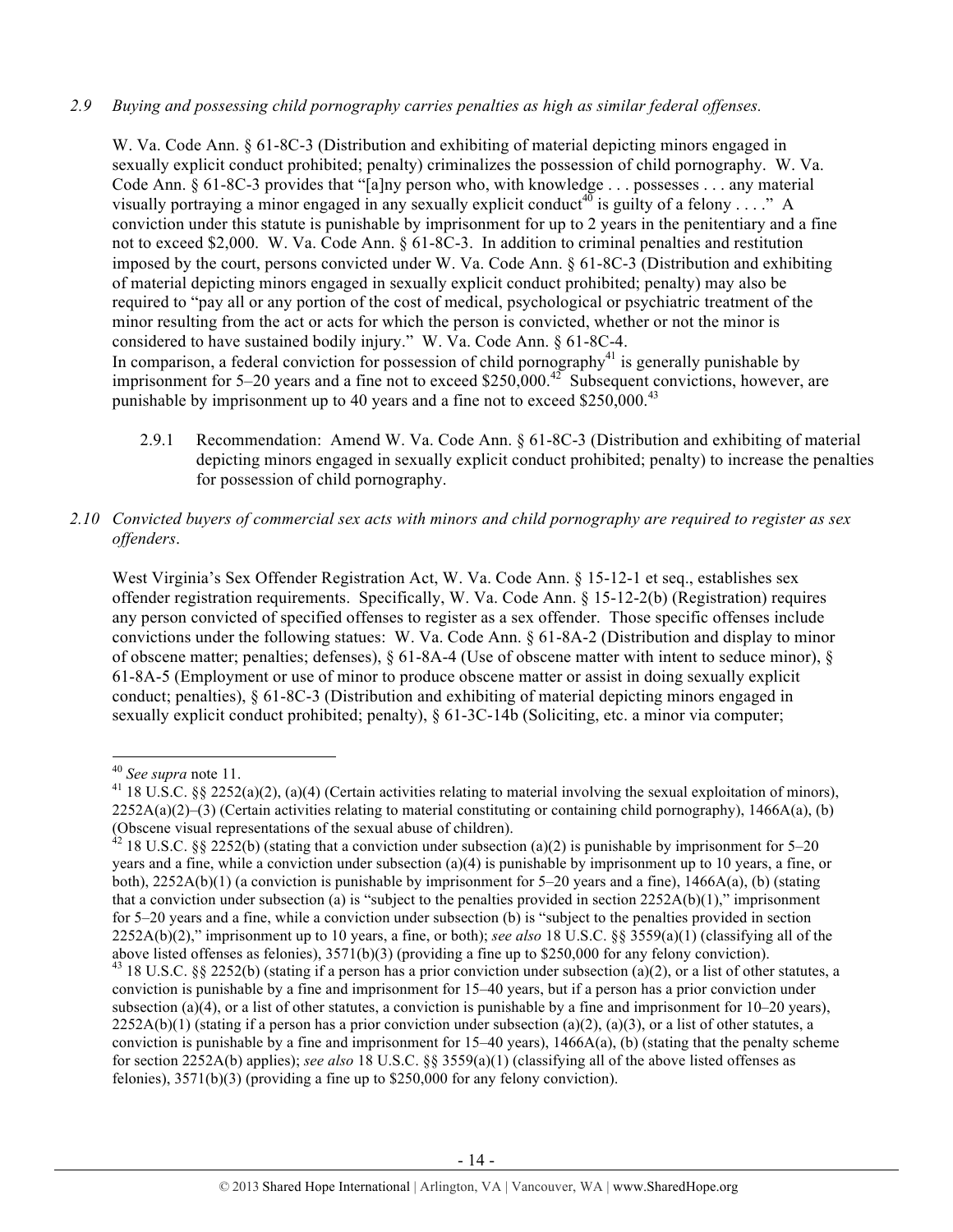*2.9 Buying and possessing child pornography carries penalties as high as similar federal offenses.*

W. Va. Code Ann. § 61-8C-3 (Distribution and exhibiting of material depicting minors engaged in sexually explicit conduct prohibited; penalty) criminalizes the possession of child pornography. W. Va. Code Ann. § 61-8C-3 provides that "[a]ny person who, with knowledge . . . possesses . . . any material visually portraying a minor engaged in any sexually explicit conduct[40] is guilty of a felony . . . ." A conviction under this statute is punishable by imprisonment for up to 2 years in the penitentiary and a fine not to exceed $2,000. W. Va. Code Ann. § 61-8C-3. In addition to criminal penalties and restitution imposed by the court, persons convicted under W. Va. Code Ann. § 61-8C-3 (Distribution and exhibiting of material depicting minors engaged in sexually explicit conduct prohibited; penalty) may also be required to "pay all or any portion of the cost of medical, psychological or psychiatric treatment of the minor resulting from the act or acts for which the person is convicted, whether or not the minor is considered to have sustained bodily injury." W. Va. Code Ann. § 61-8C-4.
In comparison, a federal conviction for possession of child pornography[41] is generally punishable by imprisonment for 5–20 years and a fine not to exceed $250,000.[42] Subsequent convictions, however, are punishable by imprisonment up to 40 years and a fine not to exceed $250,000.[43]

2.9.1 Recommendation: Amend W. Va. Code Ann. § 61-8C-3 (Distribution and exhibiting of material depicting minors engaged in sexually explicit conduct prohibited; penalty) to increase the penalties for possession of child pornography.

*2.10 Convicted buyers of commercial sex acts with minors and child pornography are required to register as sex offenders.*

West Virginia's Sex Offender Registration Act, W. Va. Code Ann. § 15-12-1 et seq., establishes sex offender registration requirements. Specifically, W. Va. Code Ann. § 15-12-2(b) (Registration) requires any person convicted of specified offenses to register as a sex offender. Those specific offenses include convictions under the following statues: W. Va. Code Ann. § 61-8A-2 (Distribution and display to minor of obscene matter; penalties; defenses), § 61-8A-4 (Use of obscene matter with intent to seduce minor), § 61-8A-5 (Employment or use of minor to produce obscene matter or assist in doing sexually explicit conduct; penalties), § 61-8C-3 (Distribution and exhibiting of material depicting minors engaged in sexually explicit conduct prohibited; penalty), § 61-3C-14b (Soliciting, etc. a minor via computer;

---

[40] *See supra* note 11.

[41] 18 U.S.C. §§ 2252(a)(2), (a)(4) (Certain activities relating to material involving the sexual exploitation of minors), 2252A(a)(2)–(3) (Certain activities relating to material constituting or containing child pornography), 1466A(a), (b) (Obscene visual representations of the sexual abuse of children).

[42] 18 U.S.C. §§ 2252(b) (stating that a conviction under subsection (a)(2) is punishable by imprisonment for 5–20 years and a fine, while a conviction under subsection (a)(4) is punishable by imprisonment up to 10 years, a fine, or both), 2252A(b)(1) (a conviction is punishable by imprisonment for 5–20 years and a fine), 1466A(a), (b) (stating that a conviction under subsection (a) is "subject to the penalties provided in section 2252A(b)(1)," imprisonment for 5–20 years and a fine, while a conviction under subsection (b) is "subject to the penalties provided in section 2252A(b)(2)," imprisonment up to 10 years, a fine, or both); *see also* 18 U.S.C. §§ 3559(a)(1) (classifying all of the above listed offenses as felonies), 3571(b)(3) (providing a fine up to $250,000 for any felony conviction).

[43] 18 U.S.C. §§ 2252(b) (stating if a person has a prior conviction under subsection (a)(2), or a list of other statutes, a conviction is punishable by a fine and imprisonment for 15–40 years, but if a person has a prior conviction under subsection (a)(4), or a list of other statutes, a conviction is punishable by a fine and imprisonment for 10–20 years), 2252A(b)(1) (stating if a person has a prior conviction under subsection (a)(2), (a)(3), or a list of other statutes, a conviction is punishable by a fine and imprisonment for 15–40 years), 1466A(a), (b) (stating that the penalty scheme for section 2252A(b) applies); *see also* 18 U.S.C. §§ 3559(a)(1) (classifying all of the above listed offenses as felonies), 3571(b)(3) (providing a fine up to $250,000 for any felony conviction).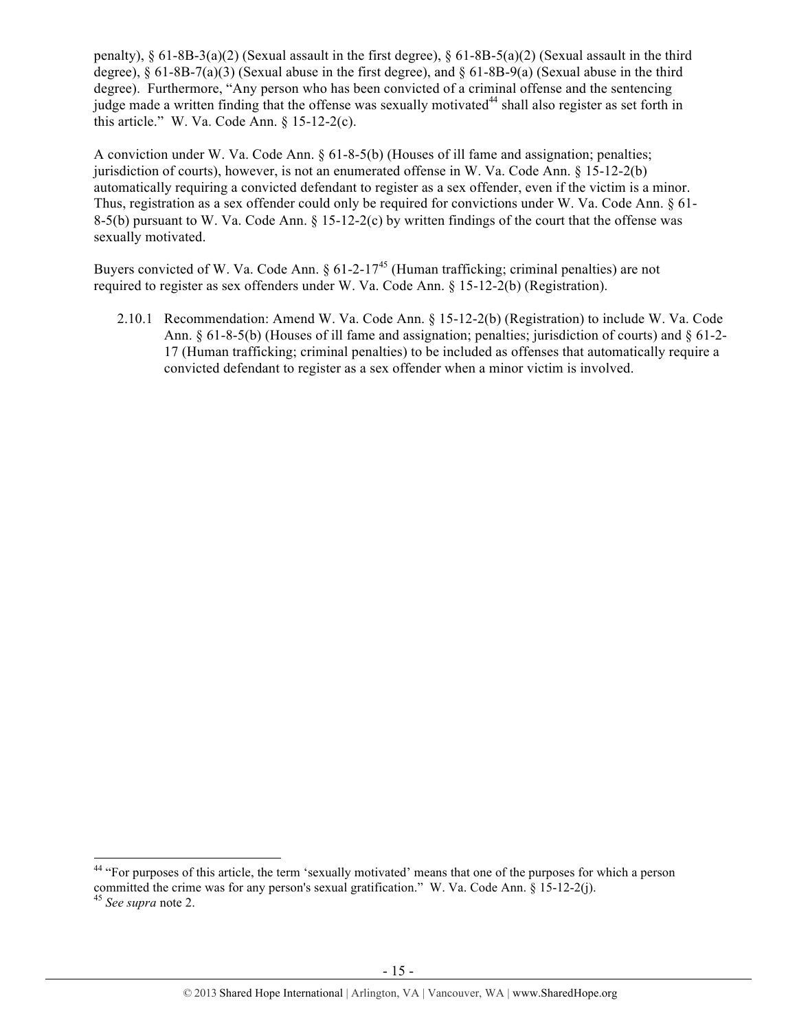penalty), § 61-8B-3(a)(2) (Sexual assault in the first degree), § 61-8B-5(a)(2) (Sexual assault in the third degree), § 61-8B-7(a)(3) (Sexual abuse in the first degree), and § 61-8B-9(a) (Sexual abuse in the third degree). Furthermore, "Any person who has been convicted of a criminal offense and the sentencing judge made a written finding that the offense was sexually motivated[44] shall also register as set forth in this article." W. Va. Code Ann. § 15-12-2(c).

A conviction under W. Va. Code Ann. § 61-8-5(b) (Houses of ill fame and assignation; penalties; jurisdiction of courts), however, is not an enumerated offense in W. Va. Code Ann. § 15-12-2(b) automatically requiring a convicted defendant to register as a sex offender, even if the victim is a minor. Thus, registration as a sex offender could only be required for convictions under W. Va. Code Ann. § 61-8-5(b) pursuant to W. Va. Code Ann. § 15-12-2(c) by written findings of the court that the offense was sexually motivated.

Buyers convicted of W. Va. Code Ann. § 61-2-17[45] (Human trafficking; criminal penalties) are not required to register as sex offenders under W. Va. Code Ann. § 15-12-2(b) (Registration).

2.10.1 Recommendation: Amend W. Va. Code Ann. § 15-12-2(b) (Registration) to include W. Va. Code Ann. § 61-8-5(b) (Houses of ill fame and assignation; penalties; jurisdiction of courts) and § 61-2-17 (Human trafficking; criminal penalties) to be included as offenses that automatically require a convicted defendant to register as a sex offender when a minor victim is involved.

---

[44] "For purposes of this article, the term 'sexually motivated' means that one of the purposes for which a person committed the crime was for any person's sexual gratification." W. Va. Code Ann. § 15-12-2(j).

[45] *See supra* note 2.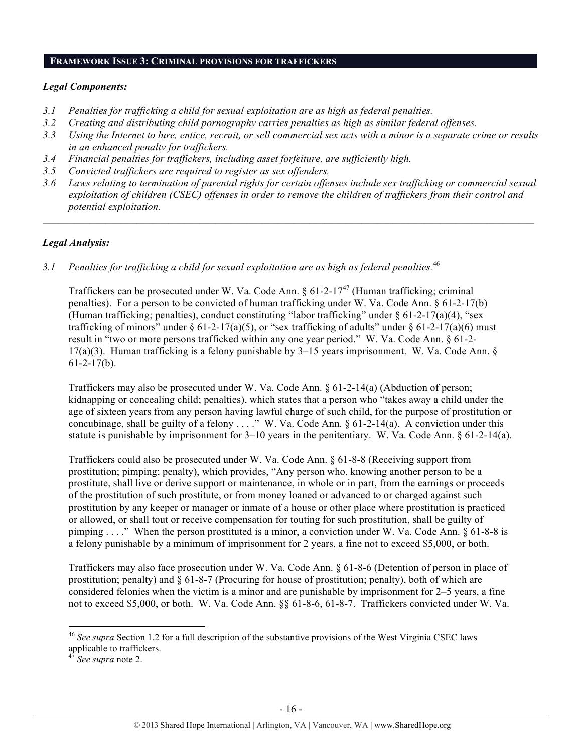## FRAMEWORK ISSUE 3: CRIMINAL PROVISIONS FOR TRAFFICKERS

### *Legal Components:*

*3.1 Penalties for trafficking a child for sexual exploitation are as high as federal penalties.*
*3.2 Creating and distributing child pornography carries penalties as high as similar federal offenses.*
*3.3 Using the Internet to lure, entice, recruit, or sell commercial sex acts with a minor is a separate crime or results in an enhanced penalty for traffickers.*
*3.4 Financial penalties for traffickers, including asset forfeiture, are sufficiently high.*
*3.5 Convicted traffickers are required to register as sex offenders.*
*3.6 Laws relating to termination of parental rights for certain offenses include sex trafficking or commercial sexual exploitation of children (CSEC) offenses in order to remove the children of traffickers from their control and potential exploitation.*

---

### *Legal Analysis:*

*3.1 Penalties for trafficking a child for sexual exploitation are as high as federal penalties.*[46]

Traffickers can be prosecuted under W. Va. Code Ann. § 61-2-17[47] (Human trafficking; criminal penalties). For a person to be convicted of human trafficking under W. Va. Code Ann. § 61-2-17(b) (Human trafficking; penalties), conduct constituting "labor trafficking" under § 61-2-17(a)(4), "sex trafficking of minors" under § 61-2-17(a)(5), or "sex trafficking of adults" under § 61-2-17(a)(6) must result in "two or more persons trafficked within any one year period." W. Va. Code Ann. § 61-2-17(a)(3). Human trafficking is a felony punishable by 3–15 years imprisonment. W. Va. Code Ann. § 61-2-17(b).

Traffickers may also be prosecuted under W. Va. Code Ann. § 61-2-14(a) (Abduction of person; kidnapping or concealing child; penalties), which states that a person who "takes away a child under the age of sixteen years from any person having lawful charge of such child, for the purpose of prostitution or concubinage, shall be guilty of a felony . . . ." W. Va. Code Ann. § 61-2-14(a). A conviction under this statute is punishable by imprisonment for 3–10 years in the penitentiary. W. Va. Code Ann. § 61-2-14(a).

Traffickers could also be prosecuted under W. Va. Code Ann. § 61-8-8 (Receiving support from prostitution; pimping; penalty), which provides, "Any person who, knowing another person to be a prostitute, shall live or derive support or maintenance, in whole or in part, from the earnings or proceeds of the prostitution of such prostitute, or from money loaned or advanced to or charged against such prostitution by any keeper or manager or inmate of a house or other place where prostitution is practiced or allowed, or shall tout or receive compensation for touting for such prostitution, shall be guilty of pimping . . . ." When the person prostituted is a minor, a conviction under W. Va. Code Ann. § 61-8-8 is a felony punishable by a minimum of imprisonment for 2 years, a fine not to exceed $5,000, or both.

Traffickers may also face prosecution under W. Va. Code Ann. § 61-8-6 (Detention of person in place of prostitution; penalty) and § 61-8-7 (Procuring for house of prostitution; penalty), both of which are considered felonies when the victim is a minor and are punishable by imprisonment for 2–5 years, a fine not to exceed $5,000, or both. W. Va. Code Ann. §§ 61-8-6, 61-8-7. Traffickers convicted under W. Va.

---

[46] *See supra* Section 1.2 for a full description of the substantive provisions of the West Virginia CSEC laws applicable to traffickers.
[47] *See supra* note 2.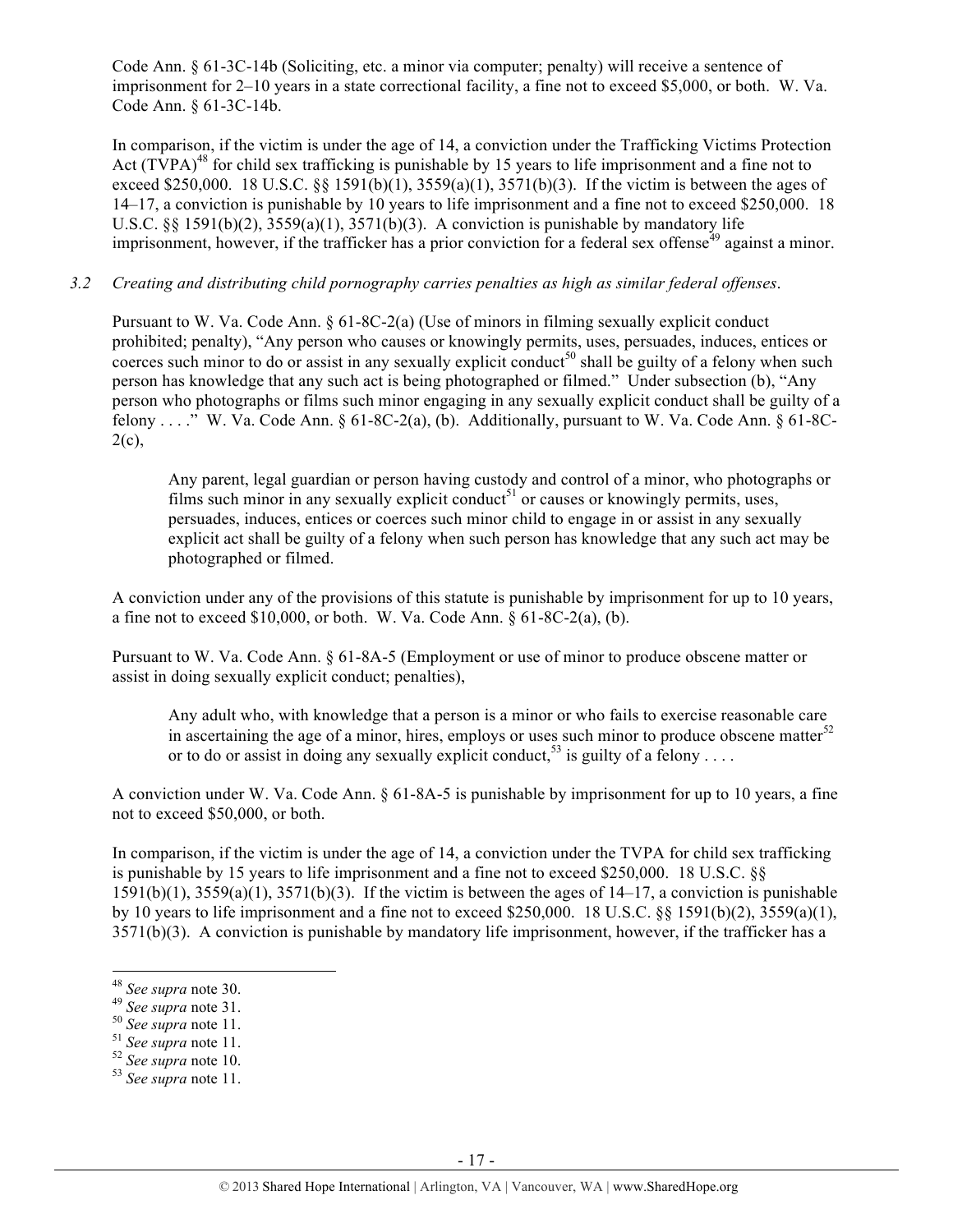Code Ann. § 61-3C-14b (Soliciting, etc. a minor via computer; penalty) will receive a sentence of imprisonment for 2–10 years in a state correctional facility, a fine not to exceed $5,000, or both. W. Va. Code Ann. § 61-3C-14b.

In comparison, if the victim is under the age of 14, a conviction under the Trafficking Victims Protection Act (TVPA)[48] for child sex trafficking is punishable by 15 years to life imprisonment and a fine not to exceed $250,000. 18 U.S.C. §§ 1591(b)(1), 3559(a)(1), 3571(b)(3). If the victim is between the ages of 14–17, a conviction is punishable by 10 years to life imprisonment and a fine not to exceed $250,000. 18 U.S.C. §§ 1591(b)(2), 3559(a)(1), 3571(b)(3). A conviction is punishable by mandatory life imprisonment, however, if the trafficker has a prior conviction for a federal sex offense[49] against a minor.

*3.2 Creating and distributing child pornography carries penalties as high as similar federal offenses.*

Pursuant to W. Va. Code Ann. § 61-8C-2(a) (Use of minors in filming sexually explicit conduct prohibited; penalty), "Any person who causes or knowingly permits, uses, persuades, induces, entices or coerces such minor to do or assist in any sexually explicit conduct[50] shall be guilty of a felony when such person has knowledge that any such act is being photographed or filmed." Under subsection (b), "Any person who photographs or films such minor engaging in any sexually explicit conduct shall be guilty of a felony . . . ." W. Va. Code Ann. § 61-8C-2(a), (b). Additionally, pursuant to W. Va. Code Ann. § 61-8C-2(c),

> Any parent, legal guardian or person having custody and control of a minor, who photographs or films such minor in any sexually explicit conduct[51] or causes or knowingly permits, uses, persuades, induces, entices or coerces such minor child to engage in or assist in any sexually explicit act shall be guilty of a felony when such person has knowledge that any such act may be photographed or filmed.

A conviction under any of the provisions of this statute is punishable by imprisonment for up to 10 years, a fine not to exceed $10,000, or both. W. Va. Code Ann. § 61-8C-2(a), (b).

Pursuant to W. Va. Code Ann. § 61-8A-5 (Employment or use of minor to produce obscene matter or assist in doing sexually explicit conduct; penalties),

> Any adult who, with knowledge that a person is a minor or who fails to exercise reasonable care in ascertaining the age of a minor, hires, employs or uses such minor to produce obscene matter[52] or to do or assist in doing any sexually explicit conduct,[53] is guilty of a felony . . . .

A conviction under W. Va. Code Ann. § 61-8A-5 is punishable by imprisonment for up to 10 years, a fine not to exceed $50,000, or both.

In comparison, if the victim is under the age of 14, a conviction under the TVPA for child sex trafficking is punishable by 15 years to life imprisonment and a fine not to exceed $250,000. 18 U.S.C. §§ 1591(b)(1), 3559(a)(1), 3571(b)(3). If the victim is between the ages of 14–17, a conviction is punishable by 10 years to life imprisonment and a fine not to exceed $250,000. 18 U.S.C. §§ 1591(b)(2), 3559(a)(1), 3571(b)(3). A conviction is punishable by mandatory life imprisonment, however, if the trafficker has a

---

[48] *See supra* note 30.
[49] *See supra* note 31.
[50] *See supra* note 11.
[51] *See supra* note 11.
[52] *See supra* note 10.
[53] *See supra* note 11.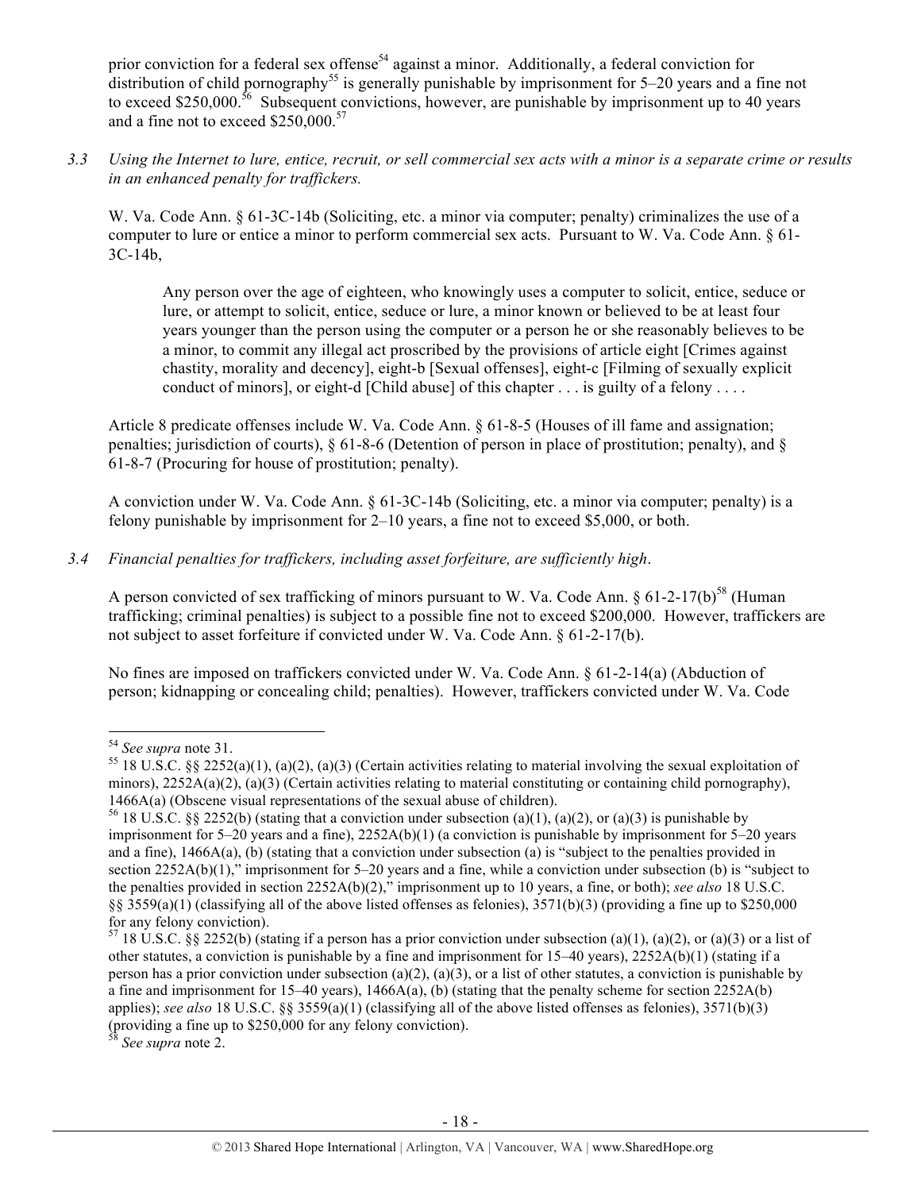prior conviction for a federal sex offense[54] against a minor. Additionally, a federal conviction for distribution of child pornography[55] is generally punishable by imprisonment for 5–20 years and a fine not to exceed $250,000.[56] Subsequent convictions, however, are punishable by imprisonment up to 40 years and a fine not to exceed $250,000.[57]

*3.3 Using the Internet to lure, entice, recruit, or sell commercial sex acts with a minor is a separate crime or results in an enhanced penalty for traffickers.*

W. Va. Code Ann. § 61-3C-14b (Soliciting, etc. a minor via computer; penalty) criminalizes the use of a computer to lure or entice a minor to perform commercial sex acts. Pursuant to W. Va. Code Ann. § 61-3C-14b,

> Any person over the age of eighteen, who knowingly uses a computer to solicit, entice, seduce or lure, or attempt to solicit, entice, seduce or lure, a minor known or believed to be at least four years younger than the person using the computer or a person he or she reasonably believes to be a minor, to commit any illegal act proscribed by the provisions of article eight [Crimes against chastity, morality and decency], eight-b [Sexual offenses], eight-c [Filming of sexually explicit conduct of minors], or eight-d [Child abuse] of this chapter . . . is guilty of a felony . . . .

Article 8 predicate offenses include W. Va. Code Ann. § 61-8-5 (Houses of ill fame and assignation; penalties; jurisdiction of courts), § 61-8-6 (Detention of person in place of prostitution; penalty), and § 61-8-7 (Procuring for house of prostitution; penalty).

A conviction under W. Va. Code Ann. § 61-3C-14b (Soliciting, etc. a minor via computer; penalty) is a felony punishable by imprisonment for 2–10 years, a fine not to exceed $5,000, or both.

*3.4 Financial penalties for traffickers, including asset forfeiture, are sufficiently high.*

A person convicted of sex trafficking of minors pursuant to W. Va. Code Ann. § 61-2-17(b)[58] (Human trafficking; criminal penalties) is subject to a possible fine not to exceed $200,000. However, traffickers are not subject to asset forfeiture if convicted under W. Va. Code Ann. § 61-2-17(b).

No fines are imposed on traffickers convicted under W. Va. Code Ann. § 61-2-14(a) (Abduction of person; kidnapping or concealing child; penalties). However, traffickers convicted under W. Va. Code

---

[54] *See supra* note 31.

[55] 18 U.S.C. §§ 2252(a)(1), (a)(2), (a)(3) (Certain activities relating to material involving the sexual exploitation of minors), 2252A(a)(2), (a)(3) (Certain activities relating to material constituting or containing child pornography), 1466A(a) (Obscene visual representations of the sexual abuse of children).

[56] 18 U.S.C. §§ 2252(b) (stating that a conviction under subsection (a)(1), (a)(2), or (a)(3) is punishable by imprisonment for 5–20 years and a fine), 2252A(b)(1) (a conviction is punishable by imprisonment for 5–20 years and a fine), 1466A(a), (b) (stating that a conviction under subsection (a) is "subject to the penalties provided in section 2252A(b)(1)," imprisonment for 5–20 years and a fine, while a conviction under subsection (b) is "subject to the penalties provided in section 2252A(b)(2)," imprisonment up to 10 years, a fine, or both); *see also* 18 U.S.C. §§ 3559(a)(1) (classifying all of the above listed offenses as felonies), 3571(b)(3) (providing a fine up to $250,000 for any felony conviction).

[57] 18 U.S.C. §§ 2252(b) (stating if a person has a prior conviction under subsection (a)(1), (a)(2), or (a)(3) or a list of other statutes, a conviction is punishable by a fine and imprisonment for 15–40 years), 2252A(b)(1) (stating if a person has a prior conviction under subsection (a)(2), (a)(3), or a list of other statutes, a conviction is punishable by a fine and imprisonment for 15–40 years), 1466A(a), (b) (stating that the penalty scheme for section 2252A(b) applies); *see also* 18 U.S.C. §§ 3559(a)(1) (classifying all of the above listed offenses as felonies), 3571(b)(3) (providing a fine up to $250,000 for any felony conviction).

[58] *See supra* note 2.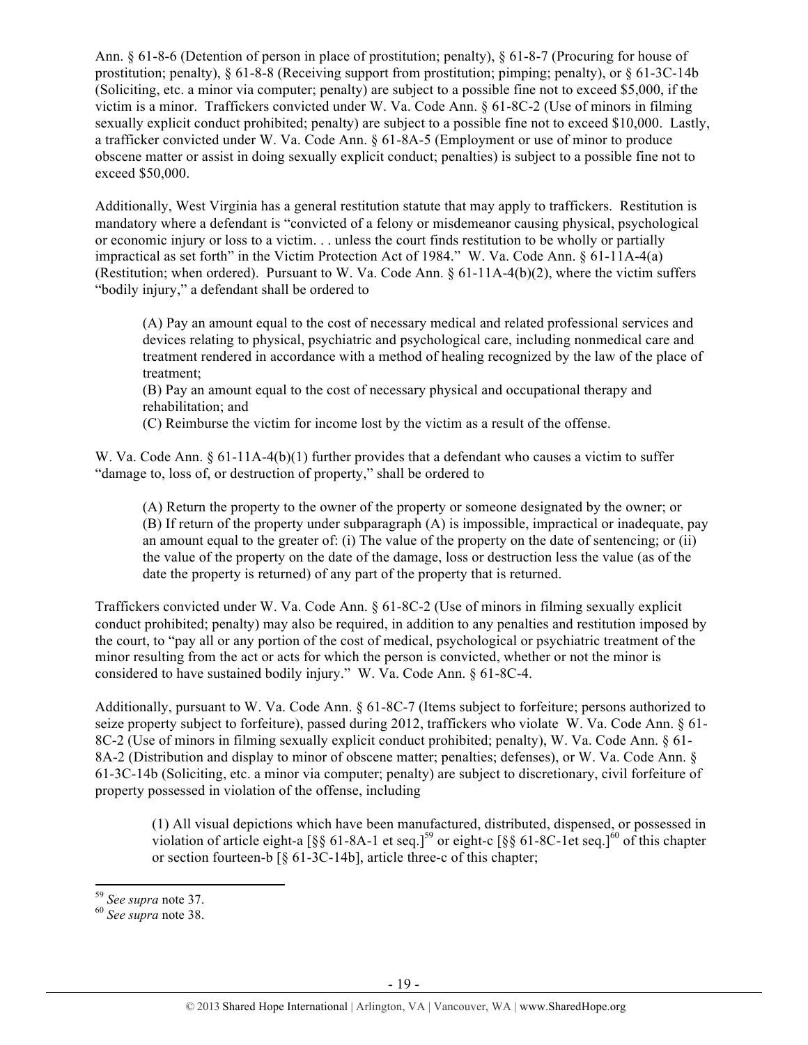Ann. § 61-8-6 (Detention of person in place of prostitution; penalty), § 61-8-7 (Procuring for house of prostitution; penalty), § 61-8-8 (Receiving support from prostitution; pimping; penalty), or § 61-3C-14b (Soliciting, etc. a minor via computer; penalty) are subject to a possible fine not to exceed $5,000, if the victim is a minor. Traffickers convicted under W. Va. Code Ann. § 61-8C-2 (Use of minors in filming sexually explicit conduct prohibited; penalty) are subject to a possible fine not to exceed $10,000. Lastly, a trafficker convicted under W. Va. Code Ann. § 61-8A-5 (Employment or use of minor to produce obscene matter or assist in doing sexually explicit conduct; penalties) is subject to a possible fine not to exceed $50,000.

Additionally, West Virginia has a general restitution statute that may apply to traffickers. Restitution is mandatory where a defendant is "convicted of a felony or misdemeanor causing physical, psychological or economic injury or loss to a victim. . . unless the court finds restitution to be wholly or partially impractical as set forth" in the Victim Protection Act of 1984." W. Va. Code Ann. § 61-11A-4(a) (Restitution; when ordered). Pursuant to W. Va. Code Ann. § 61-11A-4(b)(2), where the victim suffers "bodily injury," a defendant shall be ordered to

> (A) Pay an amount equal to the cost of necessary medical and related professional services and devices relating to physical, psychiatric and psychological care, including nonmedical care and treatment rendered in accordance with a method of healing recognized by the law of the place of treatment;
> (B) Pay an amount equal to the cost of necessary physical and occupational therapy and rehabilitation; and
> (C) Reimburse the victim for income lost by the victim as a result of the offense.

W. Va. Code Ann. § 61-11A-4(b)(1) further provides that a defendant who causes a victim to suffer "damage to, loss of, or destruction of property," shall be ordered to

> (A) Return the property to the owner of the property or someone designated by the owner; or
> (B) If return of the property under subparagraph (A) is impossible, impractical or inadequate, pay an amount equal to the greater of: (i) The value of the property on the date of sentencing; or (ii) the value of the property on the date of the damage, loss or destruction less the value (as of the date the property is returned) of any part of the property that is returned.

Traffickers convicted under W. Va. Code Ann. § 61-8C-2 (Use of minors in filming sexually explicit conduct prohibited; penalty) may also be required, in addition to any penalties and restitution imposed by the court, to "pay all or any portion of the cost of medical, psychological or psychiatric treatment of the minor resulting from the act or acts for which the person is convicted, whether or not the minor is considered to have sustained bodily injury." W. Va. Code Ann. § 61-8C-4.

Additionally, pursuant to W. Va. Code Ann. § 61-8C-7 (Items subject to forfeiture; persons authorized to seize property subject to forfeiture), passed during 2012, traffickers who violate W. Va. Code Ann. § 61-8C-2 (Use of minors in filming sexually explicit conduct prohibited; penalty), W. Va. Code Ann. § 61-8A-2 (Distribution and display to minor of obscene matter; penalties; defenses), or W. Va. Code Ann. § 61-3C-14b (Soliciting, etc. a minor via computer; penalty) are subject to discretionary, civil forfeiture of property possessed in violation of the offense, including

> (1) All visual depictions which have been manufactured, distributed, dispensed, or possessed in violation of article eight-a [§§ 61-8A-1 et seq.][59] or eight-c [§§ 61-8C-1et seq.][60] of this chapter or section fourteen-b [§ 61-3C-14b], article three-c of this chapter;

---

[59] *See supra* note 37.
[60] *See supra* note 38.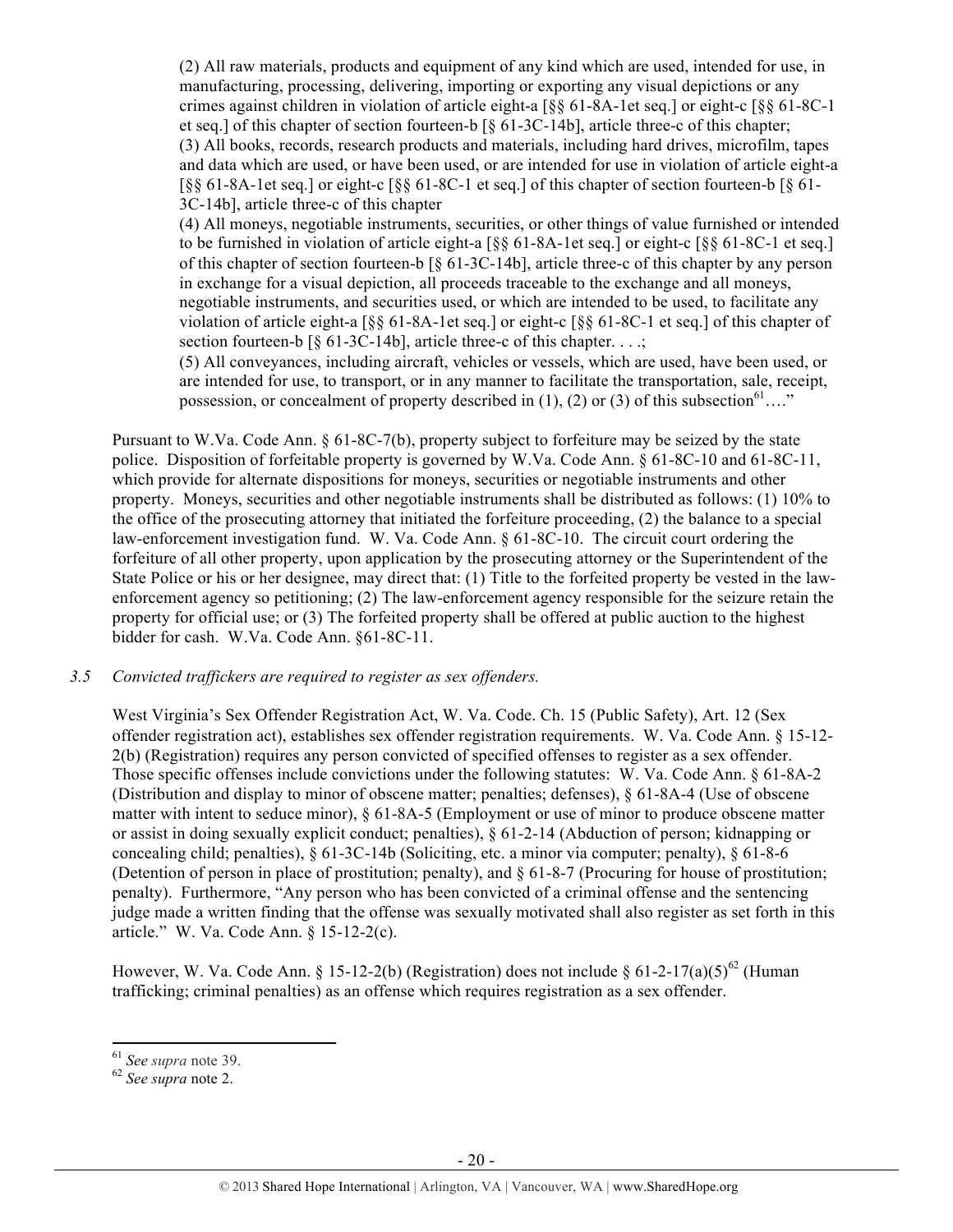> (2) All raw materials, products and equipment of any kind which are used, intended for use, in manufacturing, processing, delivering, importing or exporting any visual depictions or any crimes against children in violation of article eight-a [§§ 61-8A-1et seq.] or eight-c [§§ 61-8C-1 et seq.] of this chapter of section fourteen-b [§ 61-3C-14b], article three-c of this chapter;
> (3) All books, records, research products and materials, including hard drives, microfilm, tapes and data which are used, or have been used, or are intended for use in violation of article eight-a [§§ 61-8A-1et seq.] or eight-c [§§ 61-8C-1 et seq.] of this chapter of section fourteen-b [§ 61-3C-14b], article three-c of this chapter
> (4) All moneys, negotiable instruments, securities, or other things of value furnished or intended to be furnished in violation of article eight-a [§§ 61-8A-1et seq.] or eight-c [§§ 61-8C-1 et seq.] of this chapter of section fourteen-b [§ 61-3C-14b], article three-c of this chapter by any person in exchange for a visual depiction, all proceeds traceable to the exchange and all moneys, negotiable instruments, and securities used, or which are intended to be used, to facilitate any violation of article eight-a [§§ 61-8A-1et seq.] or eight-c [§§ 61-8C-1 et seq.] of this chapter of section fourteen-b [§ 61-3C-14b], article three-c of this chapter. . . .;
> (5) All conveyances, including aircraft, vehicles or vessels, which are used, have been used, or are intended for use, to transport, or in any manner to facilitate the transportation, sale, receipt, possession, or concealment of property described in (1), (2) or (3) of this subsection[61]…."

Pursuant to W.Va. Code Ann. § 61-8C-7(b), property subject to forfeiture may be seized by the state police. Disposition of forfeitable property is governed by W.Va. Code Ann. § 61-8C-10 and 61-8C-11, which provide for alternate dispositions for moneys, securities or negotiable instruments and other property. Moneys, securities and other negotiable instruments shall be distributed as follows: (1) 10% to the office of the prosecuting attorney that initiated the forfeiture proceeding, (2) the balance to a special law-enforcement investigation fund. W. Va. Code Ann. § 61-8C-10. The circuit court ordering the forfeiture of all other property, upon application by the prosecuting attorney or the Superintendent of the State Police or his or her designee, may direct that: (1) Title to the forfeited property be vested in the law-enforcement agency so petitioning; (2) The law-enforcement agency responsible for the seizure retain the property for official use; or (3) The forfeited property shall be offered at public auction to the highest bidder for cash. W.Va. Code Ann. §61-8C-11.

*3.5 Convicted traffickers are required to register as sex offenders.*

West Virginia's Sex Offender Registration Act, W. Va. Code. Ch. 15 (Public Safety), Art. 12 (Sex offender registration act), establishes sex offender registration requirements. W. Va. Code Ann. § 15-12-2(b) (Registration) requires any person convicted of specified offenses to register as a sex offender. Those specific offenses include convictions under the following statutes: W. Va. Code Ann. § 61-8A-2 (Distribution and display to minor of obscene matter; penalties; defenses), § 61-8A-4 (Use of obscene matter with intent to seduce minor), § 61-8A-5 (Employment or use of minor to produce obscene matter or assist in doing sexually explicit conduct; penalties), § 61-2-14 (Abduction of person; kidnapping or concealing child; penalties), § 61-3C-14b (Soliciting, etc. a minor via computer; penalty), § 61-8-6 (Detention of person in place of prostitution; penalty), and § 61-8-7 (Procuring for house of prostitution; penalty). Furthermore, "Any person who has been convicted of a criminal offense and the sentencing judge made a written finding that the offense was sexually motivated shall also register as set forth in this article." W. Va. Code Ann. § 15-12-2(c).

However, W. Va. Code Ann. § 15-12-2(b) (Registration) does not include § 61-2-17(a)(5)[62] (Human trafficking; criminal penalties) as an offense which requires registration as a sex offender.

---

[61] *See supra* note 39.

[62] *See supra* note 2.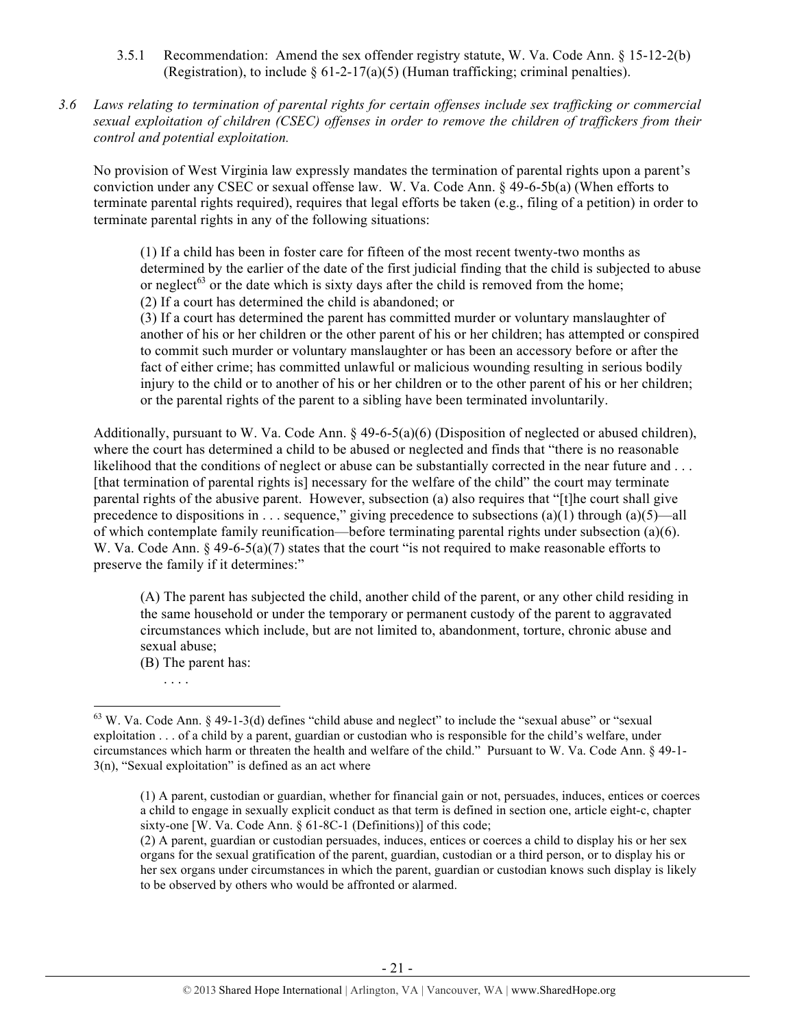3.5.1 Recommendation: Amend the sex offender registry statute, W. Va. Code Ann. § 15-12-2(b) (Registration), to include § 61-2-17(a)(5) (Human trafficking; criminal penalties).

*3.6 Laws relating to termination of parental rights for certain offenses include sex trafficking or commercial sexual exploitation of children (CSEC) offenses in order to remove the children of traffickers from their control and potential exploitation.*

No provision of West Virginia law expressly mandates the termination of parental rights upon a parent's conviction under any CSEC or sexual offense law. W. Va. Code Ann. § 49-6-5b(a) (When efforts to terminate parental rights required), requires that legal efforts be taken (e.g., filing of a petition) in order to terminate parental rights in any of the following situations:

> (1) If a child has been in foster care for fifteen of the most recent twenty-two months as determined by the earlier of the date of the first judicial finding that the child is subjected to abuse or neglect[63] or the date which is sixty days after the child is removed from the home;
> (2) If a court has determined the child is abandoned; or
> (3) If a court has determined the parent has committed murder or voluntary manslaughter of another of his or her children or the other parent of his or her children; has attempted or conspired to commit such murder or voluntary manslaughter or has been an accessory before or after the fact of either crime; has committed unlawful or malicious wounding resulting in serious bodily injury to the child or to another of his or her children or to the other parent of his or her children; or the parental rights of the parent to a sibling have been terminated involuntarily.

Additionally, pursuant to W. Va. Code Ann. § 49-6-5(a)(6) (Disposition of neglected or abused children), where the court has determined a child to be abused or neglected and finds that "there is no reasonable likelihood that the conditions of neglect or abuse can be substantially corrected in the near future and . . . [that termination of parental rights is] necessary for the welfare of the child" the court may terminate parental rights of the abusive parent. However, subsection (a) also requires that "[t]he court shall give precedence to dispositions in . . . sequence," giving precedence to subsections (a)(1) through (a)(5)—all of which contemplate family reunification—before terminating parental rights under subsection (a)(6). W. Va. Code Ann. § 49-6-5(a)(7) states that the court "is not required to make reasonable efforts to preserve the family if it determines:"

> (A) The parent has subjected the child, another child of the parent, or any other child residing in the same household or under the temporary or permanent custody of the parent to aggravated circumstances which include, but are not limited to, abandonment, torture, chronic abuse and sexual abuse;
> (B) The parent has:
> . . . .

---

[63] W. Va. Code Ann. § 49-1-3(d) defines "child abuse and neglect" to include the "sexual abuse" or "sexual exploitation . . . of a child by a parent, guardian or custodian who is responsible for the child's welfare, under circumstances which harm or threaten the health and welfare of the child." Pursuant to W. Va. Code Ann. § 49-1-3(n), "Sexual exploitation" is defined as an act where

> (1) A parent, custodian or guardian, whether for financial gain or not, persuades, induces, entices or coerces a child to engage in sexually explicit conduct as that term is defined in section one, article eight-c, chapter sixty-one [W. Va. Code Ann. § 61-8C-1 (Definitions)] of this code;
> (2) A parent, guardian or custodian persuades, induces, entices or coerces a child to display his or her sex organs for the sexual gratification of the parent, guardian, custodian or a third person, or to display his or her sex organs under circumstances in which the parent, guardian or custodian knows such display is likely to be observed by others who would be affronted or alarmed.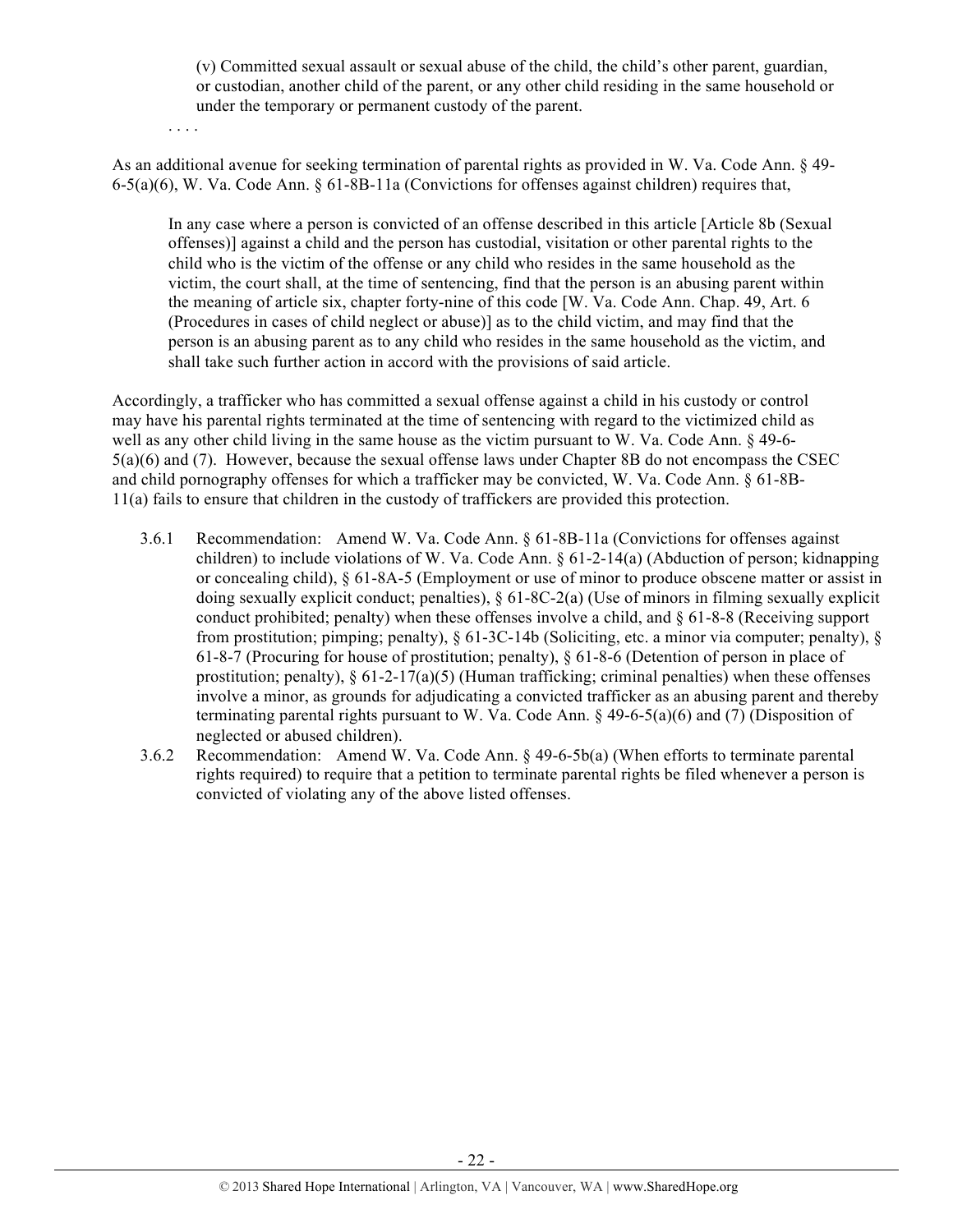(v) Committed sexual assault or sexual abuse of the child, the child's other parent, guardian, or custodian, another child of the parent, or any other child residing in the same household or under the temporary or permanent custody of the parent.

. . . .

As an additional avenue for seeking termination of parental rights as provided in W. Va. Code Ann. § 49-6-5(a)(6), W. Va. Code Ann. § 61-8B-11a (Convictions for offenses against children) requires that,

> In any case where a person is convicted of an offense described in this article [Article 8b (Sexual offenses)] against a child and the person has custodial, visitation or other parental rights to the child who is the victim of the offense or any child who resides in the same household as the victim, the court shall, at the time of sentencing, find that the person is an abusing parent within the meaning of article six, chapter forty-nine of this code [W. Va. Code Ann. Chap. 49, Art. 6 (Procedures in cases of child neglect or abuse)] as to the child victim, and may find that the person is an abusing parent as to any child who resides in the same household as the victim, and shall take such further action in accord with the provisions of said article.

Accordingly, a trafficker who has committed a sexual offense against a child in his custody or control may have his parental rights terminated at the time of sentencing with regard to the victimized child as well as any other child living in the same house as the victim pursuant to W. Va. Code Ann. § 49-6-5(a)(6) and (7). However, because the sexual offense laws under Chapter 8B do not encompass the CSEC and child pornography offenses for which a trafficker may be convicted, W. Va. Code Ann. § 61-8B-11(a) fails to ensure that children in the custody of traffickers are provided this protection.

3.6.1 Recommendation: Amend W. Va. Code Ann. § 61-8B-11a (Convictions for offenses against children) to include violations of W. Va. Code Ann. § 61-2-14(a) (Abduction of person; kidnapping or concealing child), § 61-8A-5 (Employment or use of minor to produce obscene matter or assist in doing sexually explicit conduct; penalties), § 61-8C-2(a) (Use of minors in filming sexually explicit conduct prohibited; penalty) when these offenses involve a child, and § 61-8-8 (Receiving support from prostitution; pimping; penalty), § 61-3C-14b (Soliciting, etc. a minor via computer; penalty), § 61-8-7 (Procuring for house of prostitution; penalty), § 61-8-6 (Detention of person in place of prostitution; penalty), § 61-2-17(a)(5) (Human trafficking; criminal penalties) when these offenses involve a minor, as grounds for adjudicating a convicted trafficker as an abusing parent and thereby terminating parental rights pursuant to W. Va. Code Ann. § 49-6-5(a)(6) and (7) (Disposition of neglected or abused children).

3.6.2 Recommendation: Amend W. Va. Code Ann. § 49-6-5b(a) (When efforts to terminate parental rights required) to require that a petition to terminate parental rights be filed whenever a person is convicted of violating any of the above listed offenses.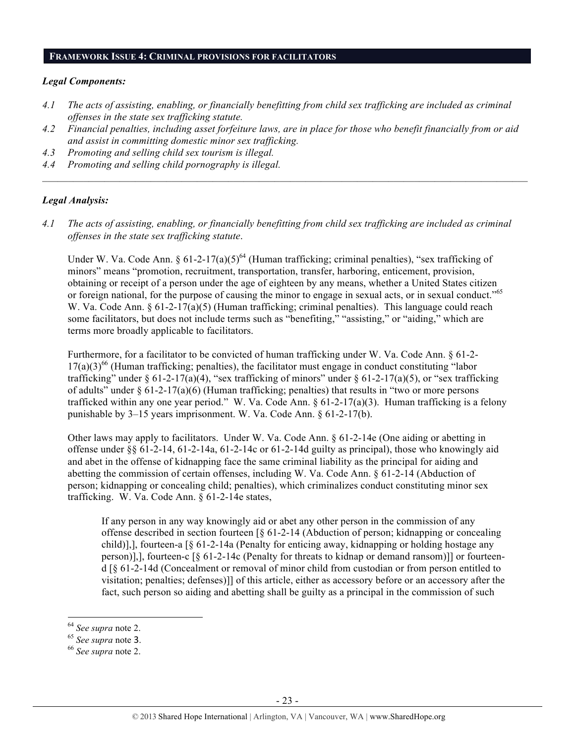## FRAMEWORK ISSUE 4: CRIMINAL PROVISIONS FOR FACILITATORS

### *Legal Components:*

*4.1 The acts of assisting, enabling, or financially benefitting from child sex trafficking are included as criminal offenses in the state sex trafficking statute.*

*4.2 Financial penalties, including asset forfeiture laws, are in place for those who benefit financially from or aid and assist in committing domestic minor sex trafficking.*

*4.3 Promoting and selling child sex tourism is illegal.*

*4.4 Promoting and selling child pornography is illegal.*

---

### *Legal Analysis:*

*4.1 The acts of assisting, enabling, or financially benefitting from child sex trafficking are included as criminal offenses in the state sex trafficking statute.*

Under W. Va. Code Ann. § 61-2-17(a)(5)[64] (Human trafficking; criminal penalties), "sex trafficking of minors" means "promotion, recruitment, transportation, transfer, harboring, enticement, provision, obtaining or receipt of a person under the age of eighteen by any means, whether a United States citizen or foreign national, for the purpose of causing the minor to engage in sexual acts, or in sexual conduct."[65] W. Va. Code Ann. § 61-2-17(a)(5) (Human trafficking; criminal penalties). This language could reach some facilitators, but does not include terms such as "benefiting," "assisting," or "aiding," which are terms more broadly applicable to facilitators.

Furthermore, for a facilitator to be convicted of human trafficking under W. Va. Code Ann. § 61-2-17(a)(3)[66] (Human trafficking; penalties), the facilitator must engage in conduct constituting "labor trafficking" under § 61-2-17(a)(4), "sex trafficking of minors" under § 61-2-17(a)(5), or "sex trafficking of adults" under § 61-2-17(a)(6) (Human trafficking; penalties) that results in "two or more persons trafficked within any one year period." W. Va. Code Ann. § 61-2-17(a)(3). Human trafficking is a felony punishable by 3–15 years imprisonment. W. Va. Code Ann. § 61-2-17(b).

Other laws may apply to facilitators. Under W. Va. Code Ann. § 61-2-14e (One aiding or abetting in offense under §§ 61-2-14, 61-2-14a, 61-2-14c or 61-2-14d guilty as principal), those who knowingly aid and abet in the offense of kidnapping face the same criminal liability as the principal for aiding and abetting the commission of certain offenses, including W. Va. Code Ann. § 61-2-14 (Abduction of person; kidnapping or concealing child; penalties), which criminalizes conduct constituting minor sex trafficking. W. Va. Code Ann. § 61-2-14e states,

> If any person in any way knowingly aid or abet any other person in the commission of any offense described in section fourteen [§ 61-2-14 (Abduction of person; kidnapping or concealing child)],], fourteen-a [§ 61-2-14a (Penalty for enticing away, kidnapping or holding hostage any person)],], fourteen-c [§ 61-2-14c (Penalty for threats to kidnap or demand ransom)]] or fourteen-d [§ 61-2-14d (Concealment or removal of minor child from custodian or from person entitled to visitation; penalties; defenses)]] of this article, either as accessory before or an accessory after the fact, such person so aiding and abetting shall be guilty as a principal in the commission of such

---

[64] *See supra* note 2.

[65] *See supra* note 3.

[66] *See supra* note 2.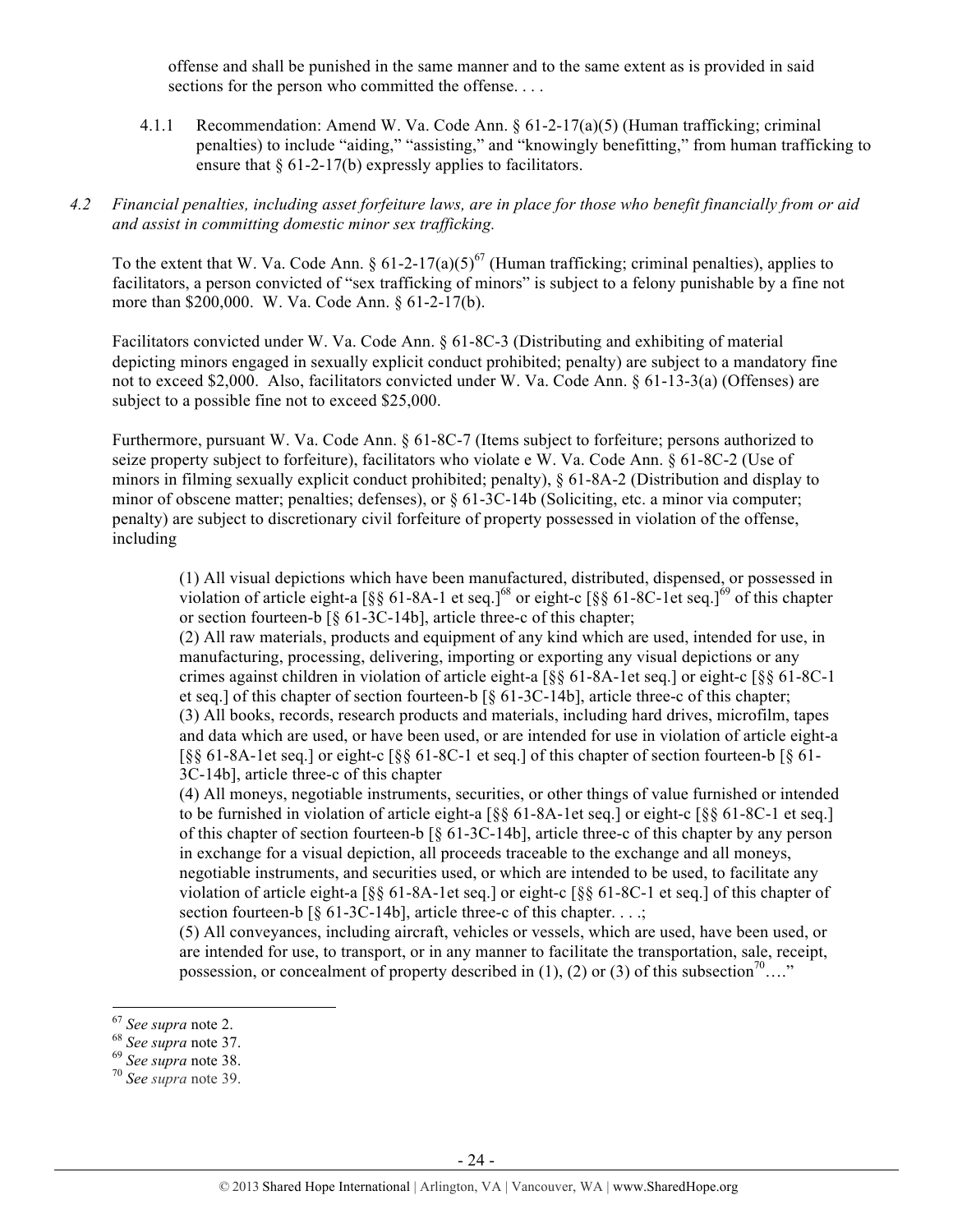offense and shall be punished in the same manner and to the same extent as is provided in said sections for the person who committed the offense. . . .

4.1.1 Recommendation: Amend W. Va. Code Ann. § 61-2-17(a)(5) (Human trafficking; criminal penalties) to include "aiding," "assisting," and "knowingly benefitting," from human trafficking to ensure that § 61-2-17(b) expressly applies to facilitators.

*4.2 Financial penalties, including asset forfeiture laws, are in place for those who benefit financially from or aid and assist in committing domestic minor sex trafficking.*

To the extent that W. Va. Code Ann. § 61-2-17(a)(5)[67] (Human trafficking; criminal penalties), applies to facilitators, a person convicted of "sex trafficking of minors" is subject to a felony punishable by a fine not more than $200,000. W. Va. Code Ann. § 61-2-17(b).

Facilitators convicted under W. Va. Code Ann. § 61-8C-3 (Distributing and exhibiting of material depicting minors engaged in sexually explicit conduct prohibited; penalty) are subject to a mandatory fine not to exceed $2,000. Also, facilitators convicted under W. Va. Code Ann. § 61-13-3(a) (Offenses) are subject to a possible fine not to exceed $25,000.

Furthermore, pursuant W. Va. Code Ann. § 61-8C-7 (Items subject to forfeiture; persons authorized to seize property subject to forfeiture), facilitators who violate e W. Va. Code Ann. § 61-8C-2 (Use of minors in filming sexually explicit conduct prohibited; penalty), § 61-8A-2 (Distribution and display to minor of obscene matter; penalties; defenses), or § 61-3C-14b (Soliciting, etc. a minor via computer; penalty) are subject to discretionary civil forfeiture of property possessed in violation of the offense, including

> (1) All visual depictions which have been manufactured, distributed, dispensed, or possessed in violation of article eight-a [§§ 61-8A-1 et seq.][68] or eight-c [§§ 61-8C-1et seq.][69] of this chapter or section fourteen-b [§ 61-3C-14b], article three-c of this chapter;
> (2) All raw materials, products and equipment of any kind which are used, intended for use, in manufacturing, processing, delivering, importing or exporting any visual depictions or any crimes against children in violation of article eight-a [§§ 61-8A-1et seq.] or eight-c [§§ 61-8C-1 et seq.] of this chapter of section fourteen-b [§ 61-3C-14b], article three-c of this chapter;
> (3) All books, records, research products and materials, including hard drives, microfilm, tapes and data which are used, or have been used, or are intended for use in violation of article eight-a [§§ 61-8A-1et seq.] or eight-c [§§ 61-8C-1 et seq.] of this chapter of section fourteen-b [§ 61-3C-14b], article three-c of this chapter
> (4) All moneys, negotiable instruments, securities, or other things of value furnished or intended to be furnished in violation of article eight-a [§§ 61-8A-1et seq.] or eight-c [§§ 61-8C-1 et seq.] of this chapter of section fourteen-b [§ 61-3C-14b], article three-c of this chapter by any person in exchange for a visual depiction, all proceeds traceable to the exchange and all moneys, negotiable instruments, and securities used, or which are intended to be used, to facilitate any violation of article eight-a [§§ 61-8A-1et seq.] or eight-c [§§ 61-8C-1 et seq.] of this chapter of section fourteen-b [§ 61-3C-14b], article three-c of this chapter. . . .;
> (5) All conveyances, including aircraft, vehicles or vessels, which are used, have been used, or are intended for use, to transport, or in any manner to facilitate the transportation, sale, receipt, possession, or concealment of property described in (1), (2) or (3) of this subsection[70]…."

---

[67] *See supra* note 2.
[68] *See supra* note 37.
[69] *See supra* note 38.
[70] *See supra* note 39.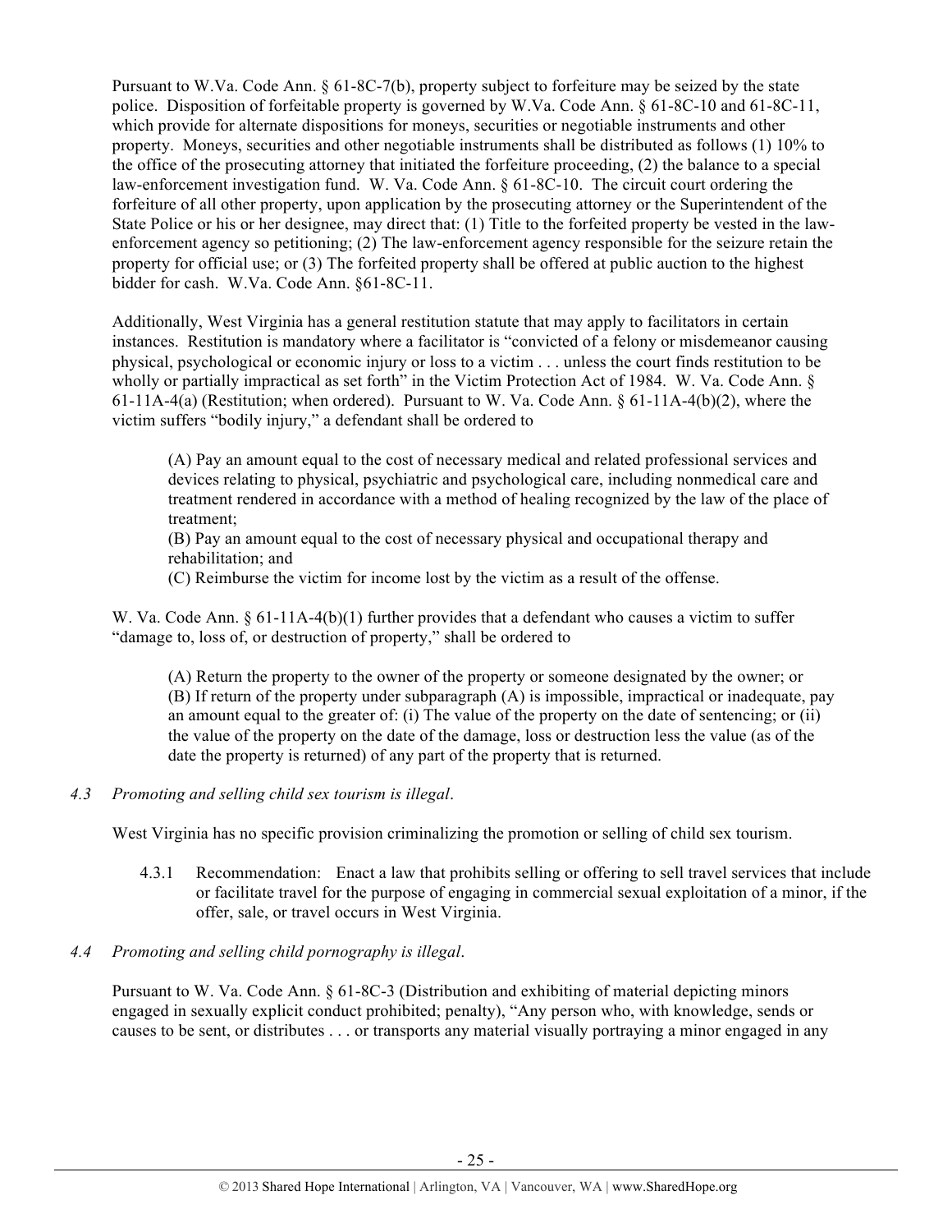Pursuant to W.Va. Code Ann. § 61-8C-7(b), property subject to forfeiture may be seized by the state police. Disposition of forfeitable property is governed by W.Va. Code Ann. § 61-8C-10 and 61-8C-11, which provide for alternate dispositions for moneys, securities or negotiable instruments and other property. Moneys, securities and other negotiable instruments shall be distributed as follows (1) 10% to the office of the prosecuting attorney that initiated the forfeiture proceeding, (2) the balance to a special law-enforcement investigation fund. W. Va. Code Ann. § 61-8C-10. The circuit court ordering the forfeiture of all other property, upon application by the prosecuting attorney or the Superintendent of the State Police or his or her designee, may direct that: (1) Title to the forfeited property be vested in the law-enforcement agency so petitioning; (2) The law-enforcement agency responsible for the seizure retain the property for official use; or (3) The forfeited property shall be offered at public auction to the highest bidder for cash. W.Va. Code Ann. §61-8C-11.

Additionally, West Virginia has a general restitution statute that may apply to facilitators in certain instances. Restitution is mandatory where a facilitator is "convicted of a felony or misdemeanor causing physical, psychological or economic injury or loss to a victim . . . unless the court finds restitution to be wholly or partially impractical as set forth" in the Victim Protection Act of 1984. W. Va. Code Ann. § 61-11A-4(a) (Restitution; when ordered). Pursuant to W. Va. Code Ann. § 61-11A-4(b)(2), where the victim suffers "bodily injury," a defendant shall be ordered to

> (A) Pay an amount equal to the cost of necessary medical and related professional services and devices relating to physical, psychiatric and psychological care, including nonmedical care and treatment rendered in accordance with a method of healing recognized by the law of the place of treatment;
> (B) Pay an amount equal to the cost of necessary physical and occupational therapy and rehabilitation; and
> (C) Reimburse the victim for income lost by the victim as a result of the offense.

W. Va. Code Ann. § 61-11A-4(b)(1) further provides that a defendant who causes a victim to suffer "damage to, loss of, or destruction of property," shall be ordered to

> (A) Return the property to the owner of the property or someone designated by the owner; or
> (B) If return of the property under subparagraph (A) is impossible, impractical or inadequate, pay an amount equal to the greater of: (i) The value of the property on the date of sentencing; or (ii) the value of the property on the date of the damage, loss or destruction less the value (as of the date the property is returned) of any part of the property that is returned.

*4.3 Promoting and selling child sex tourism is illegal*.

West Virginia has no specific provision criminalizing the promotion or selling of child sex tourism.

4.3.1 Recommendation: Enact a law that prohibits selling or offering to sell travel services that include or facilitate travel for the purpose of engaging in commercial sexual exploitation of a minor, if the offer, sale, or travel occurs in West Virginia.

*4.4 Promoting and selling child pornography is illegal*.

Pursuant to W. Va. Code Ann. § 61-8C-3 (Distribution and exhibiting of material depicting minors engaged in sexually explicit conduct prohibited; penalty), "Any person who, with knowledge, sends or causes to be sent, or distributes . . . or transports any material visually portraying a minor engaged in any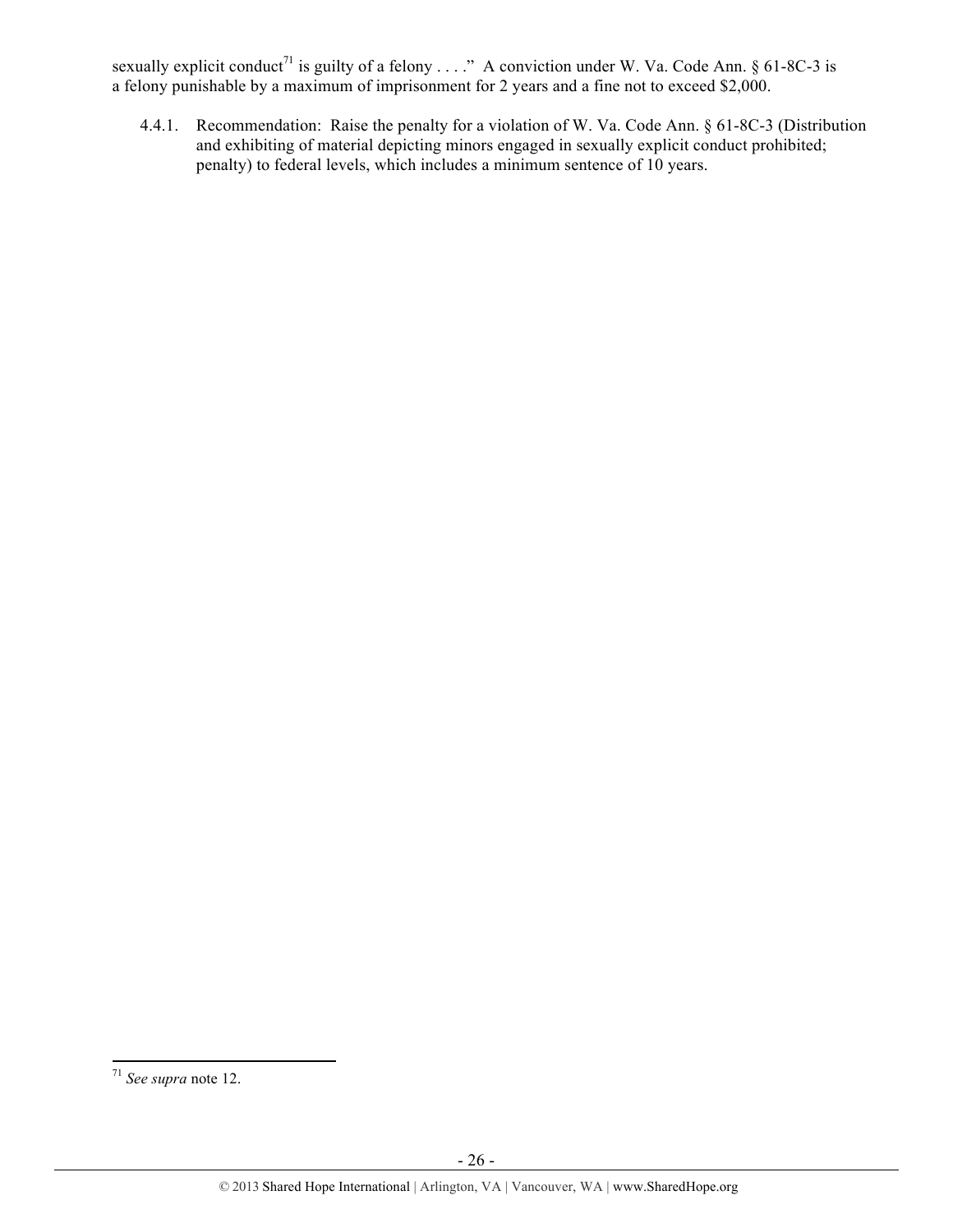sexually explicit conduct[71] is guilty of a felony . . . ." A conviction under W. Va. Code Ann. § 61-8C-3 is a felony punishable by a maximum of imprisonment for 2 years and a fine not to exceed $2,000.

4.4.1. Recommendation: Raise the penalty for a violation of W. Va. Code Ann. § 61-8C-3 (Distribution and exhibiting of material depicting minors engaged in sexually explicit conduct prohibited; penalty) to federal levels, which includes a minimum sentence of 10 years.

---

[71] *See supra* note 12.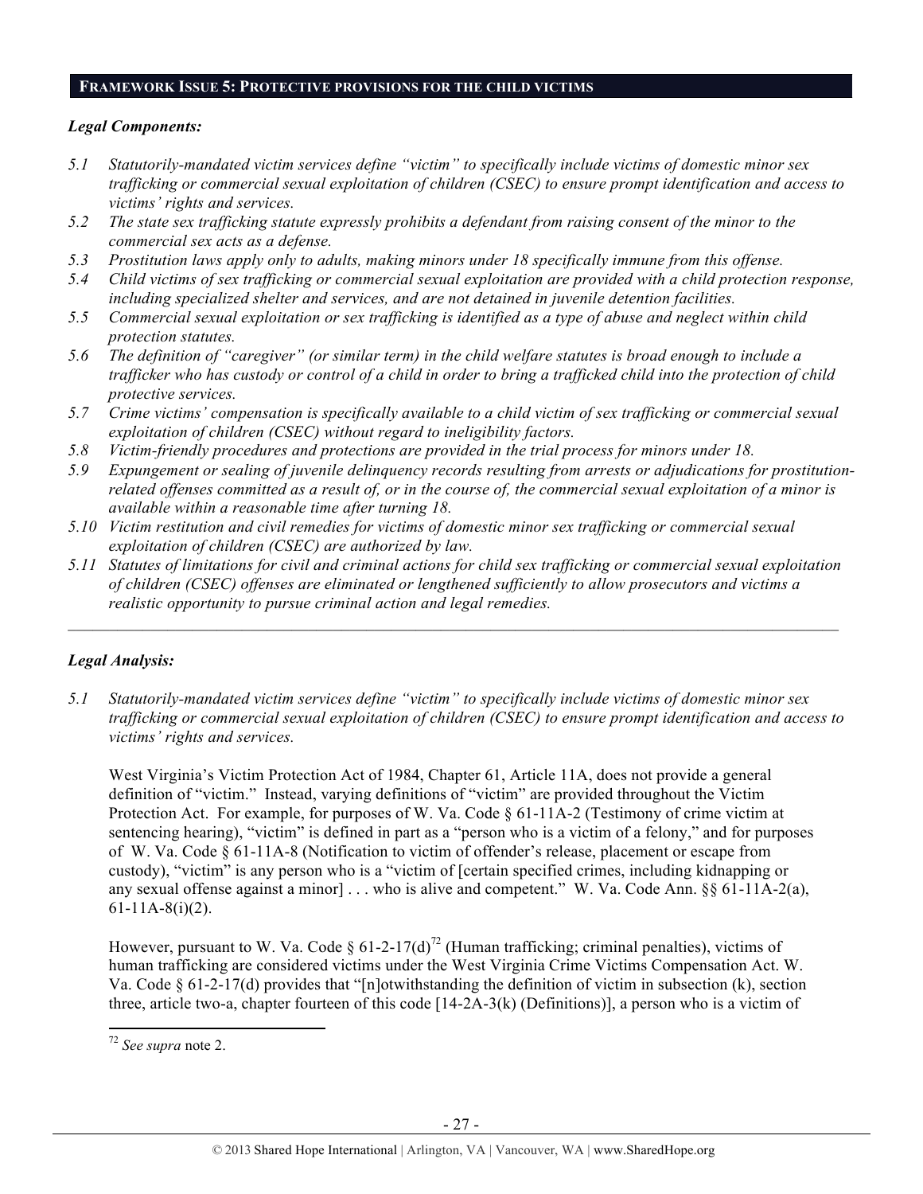## FRAMEWORK ISSUE 5: PROTECTIVE PROVISIONS FOR THE CHILD VICTIMS

### *Legal Components:*

*5.1 Statutorily-mandated victim services define "victim" to specifically include victims of domestic minor sex trafficking or commercial sexual exploitation of children (CSEC) to ensure prompt identification and access to victims' rights and services.*

*5.2 The state sex trafficking statute expressly prohibits a defendant from raising consent of the minor to the commercial sex acts as a defense.*

*5.3 Prostitution laws apply only to adults, making minors under 18 specifically immune from this offense.*

*5.4 Child victims of sex trafficking or commercial sexual exploitation are provided with a child protection response, including specialized shelter and services, and are not detained in juvenile detention facilities.*

*5.5 Commercial sexual exploitation or sex trafficking is identified as a type of abuse and neglect within child protection statutes.*

*5.6 The definition of "caregiver" (or similar term) in the child welfare statutes is broad enough to include a trafficker who has custody or control of a child in order to bring a trafficked child into the protection of child protective services.*

*5.7 Crime victims' compensation is specifically available to a child victim of sex trafficking or commercial sexual exploitation of children (CSEC) without regard to ineligibility factors.*

*5.8 Victim-friendly procedures and protections are provided in the trial process for minors under 18.*

*5.9 Expungement or sealing of juvenile delinquency records resulting from arrests or adjudications for prostitution-related offenses committed as a result of, or in the course of, the commercial sexual exploitation of a minor is available within a reasonable time after turning 18.*

*5.10 Victim restitution and civil remedies for victims of domestic minor sex trafficking or commercial sexual exploitation of children (CSEC) are authorized by law.*

*5.11 Statutes of limitations for civil and criminal actions for child sex trafficking or commercial sexual exploitation of children (CSEC) offenses are eliminated or lengthened sufficiently to allow prosecutors and victims a realistic opportunity to pursue criminal action and legal remedies.*

---

### *Legal Analysis:*

*5.1 Statutorily-mandated victim services define "victim" to specifically include victims of domestic minor sex trafficking or commercial sexual exploitation of children (CSEC) to ensure prompt identification and access to victims' rights and services.*

West Virginia's Victim Protection Act of 1984, Chapter 61, Article 11A, does not provide a general definition of "victim." Instead, varying definitions of "victim" are provided throughout the Victim Protection Act. For example, for purposes of W. Va. Code § 61-11A-2 (Testimony of crime victim at sentencing hearing), "victim" is defined in part as a "person who is a victim of a felony," and for purposes of W. Va. Code § 61-11A-8 (Notification to victim of offender's release, placement or escape from custody), "victim" is any person who is a "victim of [certain specified crimes, including kidnapping or any sexual offense against a minor] . . . who is alive and competent." W. Va. Code Ann. §§ 61-11A-2(a), 61-11A-8(i)(2).

However, pursuant to W. Va. Code § 61-2-17(d)[72] (Human trafficking; criminal penalties), victims of human trafficking are considered victims under the West Virginia Crime Victims Compensation Act. W. Va. Code § 61-2-17(d) provides that "[n]otwithstanding the definition of victim in subsection (k), section three, article two-a, chapter fourteen of this code [14-2A-3(k) (Definitions)], a person who is a victim of

---

[72] *See supra* note 2.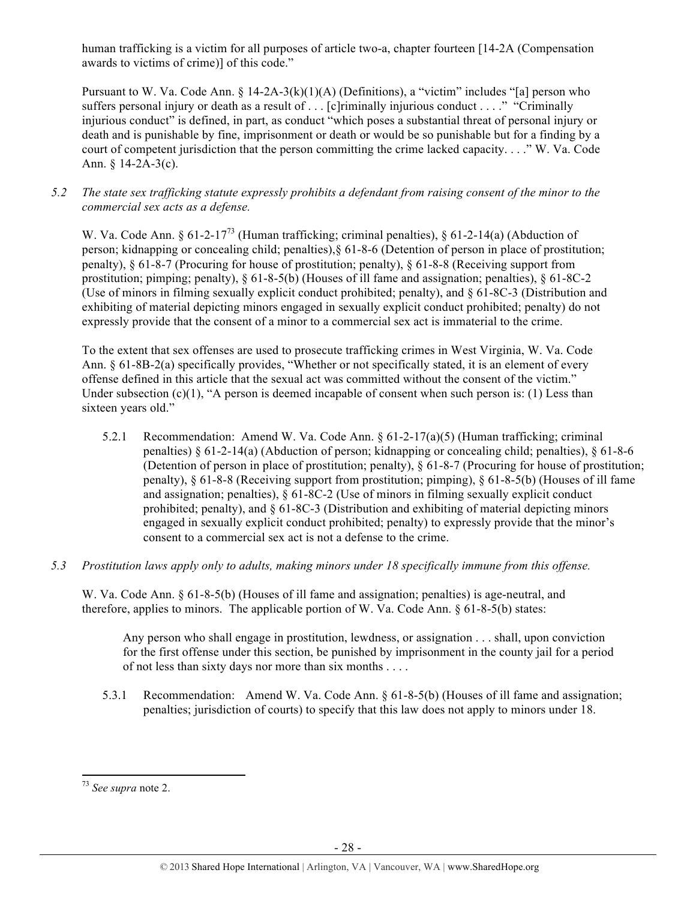human trafficking is a victim for all purposes of article two-a, chapter fourteen [14-2A (Compensation awards to victims of crime)] of this code."

Pursuant to W. Va. Code Ann. § 14-2A-3(k)(1)(A) (Definitions), a "victim" includes "[a] person who suffers personal injury or death as a result of . . . [c]riminally injurious conduct . . . ." "Criminally injurious conduct" is defined, in part, as conduct "which poses a substantial threat of personal injury or death and is punishable by fine, imprisonment or death or would be so punishable but for a finding by a court of competent jurisdiction that the person committing the crime lacked capacity. . . ." W. Va. Code Ann. § 14-2A-3(c).

*5.2 The state sex trafficking statute expressly prohibits a defendant from raising consent of the minor to the commercial sex acts as a defense.*

W. Va. Code Ann. § 61-2-17[73] (Human trafficking; criminal penalties), § 61-2-14(a) (Abduction of person; kidnapping or concealing child; penalties),§ 61-8-6 (Detention of person in place of prostitution; penalty), § 61-8-7 (Procuring for house of prostitution; penalty), § 61-8-8 (Receiving support from prostitution; pimping; penalty), § 61-8-5(b) (Houses of ill fame and assignation; penalties), § 61-8C-2 (Use of minors in filming sexually explicit conduct prohibited; penalty), and § 61-8C-3 (Distribution and exhibiting of material depicting minors engaged in sexually explicit conduct prohibited; penalty) do not expressly provide that the consent of a minor to a commercial sex act is immaterial to the crime.

To the extent that sex offenses are used to prosecute trafficking crimes in West Virginia, W. Va. Code Ann. § 61-8B-2(a) specifically provides, "Whether or not specifically stated, it is an element of every offense defined in this article that the sexual act was committed without the consent of the victim." Under subsection (c)(1), "A person is deemed incapable of consent when such person is: (1) Less than sixteen years old."

5.2.1 Recommendation: Amend W. Va. Code Ann. § 61-2-17(a)(5) (Human trafficking; criminal penalties) § 61-2-14(a) (Abduction of person; kidnapping or concealing child; penalties), § 61-8-6 (Detention of person in place of prostitution; penalty), § 61-8-7 (Procuring for house of prostitution; penalty), § 61-8-8 (Receiving support from prostitution; pimping), § 61-8-5(b) (Houses of ill fame and assignation; penalties), § 61-8C-2 (Use of minors in filming sexually explicit conduct prohibited; penalty), and § 61-8C-3 (Distribution and exhibiting of material depicting minors engaged in sexually explicit conduct prohibited; penalty) to expressly provide that the minor's consent to a commercial sex act is not a defense to the crime.

*5.3 Prostitution laws apply only to adults, making minors under 18 specifically immune from this offense.*

W. Va. Code Ann. § 61-8-5(b) (Houses of ill fame and assignation; penalties) is age-neutral, and therefore, applies to minors. The applicable portion of W. Va. Code Ann. § 61-8-5(b) states:

> Any person who shall engage in prostitution, lewdness, or assignation . . . shall, upon conviction for the first offense under this section, be punished by imprisonment in the county jail for a period of not less than sixty days nor more than six months . . . .

5.3.1 Recommendation: Amend W. Va. Code Ann. § 61-8-5(b) (Houses of ill fame and assignation; penalties; jurisdiction of courts) to specify that this law does not apply to minors under 18.

---

[73] *See supra* note 2.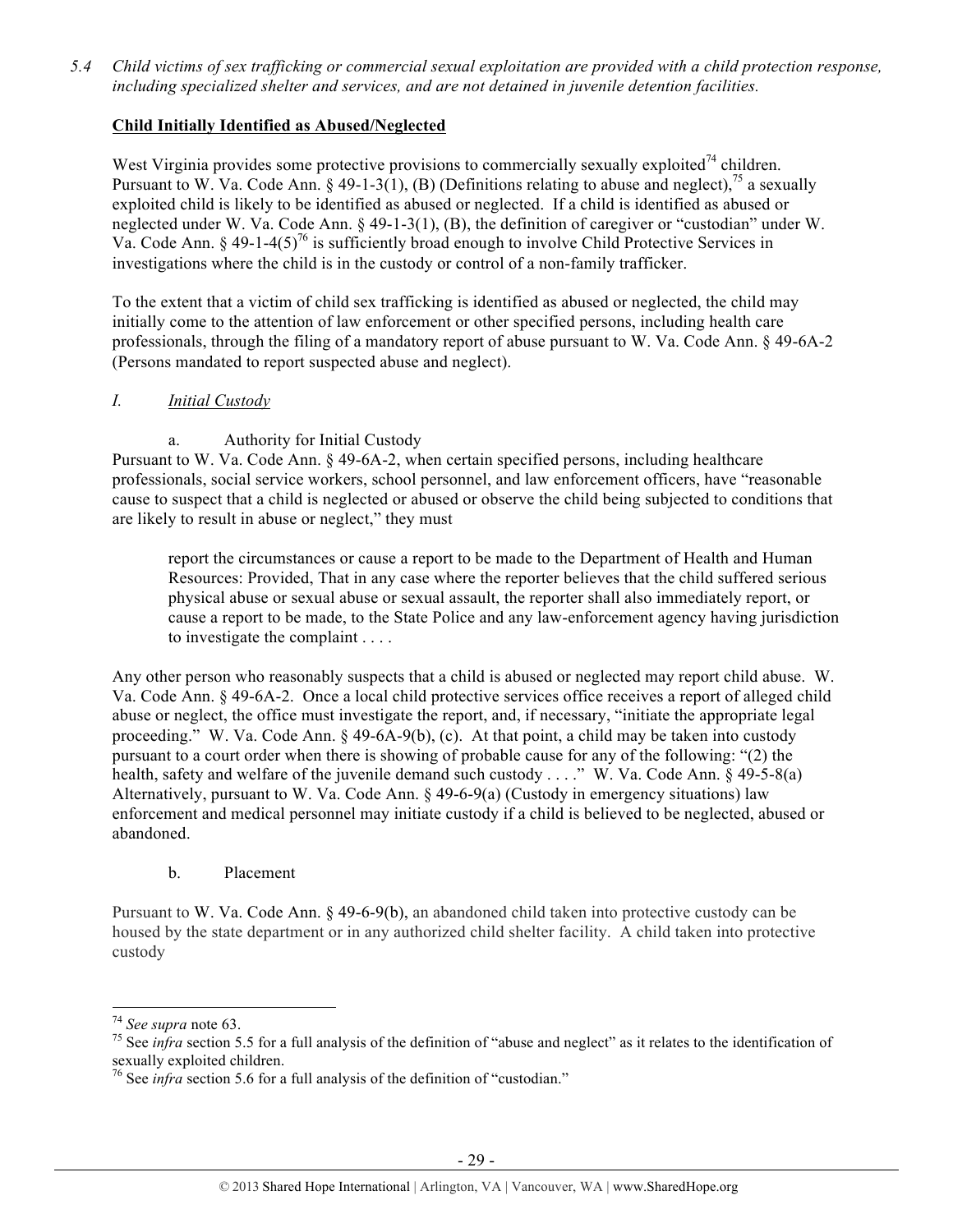*5.4 Child victims of sex trafficking or commercial sexual exploitation are provided with a child protection response, including specialized shelter and services, and are not detained in juvenile detention facilities.*

**Child Initially Identified as Abused/Neglected**

West Virginia provides some protective provisions to commercially sexually exploited[74] children. Pursuant to W. Va. Code Ann. § 49-1-3(1), (B) (Definitions relating to abuse and neglect),[75] a sexually exploited child is likely to be identified as abused or neglected. If a child is identified as abused or neglected under W. Va. Code Ann. § 49-1-3(1), (B), the definition of caregiver or "custodian" under W. Va. Code Ann. § 49-1-4(5)[76] is sufficiently broad enough to involve Child Protective Services in investigations where the child is in the custody or control of a non-family trafficker.

To the extent that a victim of child sex trafficking is identified as abused or neglected, the child may initially come to the attention of law enforcement or other specified persons, including health care professionals, through the filing of a mandatory report of abuse pursuant to W. Va. Code Ann. § 49-6A-2 (Persons mandated to report suspected abuse and neglect).

*I. Initial Custody*

a. Authority for Initial Custody

Pursuant to W. Va. Code Ann. § 49-6A-2, when certain specified persons, including healthcare professionals, social service workers, school personnel, and law enforcement officers, have "reasonable cause to suspect that a child is neglected or abused or observe the child being subjected to conditions that are likely to result in abuse or neglect," they must

> report the circumstances or cause a report to be made to the Department of Health and Human Resources: Provided, That in any case where the reporter believes that the child suffered serious physical abuse or sexual abuse or sexual assault, the reporter shall also immediately report, or cause a report to be made, to the State Police and any law-enforcement agency having jurisdiction to investigate the complaint . . . .

Any other person who reasonably suspects that a child is abused or neglected may report child abuse. W. Va. Code Ann. § 49-6A-2. Once a local child protective services office receives a report of alleged child abuse or neglect, the office must investigate the report, and, if necessary, "initiate the appropriate legal proceeding." W. Va. Code Ann. § 49-6A-9(b), (c). At that point, a child may be taken into custody pursuant to a court order when there is showing of probable cause for any of the following: "(2) the health, safety and welfare of the juvenile demand such custody . . . ." W. Va. Code Ann. § 49-5-8(a) Alternatively, pursuant to W. Va. Code Ann. § 49-6-9(a) (Custody in emergency situations) law enforcement and medical personnel may initiate custody if a child is believed to be neglected, abused or abandoned.

b. Placement

Pursuant to W. Va. Code Ann. § 49-6-9(b), an abandoned child taken into protective custody can be housed by the state department or in any authorized child shelter facility. A child taken into protective custody

---

[74] *See supra* note 63.

[75] See *infra* section 5.5 for a full analysis of the definition of "abuse and neglect" as it relates to the identification of sexually exploited children.

[76] See *infra* section 5.6 for a full analysis of the definition of "custodian."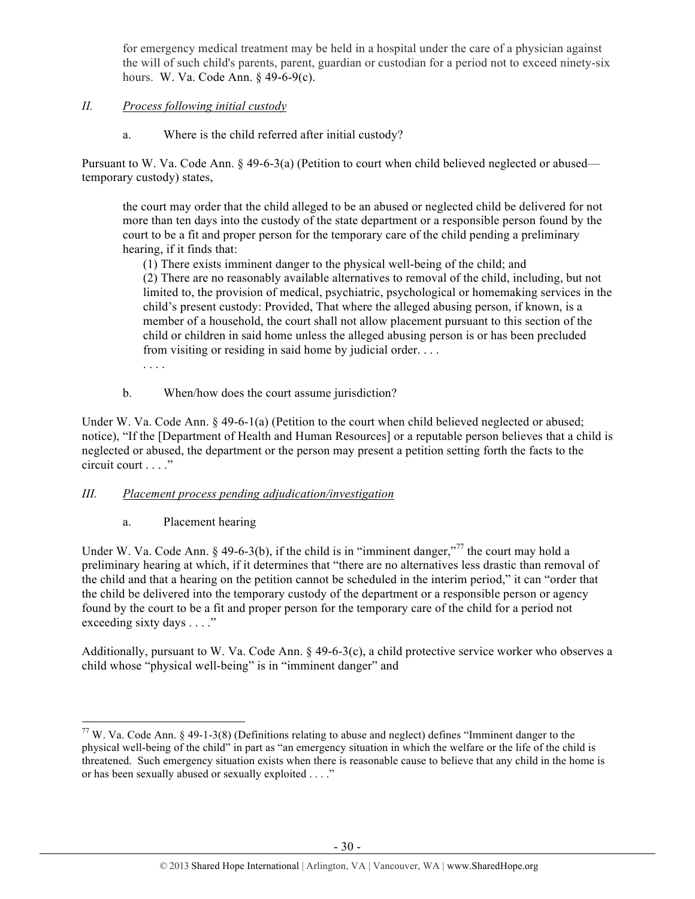for emergency medical treatment may be held in a hospital under the care of a physician against the will of such child's parents, parent, guardian or custodian for a period not to exceed ninety-six hours. W. Va. Code Ann. § 49-6-9(c).

## *II. Process following initial custody*

### a. Where is the child referred after initial custody?

Pursuant to W. Va. Code Ann. § 49-6-3(a) (Petition to court when child believed neglected or abused—temporary custody) states,

> the court may order that the child alleged to be an abused or neglected child be delivered for not more than ten days into the custody of the state department or a responsible person found by the court to be a fit and proper person for the temporary care of the child pending a preliminary hearing, if it finds that:
>
> (1) There exists imminent danger to the physical well-being of the child; and
>
> (2) There are no reasonably available alternatives to removal of the child, including, but not limited to, the provision of medical, psychiatric, psychological or homemaking services in the child's present custody: Provided, That where the alleged abusing person, if known, is a member of a household, the court shall not allow placement pursuant to this section of the child or children in said home unless the alleged abusing person is or has been precluded from visiting or residing in said home by judicial order. . . .
>
> . . . .

### b. When/how does the court assume jurisdiction?

Under W. Va. Code Ann. § 49-6-1(a) (Petition to the court when child believed neglected or abused; notice), "If the [Department of Health and Human Resources] or a reputable person believes that a child is neglected or abused, the department or the person may present a petition setting forth the facts to the circuit court . . . ."

## *III. Placement process pending adjudication/investigation*

### a. Placement hearing

Under W. Va. Code Ann. § 49-6-3(b), if the child is in "imminent danger,"[77] the court may hold a preliminary hearing at which, if it determines that "there are no alternatives less drastic than removal of the child and that a hearing on the petition cannot be scheduled in the interim period," it can "order that the child be delivered into the temporary custody of the department or a responsible person or agency found by the court to be a fit and proper person for the temporary care of the child for a period not exceeding sixty days . . . ."

Additionally, pursuant to W. Va. Code Ann. § 49-6-3(c), a child protective service worker who observes a child whose "physical well-being" is in "imminent danger" and

---

[77] W. Va. Code Ann. § 49-1-3(8) (Definitions relating to abuse and neglect) defines "Imminent danger to the physical well-being of the child" in part as "an emergency situation in which the welfare or the life of the child is threatened. Such emergency situation exists when there is reasonable cause to believe that any child in the home is or has been sexually abused or sexually exploited . . . ."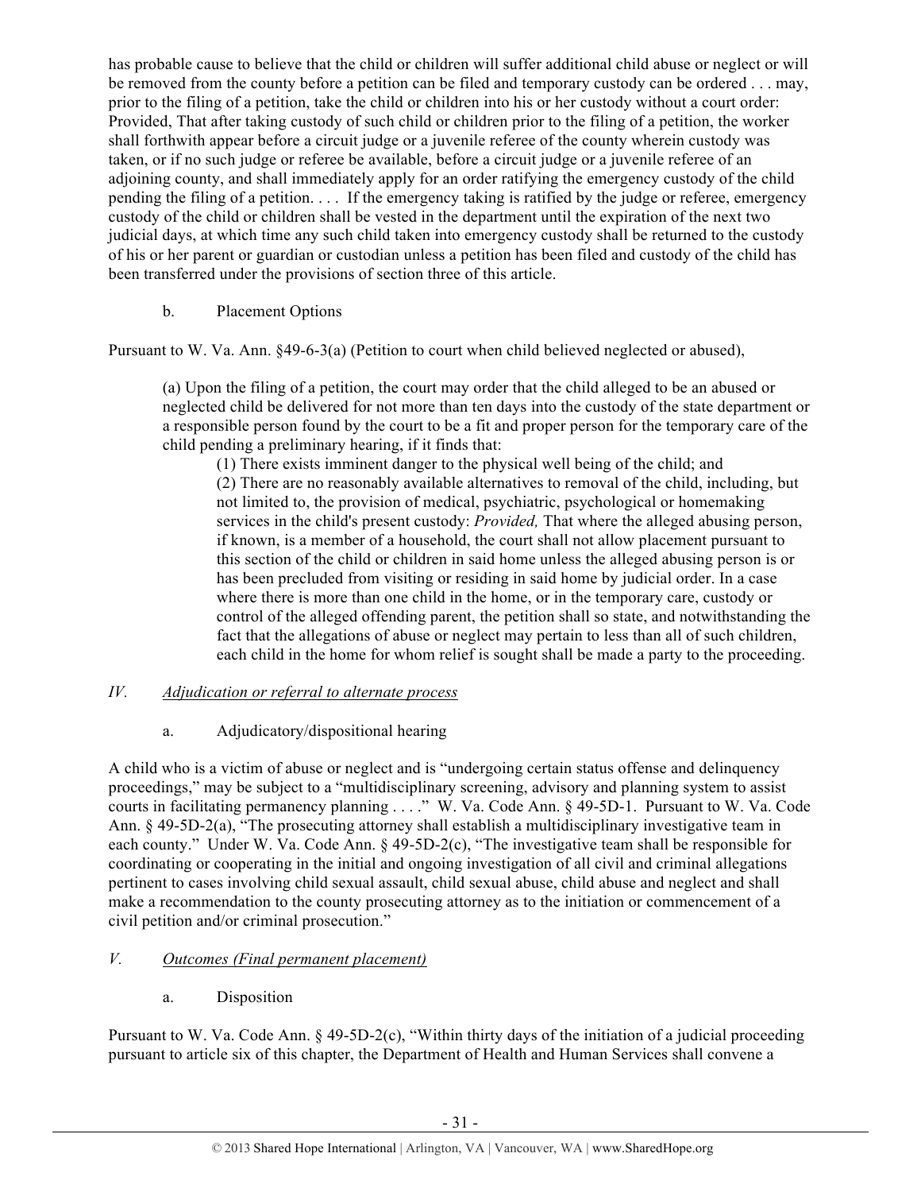has probable cause to believe that the child or children will suffer additional child abuse or neglect or will be removed from the county before a petition can be filed and temporary custody can be ordered . . . may, prior to the filing of a petition, take the child or children into his or her custody without a court order: Provided, That after taking custody of such child or children prior to the filing of a petition, the worker shall forthwith appear before a circuit judge or a juvenile referee of the county wherein custody was taken, or if no such judge or referee be available, before a circuit judge or a juvenile referee of an adjoining county, and shall immediately apply for an order ratifying the emergency custody of the child pending the filing of a petition. . . . If the emergency taking is ratified by the judge or referee, emergency custody of the child or children shall be vested in the department until the expiration of the next two judicial days, at which time any such child taken into emergency custody shall be returned to the custody of his or her parent or guardian or custodian unless a petition has been filed and custody of the child has been transferred under the provisions of section three of this article.

b. Placement Options

Pursuant to W. Va. Ann. §49-6-3(a) (Petition to court when child believed neglected or abused),

> (a) Upon the filing of a petition, the court may order that the child alleged to be an abused or neglected child be delivered for not more than ten days into the custody of the state department or a responsible person found by the court to be a fit and proper person for the temporary care of the child pending a preliminary hearing, if it finds that:
>
> (1) There exists imminent danger to the physical well being of the child; and
>
> (2) There are no reasonably available alternatives to removal of the child, including, but not limited to, the provision of medical, psychiatric, psychological or homemaking services in the child's present custody: *Provided,* That where the alleged abusing person, if known, is a member of a household, the court shall not allow placement pursuant to this section of the child or children in said home unless the alleged abusing person is or has been precluded from visiting or residing in said home by judicial order. In a case where there is more than one child in the home, or in the temporary care, custody or control of the alleged offending parent, the petition shall so state, and notwithstanding the fact that the allegations of abuse or neglect may pertain to less than all of such children, each child in the home for whom relief is sought shall be made a party to the proceeding.

*IV. Adjudication or referral to alternate process*

a. Adjudicatory/dispositional hearing

A child who is a victim of abuse or neglect and is "undergoing certain status offense and delinquency proceedings," may be subject to a "multidisciplinary screening, advisory and planning system to assist courts in facilitating permanency planning . . . ." W. Va. Code Ann. § 49-5D-1. Pursuant to W. Va. Code Ann. § 49-5D-2(a), "The prosecuting attorney shall establish a multidisciplinary investigative team in each county." Under W. Va. Code Ann. § 49-5D-2(c), "The investigative team shall be responsible for coordinating or cooperating in the initial and ongoing investigation of all civil and criminal allegations pertinent to cases involving child sexual assault, child sexual abuse, child abuse and neglect and shall make a recommendation to the county prosecuting attorney as to the initiation or commencement of a civil petition and/or criminal prosecution."

*V. Outcomes (Final permanent placement)*

a. Disposition

Pursuant to W. Va. Code Ann. § 49-5D-2(c), "Within thirty days of the initiation of a judicial proceeding pursuant to article six of this chapter, the Department of Health and Human Services shall convene a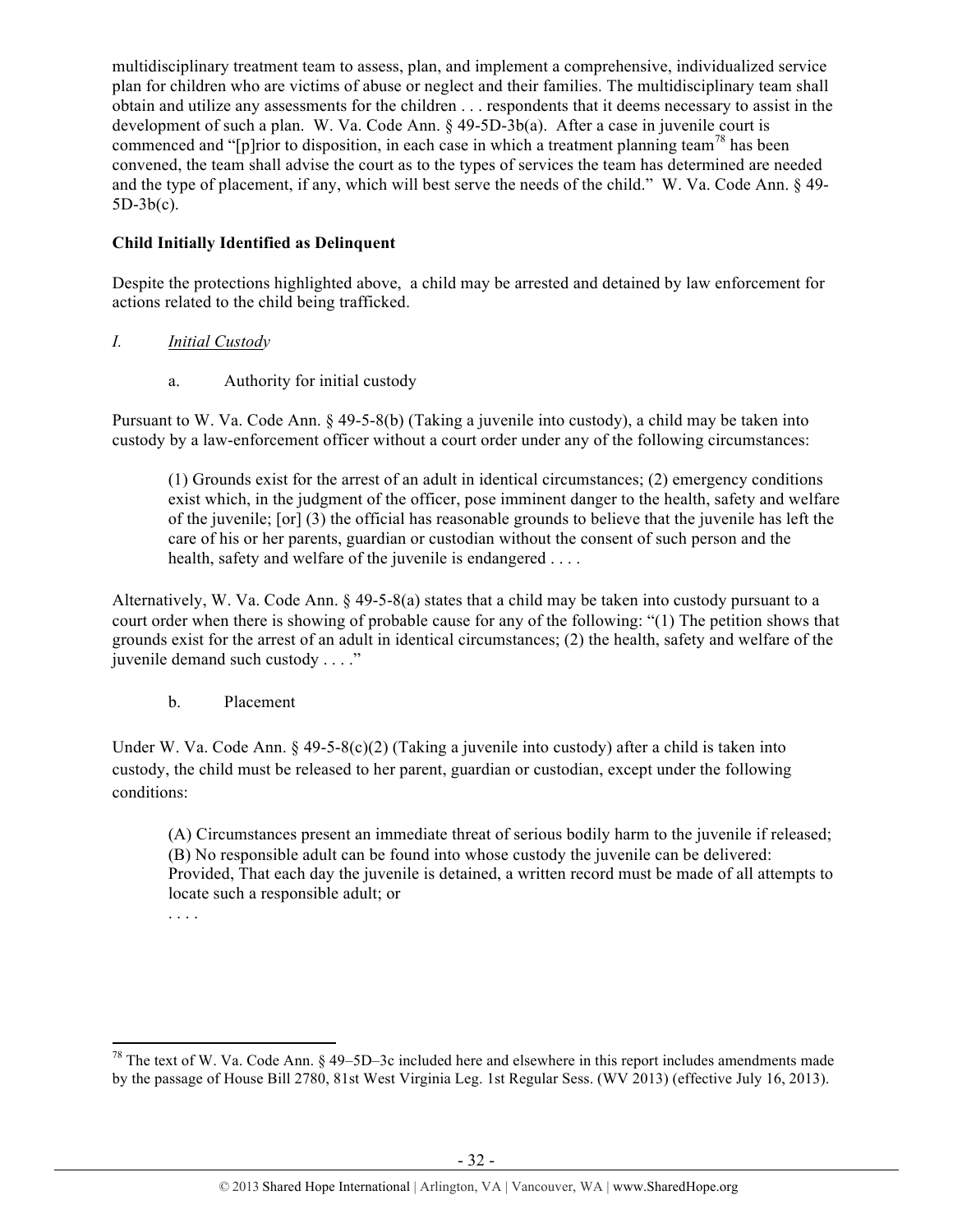multidisciplinary treatment team to assess, plan, and implement a comprehensive, individualized service plan for children who are victims of abuse or neglect and their families. The multidisciplinary team shall obtain and utilize any assessments for the children . . . respondents that it deems necessary to assist in the development of such a plan. W. Va. Code Ann. § 49-5D-3b(a). After a case in juvenile court is commenced and "[p]rior to disposition, in each case in which a treatment planning team[78] has been convened, the team shall advise the court as to the types of services the team has determined are needed and the type of placement, if any, which will best serve the needs of the child." W. Va. Code Ann. § 49-5D-3b(c).

**Child Initially Identified as Delinquent**

Despite the protections highlighted above, a child may be arrested and detained by law enforcement for actions related to the child being trafficked.

*I. Initial Custody*

a. Authority for initial custody

Pursuant to W. Va. Code Ann. § 49-5-8(b) (Taking a juvenile into custody), a child may be taken into custody by a law-enforcement officer without a court order under any of the following circumstances:

> (1) Grounds exist for the arrest of an adult in identical circumstances; (2) emergency conditions exist which, in the judgment of the officer, pose imminent danger to the health, safety and welfare of the juvenile; [or] (3) the official has reasonable grounds to believe that the juvenile has left the care of his or her parents, guardian or custodian without the consent of such person and the health, safety and welfare of the juvenile is endangered . . . .

Alternatively, W. Va. Code Ann. § 49-5-8(a) states that a child may be taken into custody pursuant to a court order when there is showing of probable cause for any of the following: "(1) The petition shows that grounds exist for the arrest of an adult in identical circumstances; (2) the health, safety and welfare of the juvenile demand such custody . . . ."

b. Placement

Under W. Va. Code Ann. § 49-5-8(c)(2) (Taking a juvenile into custody) after a child is taken into custody, the child must be released to her parent, guardian or custodian, except under the following conditions:

> (A) Circumstances present an immediate threat of serious bodily harm to the juvenile if released; (B) No responsible adult can be found into whose custody the juvenile can be delivered: Provided, That each day the juvenile is detained, a written record must be made of all attempts to locate such a responsible adult; or
>
> . . . .

[78] The text of W. Va. Code Ann. § 49–5D–3c included here and elsewhere in this report includes amendments made by the passage of House Bill 2780, 81st West Virginia Leg. 1st Regular Sess. (WV 2013) (effective July 16, 2013).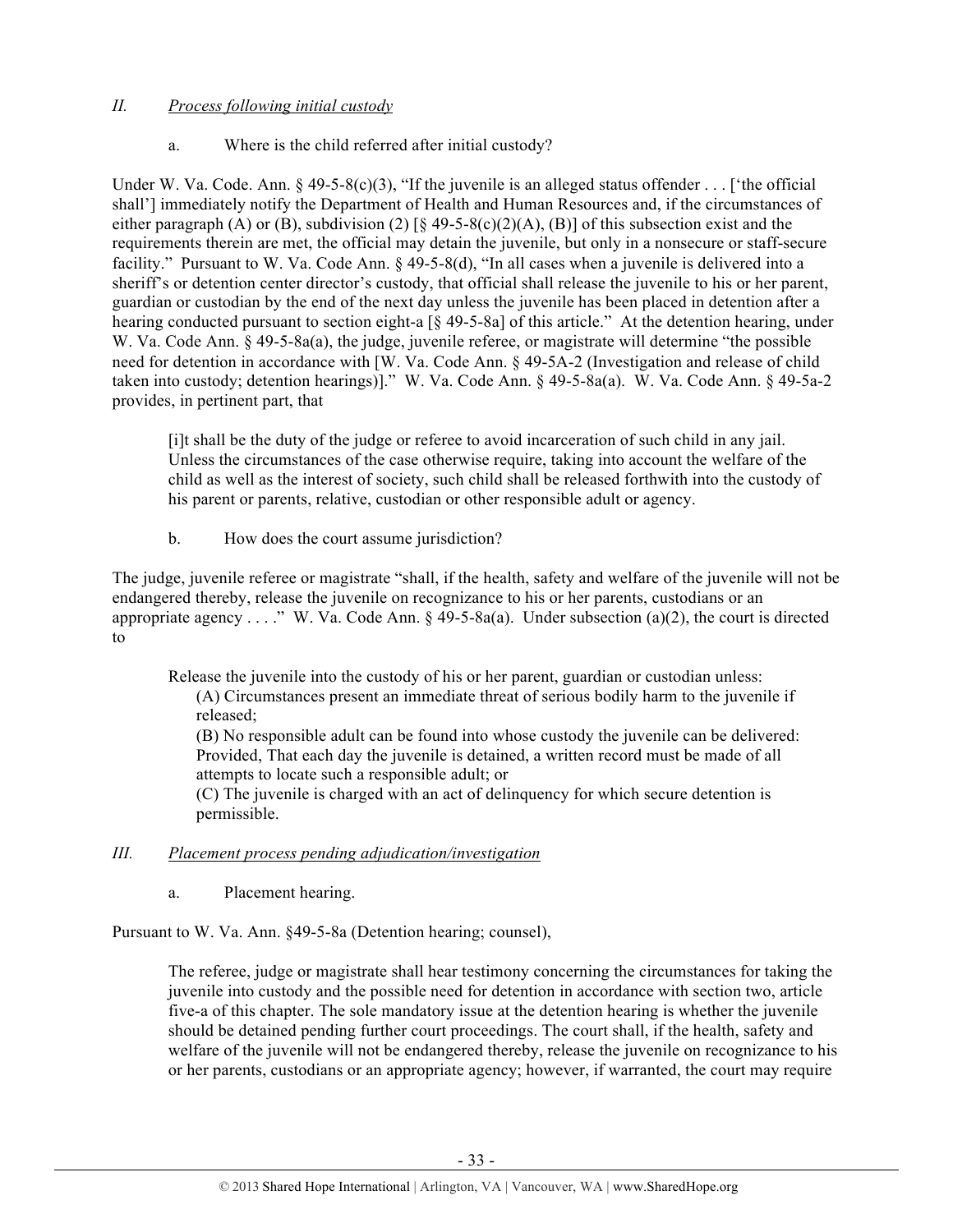## *II. Process following initial custody*

### a. Where is the child referred after initial custody?

Under W. Va. Code. Ann. § 49-5-8(c)(3), "If the juvenile is an alleged status offender . . . ['the official shall'] immediately notify the Department of Health and Human Resources and, if the circumstances of either paragraph (A) or (B), subdivision (2) [§ 49-5-8(c)(2)(A), (B)] of this subsection exist and the requirements therein are met, the official may detain the juvenile, but only in a nonsecure or staff-secure facility." Pursuant to W. Va. Code Ann. § 49-5-8(d), "In all cases when a juvenile is delivered into a sheriff's or detention center director's custody, that official shall release the juvenile to his or her parent, guardian or custodian by the end of the next day unless the juvenile has been placed in detention after a hearing conducted pursuant to section eight-a [§ 49-5-8a] of this article." At the detention hearing, under W. Va. Code Ann. § 49-5-8a(a), the judge, juvenile referee, or magistrate will determine "the possible need for detention in accordance with [W. Va. Code Ann. § 49-5A-2 (Investigation and release of child taken into custody; detention hearings)]." W. Va. Code Ann. § 49-5-8a(a). W. Va. Code Ann. § 49-5a-2 provides, in pertinent part, that

> [i]t shall be the duty of the judge or referee to avoid incarceration of such child in any jail. Unless the circumstances of the case otherwise require, taking into account the welfare of the child as well as the interest of society, such child shall be released forthwith into the custody of his parent or parents, relative, custodian or other responsible adult or agency.

### b. How does the court assume jurisdiction?

The judge, juvenile referee or magistrate "shall, if the health, safety and welfare of the juvenile will not be endangered thereby, release the juvenile on recognizance to his or her parents, custodians or an appropriate agency . . . ." W. Va. Code Ann. § 49-5-8a(a). Under subsection (a)(2), the court is directed to

> Release the juvenile into the custody of his or her parent, guardian or custodian unless:
> (A) Circumstances present an immediate threat of serious bodily harm to the juvenile if released;
> (B) No responsible adult can be found into whose custody the juvenile can be delivered: Provided, That each day the juvenile is detained, a written record must be made of all attempts to locate such a responsible adult; or
> (C) The juvenile is charged with an act of delinquency for which secure detention is permissible.

## *III. Placement process pending adjudication/investigation*

### a. Placement hearing.

Pursuant to W. Va. Ann. §49-5-8a (Detention hearing; counsel),

> The referee, judge or magistrate shall hear testimony concerning the circumstances for taking the juvenile into custody and the possible need for detention in accordance with section two, article five-a of this chapter. The sole mandatory issue at the detention hearing is whether the juvenile should be detained pending further court proceedings. The court shall, if the health, safety and welfare of the juvenile will not be endangered thereby, release the juvenile on recognizance to his or her parents, custodians or an appropriate agency; however, if warranted, the court may require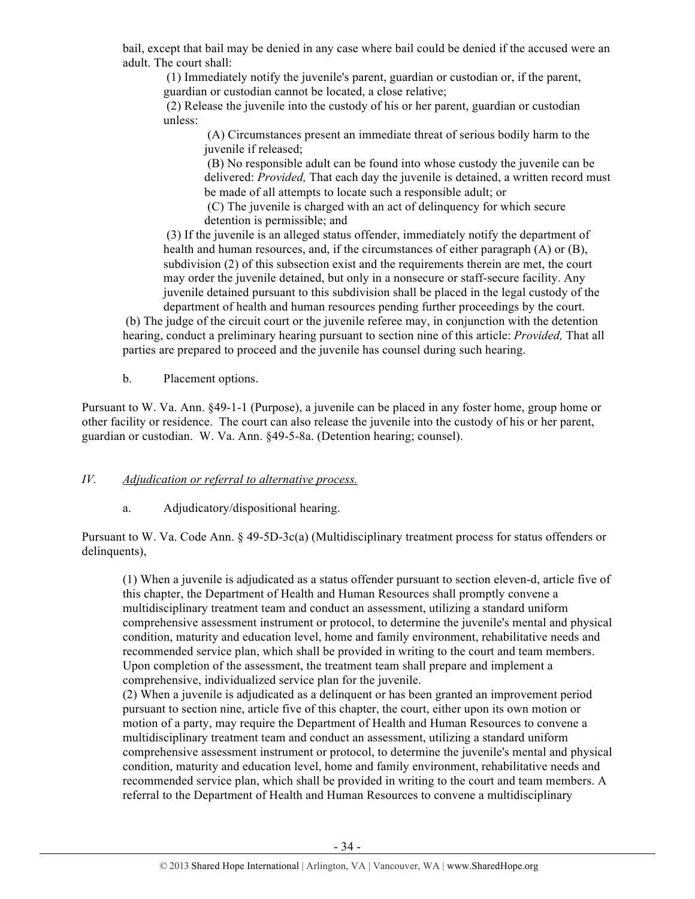bail, except that bail may be denied in any case where bail could be denied if the accused were an adult. The court shall:

> (1) Immediately notify the juvenile's parent, guardian or custodian or, if the parent, guardian or custodian cannot be located, a close relative;
>
> (2) Release the juvenile into the custody of his or her parent, guardian or custodian unless:
>
> > (A) Circumstances present an immediate threat of serious bodily harm to the juvenile if released;
> >
> > (B) No responsible adult can be found into whose custody the juvenile can be delivered: *Provided,* That each day the juvenile is detained, a written record must be made of all attempts to locate such a responsible adult; or
> >
> > (C) The juvenile is charged with an act of delinquency for which secure detention is permissible; and
>
> (3) If the juvenile is an alleged status offender, immediately notify the department of health and human resources, and, if the circumstances of either paragraph (A) or (B), subdivision (2) of this subsection exist and the requirements therein are met, the court may order the juvenile detained, but only in a nonsecure or staff-secure facility. Any juvenile detained pursuant to this subdivision shall be placed in the legal custody of the department of health and human resources pending further proceedings by the court.

(b) The judge of the circuit court or the juvenile referee may, in conjunction with the detention hearing, conduct a preliminary hearing pursuant to section nine of this article: *Provided,* That all parties are prepared to proceed and the juvenile has counsel during such hearing.

b. Placement options.

Pursuant to W. Va. Ann. §49-1-1 (Purpose), a juvenile can be placed in any foster home, group home or other facility or residence. The court can also release the juvenile into the custody of his or her parent, guardian or custodian. W. Va. Ann. §49-5-8a. (Detention hearing; counsel).

## *IV. Adjudication or referral to alternative process.*

a. Adjudicatory/dispositional hearing.

Pursuant to W. Va. Code Ann. § 49-5D-3c(a) (Multidisciplinary treatment process for status offenders or delinquents),

> (1) When a juvenile is adjudicated as a status offender pursuant to section eleven-d, article five of this chapter, the Department of Health and Human Resources shall promptly convene a multidisciplinary treatment team and conduct an assessment, utilizing a standard uniform comprehensive assessment instrument or protocol, to determine the juvenile's mental and physical condition, maturity and education level, home and family environment, rehabilitative needs and recommended service plan, which shall be provided in writing to the court and team members. Upon completion of the assessment, the treatment team shall prepare and implement a comprehensive, individualized service plan for the juvenile.
>
> (2) When a juvenile is adjudicated as a delinquent or has been granted an improvement period pursuant to section nine, article five of this chapter, the court, either upon its own motion or motion of a party, may require the Department of Health and Human Resources to convene a multidisciplinary treatment team and conduct an assessment, utilizing a standard uniform comprehensive assessment instrument or protocol, to determine the juvenile's mental and physical condition, maturity and education level, home and family environment, rehabilitative needs and recommended service plan, which shall be provided in writing to the court and team members. A referral to the Department of Health and Human Resources to convene a multidisciplinary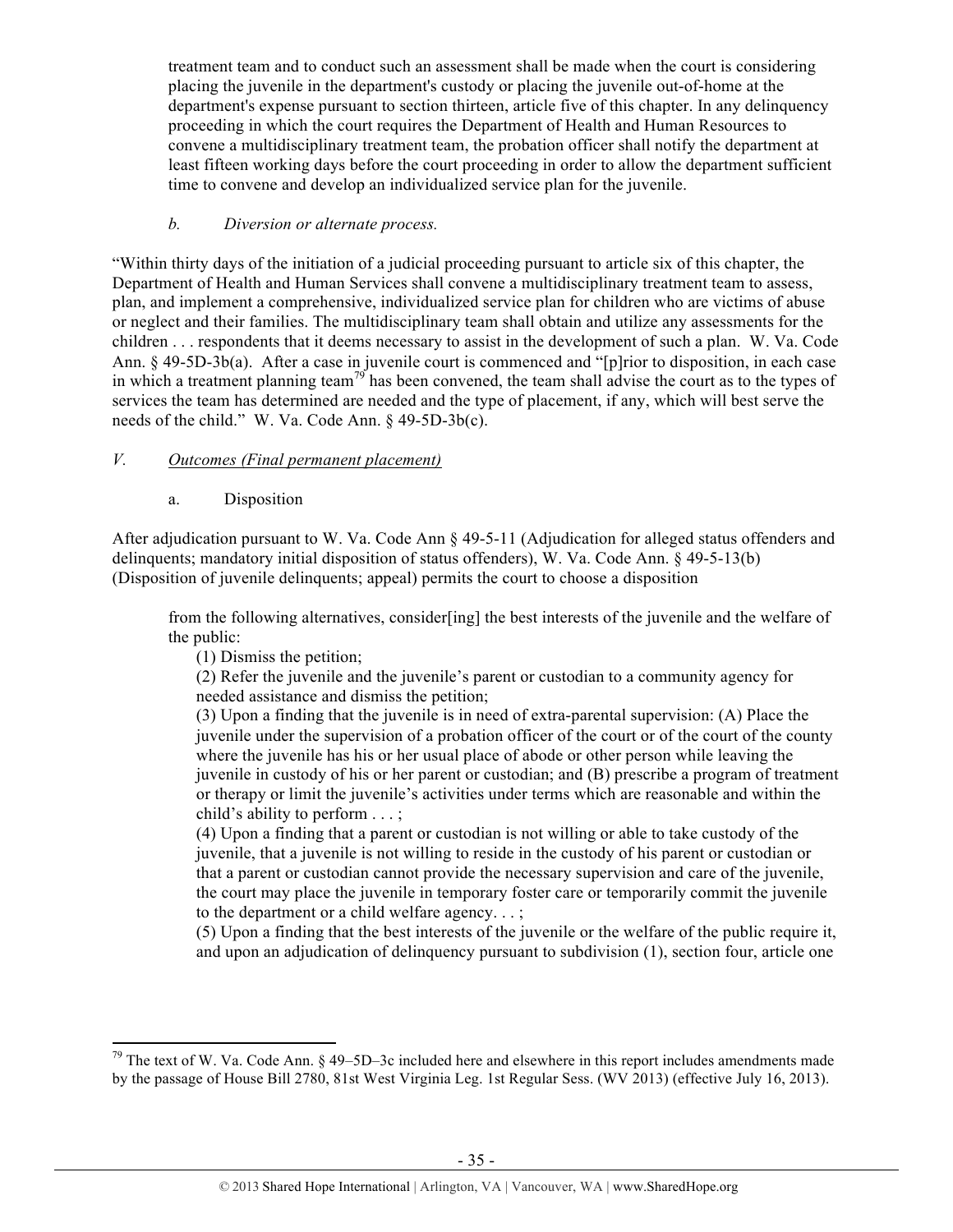> treatment team and to conduct such an assessment shall be made when the court is considering placing the juvenile in the department's custody or placing the juvenile out-of-home at the department's expense pursuant to section thirteen, article five of this chapter. In any delinquency proceeding in which the court requires the Department of Health and Human Resources to convene a multidisciplinary treatment team, the probation officer shall notify the department at least fifteen working days before the court proceeding in order to allow the department sufficient time to convene and develop an individualized service plan for the juvenile.

*b. Diversion or alternate process.*

"Within thirty days of the initiation of a judicial proceeding pursuant to article six of this chapter, the Department of Health and Human Services shall convene a multidisciplinary treatment team to assess, plan, and implement a comprehensive, individualized service plan for children who are victims of abuse or neglect and their families. The multidisciplinary team shall obtain and utilize any assessments for the children . . . respondents that it deems necessary to assist in the development of such a plan. W. Va. Code Ann. § 49-5D-3b(a). After a case in juvenile court is commenced and "[p]rior to disposition, in each case in which a treatment planning team[79] has been convened, the team shall advise the court as to the types of services the team has determined are needed and the type of placement, if any, which will best serve the needs of the child." W. Va. Code Ann. § 49-5D-3b(c).

*V. Outcomes (Final permanent placement)*

a. Disposition

After adjudication pursuant to W. Va. Code Ann § 49-5-11 (Adjudication for alleged status offenders and delinquents; mandatory initial disposition of status offenders), W. Va. Code Ann. § 49-5-13(b) (Disposition of juvenile delinquents; appeal) permits the court to choose a disposition

> from the following alternatives, consider[ing] the best interests of the juvenile and the welfare of the public:
> (1) Dismiss the petition;
> (2) Refer the juvenile and the juvenile's parent or custodian to a community agency for needed assistance and dismiss the petition;
> (3) Upon a finding that the juvenile is in need of extra-parental supervision: (A) Place the juvenile under the supervision of a probation officer of the court or of the court of the county where the juvenile has his or her usual place of abode or other person while leaving the juvenile in custody of his or her parent or custodian; and (B) prescribe a program of treatment or therapy or limit the juvenile's activities under terms which are reasonable and within the child's ability to perform . . . ;
> (4) Upon a finding that a parent or custodian is not willing or able to take custody of the juvenile, that a juvenile is not willing to reside in the custody of his parent or custodian or that a parent or custodian cannot provide the necessary supervision and care of the juvenile, the court may place the juvenile in temporary foster care or temporarily commit the juvenile to the department or a child welfare agency. . . ;
> (5) Upon a finding that the best interests of the juvenile or the welfare of the public require it, and upon an adjudication of delinquency pursuant to subdivision (1), section four, article one

[79] The text of W. Va. Code Ann. § 49–5D–3c included here and elsewhere in this report includes amendments made by the passage of House Bill 2780, 81st West Virginia Leg. 1st Regular Sess. (WV 2013) (effective July 16, 2013).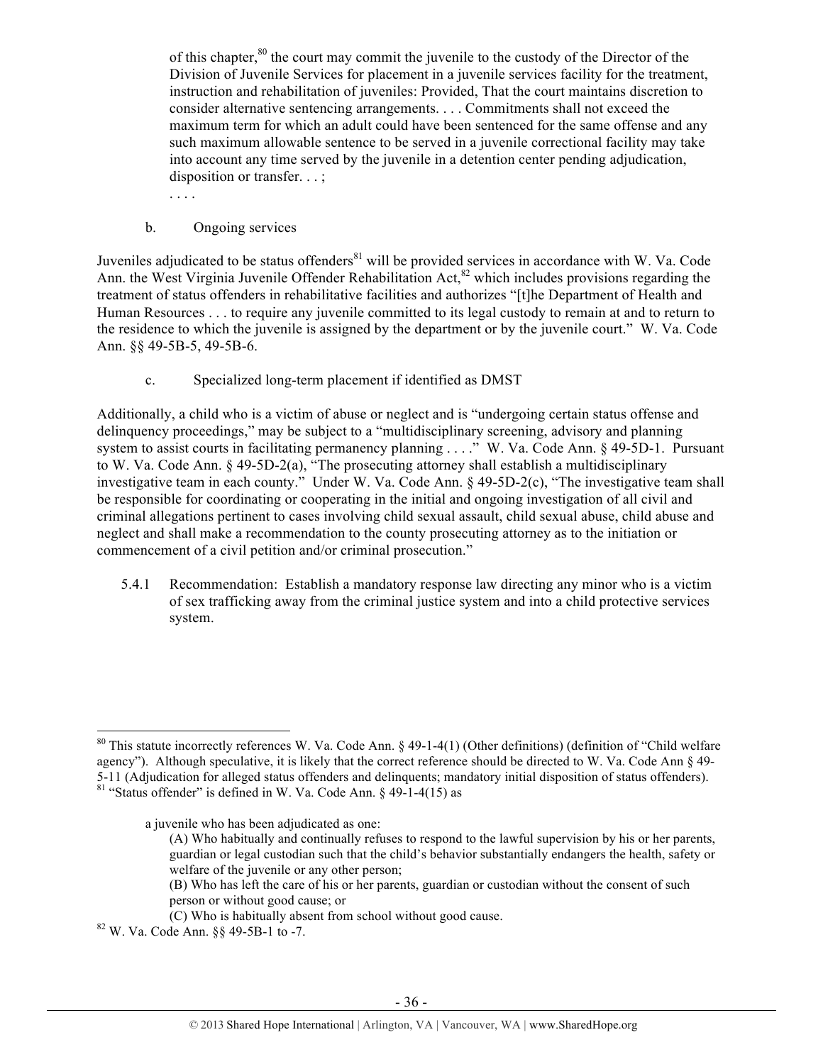> of this chapter,[80] the court may commit the juvenile to the custody of the Director of the Division of Juvenile Services for placement in a juvenile services facility for the treatment, instruction and rehabilitation of juveniles: Provided, That the court maintains discretion to consider alternative sentencing arrangements. . . . Commitments shall not exceed the maximum term for which an adult could have been sentenced for the same offense and any such maximum allowable sentence to be served in a juvenile correctional facility may take into account any time served by the juvenile in a detention center pending adjudication, disposition or transfer. . . ;
>
> . . . .

b. Ongoing services

Juveniles adjudicated to be status offenders[81] will be provided services in accordance with W. Va. Code Ann. the West Virginia Juvenile Offender Rehabilitation Act,[82] which includes provisions regarding the treatment of status offenders in rehabilitative facilities and authorizes "[t]he Department of Health and Human Resources . . . to require any juvenile committed to its legal custody to remain at and to return to the residence to which the juvenile is assigned by the department or by the juvenile court." W. Va. Code Ann. §§ 49-5B-5, 49-5B-6.

c. Specialized long-term placement if identified as DMST

Additionally, a child who is a victim of abuse or neglect and is "undergoing certain status offense and delinquency proceedings," may be subject to a "multidisciplinary screening, advisory and planning system to assist courts in facilitating permanency planning . . . ." W. Va. Code Ann. § 49-5D-1. Pursuant to W. Va. Code Ann. § 49-5D-2(a), "The prosecuting attorney shall establish a multidisciplinary investigative team in each county." Under W. Va. Code Ann. § 49-5D-2(c), "The investigative team shall be responsible for coordinating or cooperating in the initial and ongoing investigation of all civil and criminal allegations pertinent to cases involving child sexual assault, child sexual abuse, child abuse and neglect and shall make a recommendation to the county prosecuting attorney as to the initiation or commencement of a civil petition and/or criminal prosecution."

5.4.1 Recommendation: Establish a mandatory response law directing any minor who is a victim of sex trafficking away from the criminal justice system and into a child protective services system.

---

[80] This statute incorrectly references W. Va. Code Ann. § 49-1-4(1) (Other definitions) (definition of "Child welfare agency"). Although speculative, it is likely that the correct reference should be directed to W. Va. Code Ann § 49-5-11 (Adjudication for alleged status offenders and delinquents; mandatory initial disposition of status offenders).

[81] "Status offender" is defined in W. Va. Code Ann. § 49-1-4(15) as

> a juvenile who has been adjudicated as one:
>
> (A) Who habitually and continually refuses to respond to the lawful supervision by his or her parents, guardian or legal custodian such that the child's behavior substantially endangers the health, safety or welfare of the juvenile or any other person;
>
> (B) Who has left the care of his or her parents, guardian or custodian without the consent of such person or without good cause; or
>
> (C) Who is habitually absent from school without good cause.

[82] W. Va. Code Ann. §§ 49-5B-1 to -7.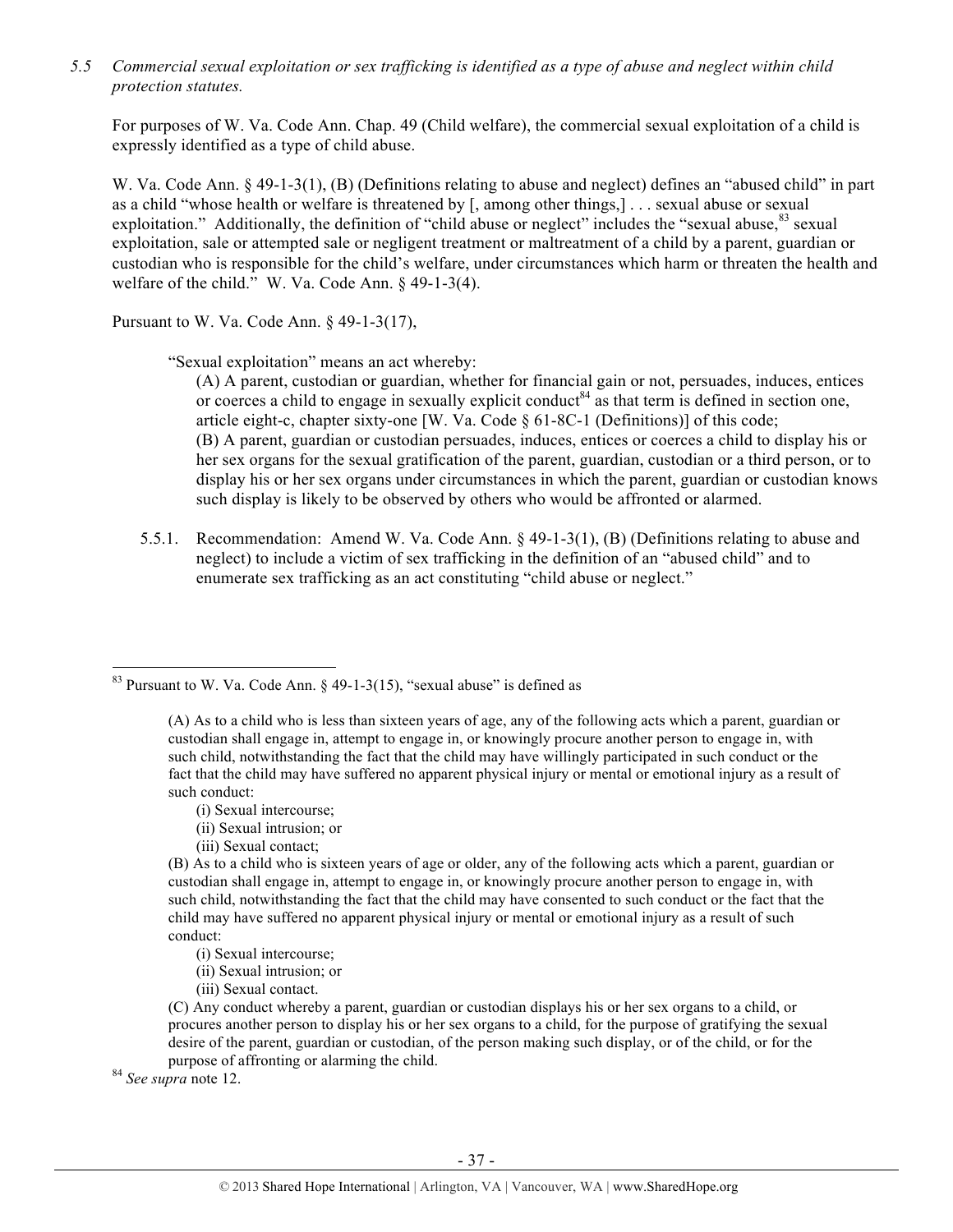*5.5 Commercial sexual exploitation or sex trafficking is identified as a type of abuse and neglect within child protection statutes.*

For purposes of W. Va. Code Ann. Chap. 49 (Child welfare), the commercial sexual exploitation of a child is expressly identified as a type of child abuse.

W. Va. Code Ann. § 49-1-3(1), (B) (Definitions relating to abuse and neglect) defines an "abused child" in part as a child "whose health or welfare is threatened by [, among other things,] . . . sexual abuse or sexual exploitation." Additionally, the definition of "child abuse or neglect" includes the "sexual abuse,[83] sexual exploitation, sale or attempted sale or negligent treatment or maltreatment of a child by a parent, guardian or custodian who is responsible for the child's welfare, under circumstances which harm or threaten the health and welfare of the child." W. Va. Code Ann. § 49-1-3(4).

Pursuant to W. Va. Code Ann. § 49-1-3(17),

> "Sexual exploitation" means an act whereby:
>
> (A) A parent, custodian or guardian, whether for financial gain or not, persuades, induces, entices or coerces a child to engage in sexually explicit conduct[84] as that term is defined in section one, article eight-c, chapter sixty-one [W. Va. Code § 61-8C-1 (Definitions)] of this code;
>
> (B) A parent, guardian or custodian persuades, induces, entices or coerces a child to display his or her sex organs for the sexual gratification of the parent, guardian, custodian or a third person, or to display his or her sex organs under circumstances in which the parent, guardian or custodian knows such display is likely to be observed by others who would be affronted or alarmed.

5.5.1. Recommendation: Amend W. Va. Code Ann. § 49-1-3(1), (B) (Definitions relating to abuse and neglect) to include a victim of sex trafficking in the definition of an "abused child" and to enumerate sex trafficking as an act constituting "child abuse or neglect."

---

[83] Pursuant to W. Va. Code Ann. § 49-1-3(15), "sexual abuse" is defined as

> (A) As to a child who is less than sixteen years of age, any of the following acts which a parent, guardian or custodian shall engage in, attempt to engage in, or knowingly procure another person to engage in, with such child, notwithstanding the fact that the child may have willingly participated in such conduct or the fact that the child may have suffered no apparent physical injury or mental or emotional injury as a result of such conduct:
>
> (i) Sexual intercourse;
> (ii) Sexual intrusion; or
> (iii) Sexual contact;
>
> (B) As to a child who is sixteen years of age or older, any of the following acts which a parent, guardian or custodian shall engage in, attempt to engage in, or knowingly procure another person to engage in, with such child, notwithstanding the fact that the child may have consented to such conduct or the fact that the child may have suffered no apparent physical injury or mental or emotional injury as a result of such conduct:
>
> (i) Sexual intercourse;
> (ii) Sexual intrusion; or
> (iii) Sexual contact.
>
> (C) Any conduct whereby a parent, guardian or custodian displays his or her sex organs to a child, or procures another person to display his or her sex organs to a child, for the purpose of gratifying the sexual desire of the parent, guardian or custodian, of the person making such display, or of the child, or for the purpose of affronting or alarming the child.

[84] *See supra* note 12.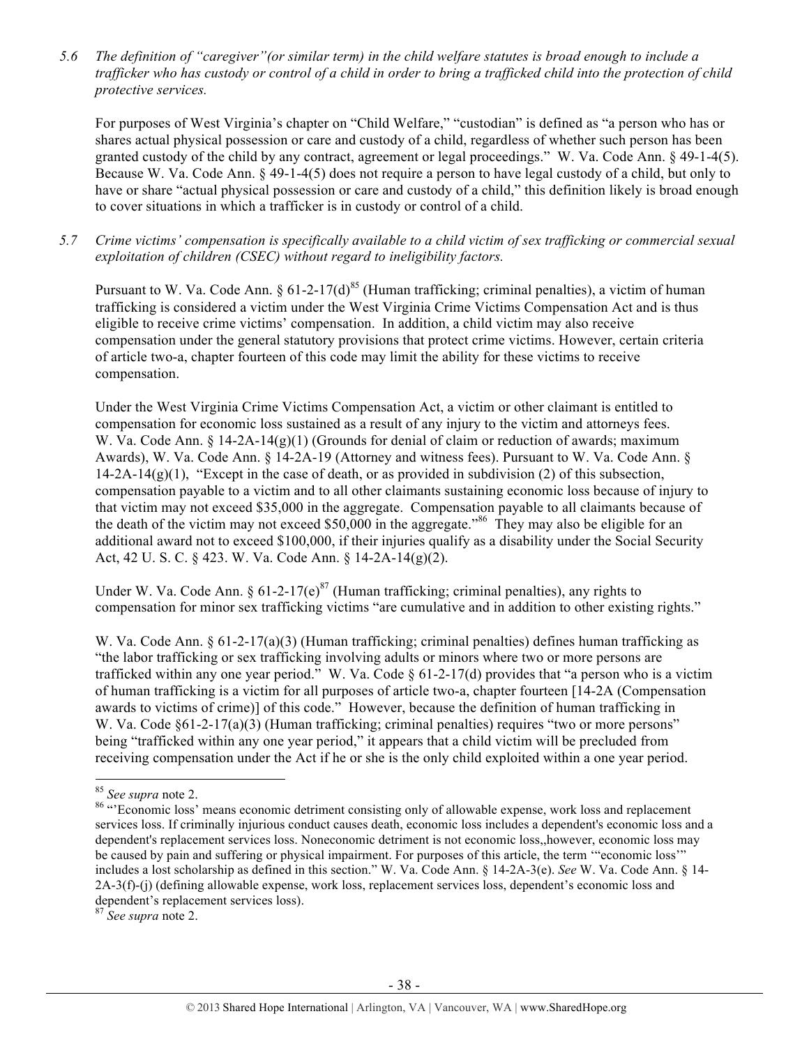*5.6 The definition of "caregiver"(or similar term) in the child welfare statutes is broad enough to include a trafficker who has custody or control of a child in order to bring a trafficked child into the protection of child protective services.*

For purposes of West Virginia's chapter on "Child Welfare," "custodian" is defined as "a person who has or shares actual physical possession or care and custody of a child, regardless of whether such person has been granted custody of the child by any contract, agreement or legal proceedings." W. Va. Code Ann. § 49-1-4(5). Because W. Va. Code Ann. § 49-1-4(5) does not require a person to have legal custody of a child, but only to have or share "actual physical possession or care and custody of a child," this definition likely is broad enough to cover situations in which a trafficker is in custody or control of a child.

*5.7 Crime victims' compensation is specifically available to a child victim of sex trafficking or commercial sexual exploitation of children (CSEC) without regard to ineligibility factors.*

Pursuant to W. Va. Code Ann. § 61-2-17(d)[85] (Human trafficking; criminal penalties), a victim of human trafficking is considered a victim under the West Virginia Crime Victims Compensation Act and is thus eligible to receive crime victims' compensation. In addition, a child victim may also receive compensation under the general statutory provisions that protect crime victims. However, certain criteria of article two-a, chapter fourteen of this code may limit the ability for these victims to receive compensation.

Under the West Virginia Crime Victims Compensation Act, a victim or other claimant is entitled to compensation for economic loss sustained as a result of any injury to the victim and attorneys fees. W. Va. Code Ann. § 14-2A-14(g)(1) (Grounds for denial of claim or reduction of awards; maximum Awards), W. Va. Code Ann. § 14-2A-19 (Attorney and witness fees). Pursuant to W. Va. Code Ann. § 14-2A-14(g)(1), "Except in the case of death, or as provided in subdivision (2) of this subsection, compensation payable to a victim and to all other claimants sustaining economic loss because of injury to that victim may not exceed $35,000 in the aggregate. Compensation payable to all claimants because of the death of the victim may not exceed $50,000 in the aggregate."[86] They may also be eligible for an additional award not to exceed $100,000, if their injuries qualify as a disability under the Social Security Act, 42 U. S. C. § 423. W. Va. Code Ann. § 14-2A-14(g)(2).

Under W. Va. Code Ann. § 61-2-17(e)[87] (Human trafficking; criminal penalties), any rights to compensation for minor sex trafficking victims "are cumulative and in addition to other existing rights."

W. Va. Code Ann. § 61-2-17(a)(3) (Human trafficking; criminal penalties) defines human trafficking as "the labor trafficking or sex trafficking involving adults or minors where two or more persons are trafficked within any one year period." W. Va. Code § 61-2-17(d) provides that "a person who is a victim of human trafficking is a victim for all purposes of article two-a, chapter fourteen [14-2A (Compensation awards to victims of crime)] of this code." However, because the definition of human trafficking in W. Va. Code §61-2-17(a)(3) (Human trafficking; criminal penalties) requires "two or more persons" being "trafficked within any one year period," it appears that a child victim will be precluded from receiving compensation under the Act if he or she is the only child exploited within a one year period.

---

[85] *See supra* note 2.

[86] "'Economic loss' means economic detriment consisting only of allowable expense, work loss and replacement services loss. If criminally injurious conduct causes death, economic loss includes a dependent's economic loss and a dependent's replacement services loss. Noneconomic detriment is not economic loss,,however, economic loss may be caused by pain and suffering or physical impairment. For purposes of this article, the term '"economic loss'" includes a lost scholarship as defined in this section." W. Va. Code Ann. § 14-2A-3(e). *See* W. Va. Code Ann. § 14-2A-3(f)-(j) (defining allowable expense, work loss, replacement services loss, dependent's economic loss and dependent's replacement services loss).

[87] *See supra* note 2.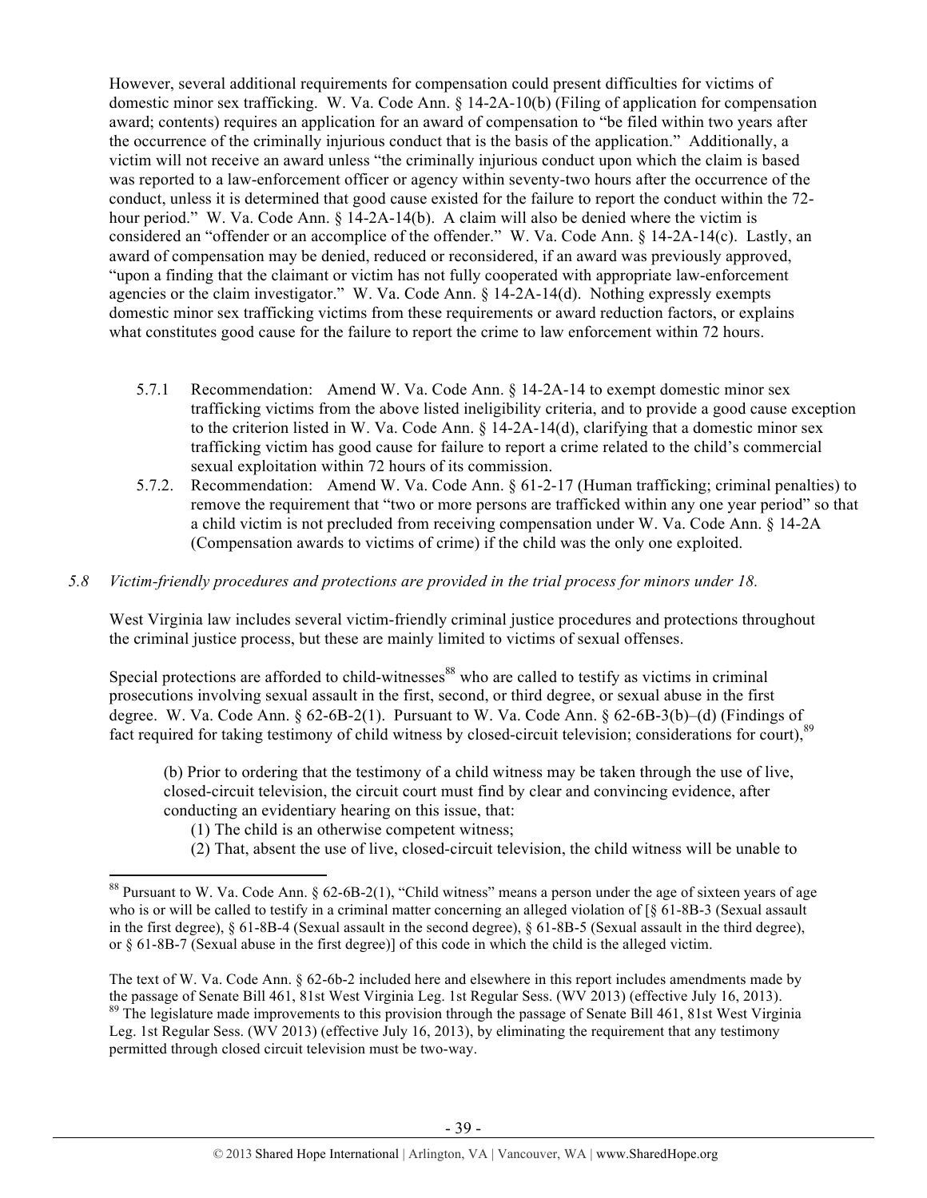However, several additional requirements for compensation could present difficulties for victims of domestic minor sex trafficking. W. Va. Code Ann. § 14-2A-10(b) (Filing of application for compensation award; contents) requires an application for an award of compensation to "be filed within two years after the occurrence of the criminally injurious conduct that is the basis of the application." Additionally, a victim will not receive an award unless "the criminally injurious conduct upon which the claim is based was reported to a law-enforcement officer or agency within seventy-two hours after the occurrence of the conduct, unless it is determined that good cause existed for the failure to report the conduct within the 72-hour period." W. Va. Code Ann. § 14-2A-14(b). A claim will also be denied where the victim is considered an "offender or an accomplice of the offender." W. Va. Code Ann. § 14-2A-14(c). Lastly, an award of compensation may be denied, reduced or reconsidered, if an award was previously approved, "upon a finding that the claimant or victim has not fully cooperated with appropriate law-enforcement agencies or the claim investigator." W. Va. Code Ann. § 14-2A-14(d). Nothing expressly exempts domestic minor sex trafficking victims from these requirements or award reduction factors, or explains what constitutes good cause for the failure to report the crime to law enforcement within 72 hours.

5.7.1 Recommendation: Amend W. Va. Code Ann. § 14-2A-14 to exempt domestic minor sex trafficking victims from the above listed ineligibility criteria, and to provide a good cause exception to the criterion listed in W. Va. Code Ann. § 14-2A-14(d), clarifying that a domestic minor sex trafficking victim has good cause for failure to report a crime related to the child's commercial sexual exploitation within 72 hours of its commission.

5.7.2. Recommendation: Amend W. Va. Code Ann. § 61-2-17 (Human trafficking; criminal penalties) to remove the requirement that "two or more persons are trafficked within any one year period" so that a child victim is not precluded from receiving compensation under W. Va. Code Ann. § 14-2A (Compensation awards to victims of crime) if the child was the only one exploited.

*5.8 Victim-friendly procedures and protections are provided in the trial process for minors under 18.*

West Virginia law includes several victim-friendly criminal justice procedures and protections throughout the criminal justice process, but these are mainly limited to victims of sexual offenses.

Special protections are afforded to child-witnesses[88] who are called to testify as victims in criminal prosecutions involving sexual assault in the first, second, or third degree, or sexual abuse in the first degree. W. Va. Code Ann. § 62-6B-2(1). Pursuant to W. Va. Code Ann. § 62-6B-3(b)–(d) (Findings of fact required for taking testimony of child witness by closed-circuit television; considerations for court),[89]

> (b) Prior to ordering that the testimony of a child witness may be taken through the use of live, closed-circuit television, the circuit court must find by clear and convincing evidence, after conducting an evidentiary hearing on this issue, that:
>
> (1) The child is an otherwise competent witness;
>
> (2) That, absent the use of live, closed-circuit television, the child witness will be unable to

---

[88] Pursuant to W. Va. Code Ann. § 62-6B-2(1), "Child witness" means a person under the age of sixteen years of age who is or will be called to testify in a criminal matter concerning an alleged violation of [§ 61-8B-3 (Sexual assault in the first degree), § 61-8B-4 (Sexual assault in the second degree), § 61-8B-5 (Sexual assault in the third degree), or § 61-8B-7 (Sexual abuse in the first degree)] of this code in which the child is the alleged victim.

The text of W. Va. Code Ann. § 62-6b-2 included here and elsewhere in this report includes amendments made by the passage of Senate Bill 461, 81st West Virginia Leg. 1st Regular Sess. (WV 2013) (effective July 16, 2013).

[89] The legislature made improvements to this provision through the passage of Senate Bill 461, 81st West Virginia Leg. 1st Regular Sess. (WV 2013) (effective July 16, 2013), by eliminating the requirement that any testimony permitted through closed circuit television must be two-way.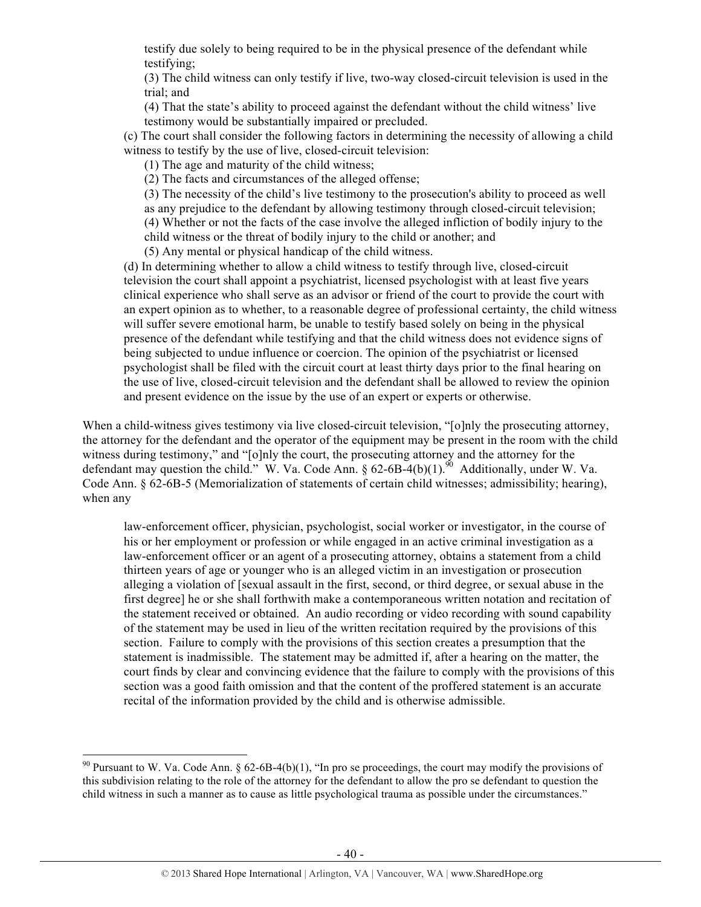testify due solely to being required to be in the physical presence of the defendant while testifying;

(3) The child witness can only testify if live, two-way closed-circuit television is used in the trial; and

(4) That the state's ability to proceed against the defendant without the child witness' live testimony would be substantially impaired or precluded.

(c) The court shall consider the following factors in determining the necessity of allowing a child witness to testify by the use of live, closed-circuit television:

(1) The age and maturity of the child witness;

(2) The facts and circumstances of the alleged offense;

(3) The necessity of the child's live testimony to the prosecution's ability to proceed as well as any prejudice to the defendant by allowing testimony through closed-circuit television;

(4) Whether or not the facts of the case involve the alleged infliction of bodily injury to the child witness or the threat of bodily injury to the child or another; and

(5) Any mental or physical handicap of the child witness.

(d) In determining whether to allow a child witness to testify through live, closed-circuit television the court shall appoint a psychiatrist, licensed psychologist with at least five years clinical experience who shall serve as an advisor or friend of the court to provide the court with an expert opinion as to whether, to a reasonable degree of professional certainty, the child witness will suffer severe emotional harm, be unable to testify based solely on being in the physical presence of the defendant while testifying and that the child witness does not evidence signs of being subjected to undue influence or coercion. The opinion of the psychiatrist or licensed psychologist shall be filed with the circuit court at least thirty days prior to the final hearing on the use of live, closed-circuit television and the defendant shall be allowed to review the opinion and present evidence on the issue by the use of an expert or experts or otherwise.

When a child-witness gives testimony via live closed-circuit television, "[o]nly the prosecuting attorney, the attorney for the defendant and the operator of the equipment may be present in the room with the child witness during testimony," and "[o]nly the court, the prosecuting attorney and the attorney for the defendant may question the child." W. Va. Code Ann. § 62-6B-4(b)(1).[90] Additionally, under W. Va. Code Ann. § 62-6B-5 (Memorialization of statements of certain child witnesses; admissibility; hearing), when any

> law-enforcement officer, physician, psychologist, social worker or investigator, in the course of his or her employment or profession or while engaged in an active criminal investigation as a law-enforcement officer or an agent of a prosecuting attorney, obtains a statement from a child thirteen years of age or younger who is an alleged victim in an investigation or prosecution alleging a violation of [sexual assault in the first, second, or third degree, or sexual abuse in the first degree] he or she shall forthwith make a contemporaneous written notation and recitation of the statement received or obtained. An audio recording or video recording with sound capability of the statement may be used in lieu of the written recitation required by the provisions of this section. Failure to comply with the provisions of this section creates a presumption that the statement is inadmissible. The statement may be admitted if, after a hearing on the matter, the court finds by clear and convincing evidence that the failure to comply with the provisions of this section was a good faith omission and that the content of the proffered statement is an accurate recital of the information provided by the child and is otherwise admissible.

---

[90] Pursuant to W. Va. Code Ann. § 62-6B-4(b)(1), "In pro se proceedings, the court may modify the provisions of this subdivision relating to the role of the attorney for the defendant to allow the pro se defendant to question the child witness in such a manner as to cause as little psychological trauma as possible under the circumstances."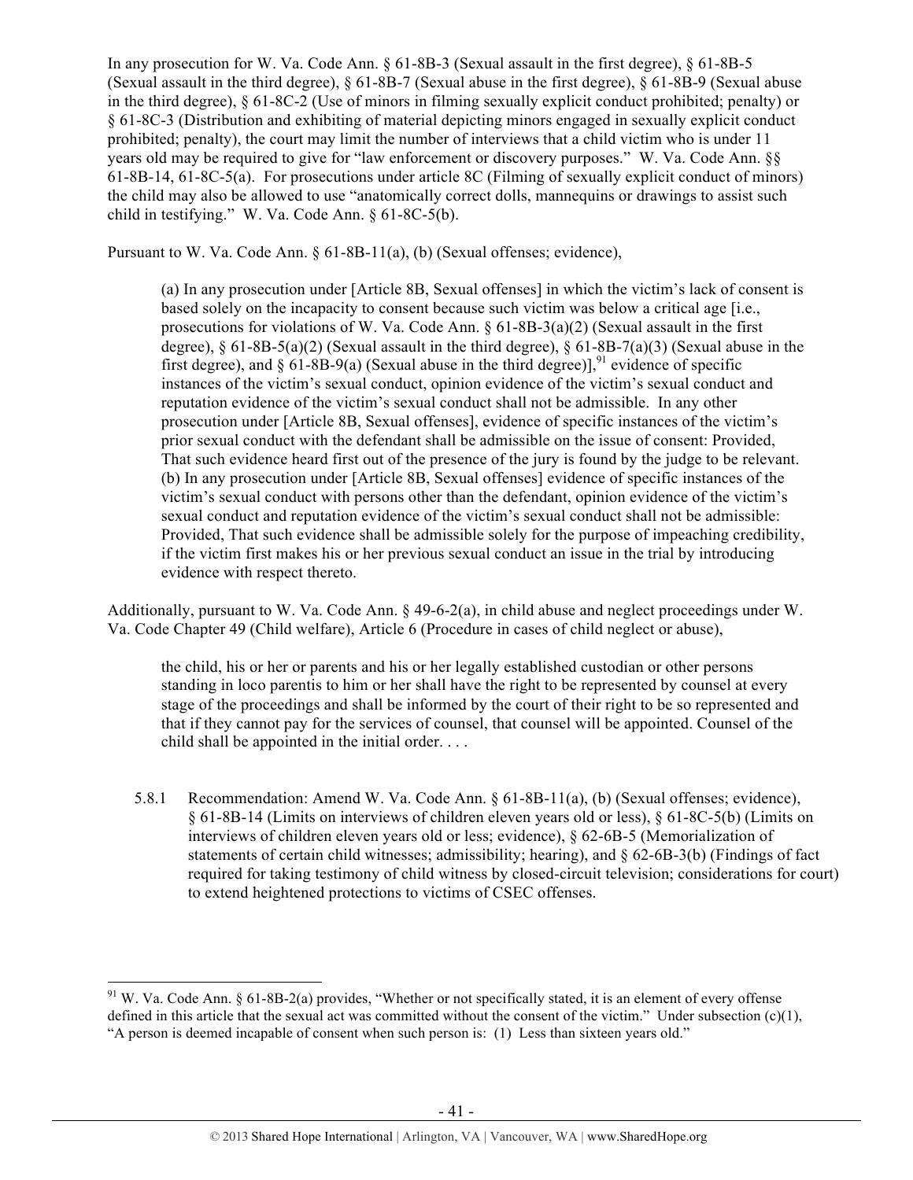In any prosecution for W. Va. Code Ann. § 61-8B-3 (Sexual assault in the first degree), § 61-8B-5 (Sexual assault in the third degree), § 61-8B-7 (Sexual abuse in the first degree), § 61-8B-9 (Sexual abuse in the third degree), § 61-8C-2 (Use of minors in filming sexually explicit conduct prohibited; penalty) or § 61-8C-3 (Distribution and exhibiting of material depicting minors engaged in sexually explicit conduct prohibited; penalty), the court may limit the number of interviews that a child victim who is under 11 years old may be required to give for "law enforcement or discovery purposes." W. Va. Code Ann. §§ 61-8B-14, 61-8C-5(a). For prosecutions under article 8C (Filming of sexually explicit conduct of minors) the child may also be allowed to use "anatomically correct dolls, mannequins or drawings to assist such child in testifying." W. Va. Code Ann. § 61-8C-5(b).

Pursuant to W. Va. Code Ann. § 61-8B-11(a), (b) (Sexual offenses; evidence),

> (a) In any prosecution under [Article 8B, Sexual offenses] in which the victim's lack of consent is based solely on the incapacity to consent because such victim was below a critical age [i.e., prosecutions for violations of W. Va. Code Ann. § 61-8B-3(a)(2) (Sexual assault in the first degree), § 61-8B-5(a)(2) (Sexual assault in the third degree), § 61-8B-7(a)(3) (Sexual abuse in the first degree), and § 61-8B-9(a) (Sexual abuse in the third degree)],[91] evidence of specific instances of the victim's sexual conduct, opinion evidence of the victim's sexual conduct and reputation evidence of the victim's sexual conduct shall not be admissible. In any other prosecution under [Article 8B, Sexual offenses], evidence of specific instances of the victim's prior sexual conduct with the defendant shall be admissible on the issue of consent: Provided, That such evidence heard first out of the presence of the jury is found by the judge to be relevant.
> (b) In any prosecution under [Article 8B, Sexual offenses] evidence of specific instances of the victim's sexual conduct with persons other than the defendant, opinion evidence of the victim's sexual conduct and reputation evidence of the victim's sexual conduct shall not be admissible: Provided, That such evidence shall be admissible solely for the purpose of impeaching credibility, if the victim first makes his or her previous sexual conduct an issue in the trial by introducing evidence with respect thereto.

Additionally, pursuant to W. Va. Code Ann. § 49-6-2(a), in child abuse and neglect proceedings under W. Va. Code Chapter 49 (Child welfare), Article 6 (Procedure in cases of child neglect or abuse),

> the child, his or her or parents and his or her legally established custodian or other persons standing in loco parentis to him or her shall have the right to be represented by counsel at every stage of the proceedings and shall be informed by the court of their right to be so represented and that if they cannot pay for the services of counsel, that counsel will be appointed. Counsel of the child shall be appointed in the initial order. . . .

5.8.1 Recommendation: Amend W. Va. Code Ann. § 61-8B-11(a), (b) (Sexual offenses; evidence), § 61-8B-14 (Limits on interviews of children eleven years old or less), § 61-8C-5(b) (Limits on interviews of children eleven years old or less; evidence), § 62-6B-5 (Memorialization of statements of certain child witnesses; admissibility; hearing), and § 62-6B-3(b) (Findings of fact required for taking testimony of child witness by closed-circuit television; considerations for court) to extend heightened protections to victims of CSEC offenses.

---

[91] W. Va. Code Ann. § 61-8B-2(a) provides, "Whether or not specifically stated, it is an element of every offense defined in this article that the sexual act was committed without the consent of the victim." Under subsection (c)(1), "A person is deemed incapable of consent when such person is: (1) Less than sixteen years old."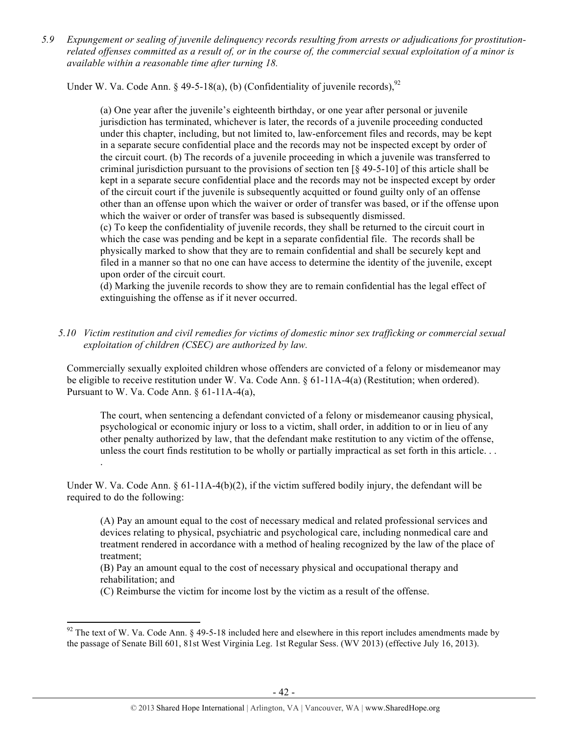*5.9 Expungement or sealing of juvenile delinquency records resulting from arrests or adjudications for prostitution-related offenses committed as a result of, or in the course of, the commercial sexual exploitation of a minor is available within a reasonable time after turning 18.*

Under W. Va. Code Ann. § 49-5-18(a), (b) (Confidentiality of juvenile records),[92]

> (a) One year after the juvenile's eighteenth birthday, or one year after personal or juvenile jurisdiction has terminated, whichever is later, the records of a juvenile proceeding conducted under this chapter, including, but not limited to, law-enforcement files and records, may be kept in a separate secure confidential place and the records may not be inspected except by order of the circuit court. (b) The records of a juvenile proceeding in which a juvenile was transferred to criminal jurisdiction pursuant to the provisions of section ten [§ 49-5-10] of this article shall be kept in a separate secure confidential place and the records may not be inspected except by order of the circuit court if the juvenile is subsequently acquitted or found guilty only of an offense other than an offense upon which the waiver or order of transfer was based, or if the offense upon which the waiver or order of transfer was based is subsequently dismissed.
> (c) To keep the confidentiality of juvenile records, they shall be returned to the circuit court in which the case was pending and be kept in a separate confidential file. The records shall be physically marked to show that they are to remain confidential and shall be securely kept and filed in a manner so that no one can have access to determine the identity of the juvenile, except upon order of the circuit court.
> (d) Marking the juvenile records to show they are to remain confidential has the legal effect of extinguishing the offense as if it never occurred.

*5.10 Victim restitution and civil remedies for victims of domestic minor sex trafficking or commercial sexual exploitation of children (CSEC) are authorized by law.*

Commercially sexually exploited children whose offenders are convicted of a felony or misdemeanor may be eligible to receive restitution under W. Va. Code Ann. § 61-11A-4(a) (Restitution; when ordered). Pursuant to W. Va. Code Ann. § 61-11A-4(a),

> The court, when sentencing a defendant convicted of a felony or misdemeanor causing physical, psychological or economic injury or loss to a victim, shall order, in addition to or in lieu of any other penalty authorized by law, that the defendant make restitution to any victim of the offense, unless the court finds restitution to be wholly or partially impractical as set forth in this article. . . .

Under W. Va. Code Ann. § 61-11A-4(b)(2), if the victim suffered bodily injury, the defendant will be required to do the following:

> (A) Pay an amount equal to the cost of necessary medical and related professional services and devices relating to physical, psychiatric and psychological care, including nonmedical care and treatment rendered in accordance with a method of healing recognized by the law of the place of treatment;
> (B) Pay an amount equal to the cost of necessary physical and occupational therapy and rehabilitation; and
> (C) Reimburse the victim for income lost by the victim as a result of the offense.

[92] The text of W. Va. Code Ann. § 49-5-18 included here and elsewhere in this report includes amendments made by the passage of Senate Bill 601, 81st West Virginia Leg. 1st Regular Sess. (WV 2013) (effective July 16, 2013).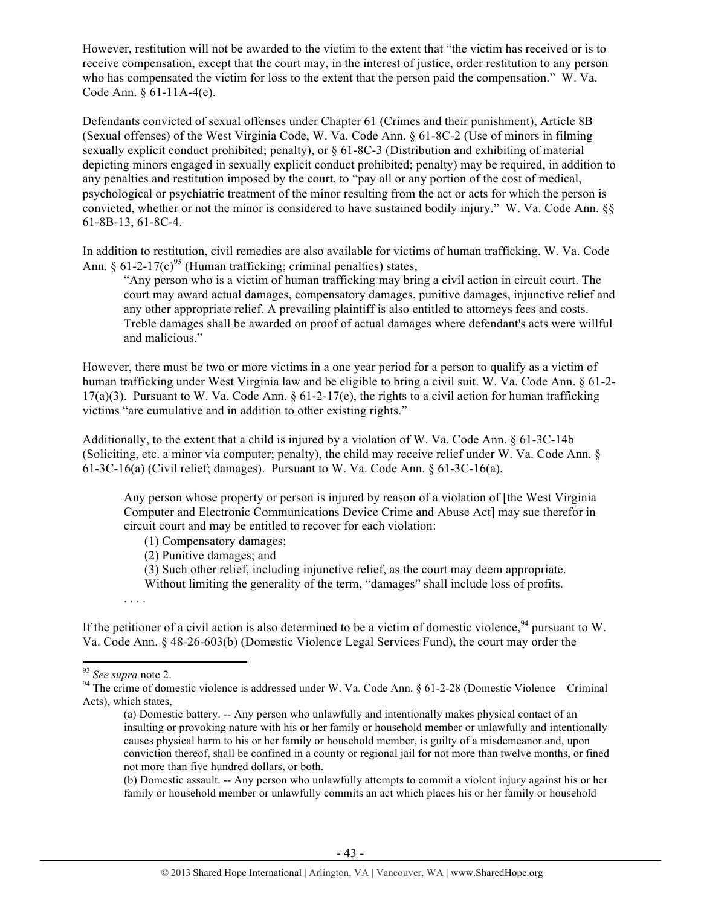However, restitution will not be awarded to the victim to the extent that "the victim has received or is to receive compensation, except that the court may, in the interest of justice, order restitution to any person who has compensated the victim for loss to the extent that the person paid the compensation." W. Va. Code Ann. § 61-11A-4(e).

Defendants convicted of sexual offenses under Chapter 61 (Crimes and their punishment), Article 8B (Sexual offenses) of the West Virginia Code, W. Va. Code Ann. § 61-8C-2 (Use of minors in filming sexually explicit conduct prohibited; penalty), or § 61-8C-3 (Distribution and exhibiting of material depicting minors engaged in sexually explicit conduct prohibited; penalty) may be required, in addition to any penalties and restitution imposed by the court, to "pay all or any portion of the cost of medical, psychological or psychiatric treatment of the minor resulting from the act or acts for which the person is convicted, whether or not the minor is considered to have sustained bodily injury." W. Va. Code Ann. §§ 61-8B-13, 61-8C-4.

In addition to restitution, civil remedies are also available for victims of human trafficking. W. Va. Code Ann. § 61-2-17(c)[93] (Human trafficking; criminal penalties) states,

> "Any person who is a victim of human trafficking may bring a civil action in circuit court. The court may award actual damages, compensatory damages, punitive damages, injunctive relief and any other appropriate relief. A prevailing plaintiff is also entitled to attorneys fees and costs. Treble damages shall be awarded on proof of actual damages where defendant's acts were willful and malicious."

However, there must be two or more victims in a one year period for a person to qualify as a victim of human trafficking under West Virginia law and be eligible to bring a civil suit. W. Va. Code Ann. § 61-2-17(a)(3). Pursuant to W. Va. Code Ann. § 61-2-17(e), the rights to a civil action for human trafficking victims "are cumulative and in addition to other existing rights."

Additionally, to the extent that a child is injured by a violation of W. Va. Code Ann. § 61-3C-14b (Soliciting, etc. a minor via computer; penalty), the child may receive relief under W. Va. Code Ann. § 61-3C-16(a) (Civil relief; damages). Pursuant to W. Va. Code Ann. § 61-3C-16(a),

> Any person whose property or person is injured by reason of a violation of [the West Virginia Computer and Electronic Communications Device Crime and Abuse Act] may sue therefor in circuit court and may be entitled to recover for each violation:
>
> (1) Compensatory damages;
>
> (2) Punitive damages; and
>
> (3) Such other relief, including injunctive relief, as the court may deem appropriate. Without limiting the generality of the term, "damages" shall include loss of profits.
>
> . . . .

If the petitioner of a civil action is also determined to be a victim of domestic violence,[94] pursuant to W. Va. Code Ann. § 48-26-603(b) (Domestic Violence Legal Services Fund), the court may order the

---

[93] *See supra* note 2.

[94] The crime of domestic violence is addressed under W. Va. Code Ann. § 61-2-28 (Domestic Violence—Criminal Acts), which states,

> (a) Domestic battery. -- Any person who unlawfully and intentionally makes physical contact of an insulting or provoking nature with his or her family or household member or unlawfully and intentionally causes physical harm to his or her family or household member, is guilty of a misdemeanor and, upon conviction thereof, shall be confined in a county or regional jail for not more than twelve months, or fined not more than five hundred dollars, or both.
>
> (b) Domestic assault. -- Any person who unlawfully attempts to commit a violent injury against his or her family or household member or unlawfully commits an act which places his or her family or household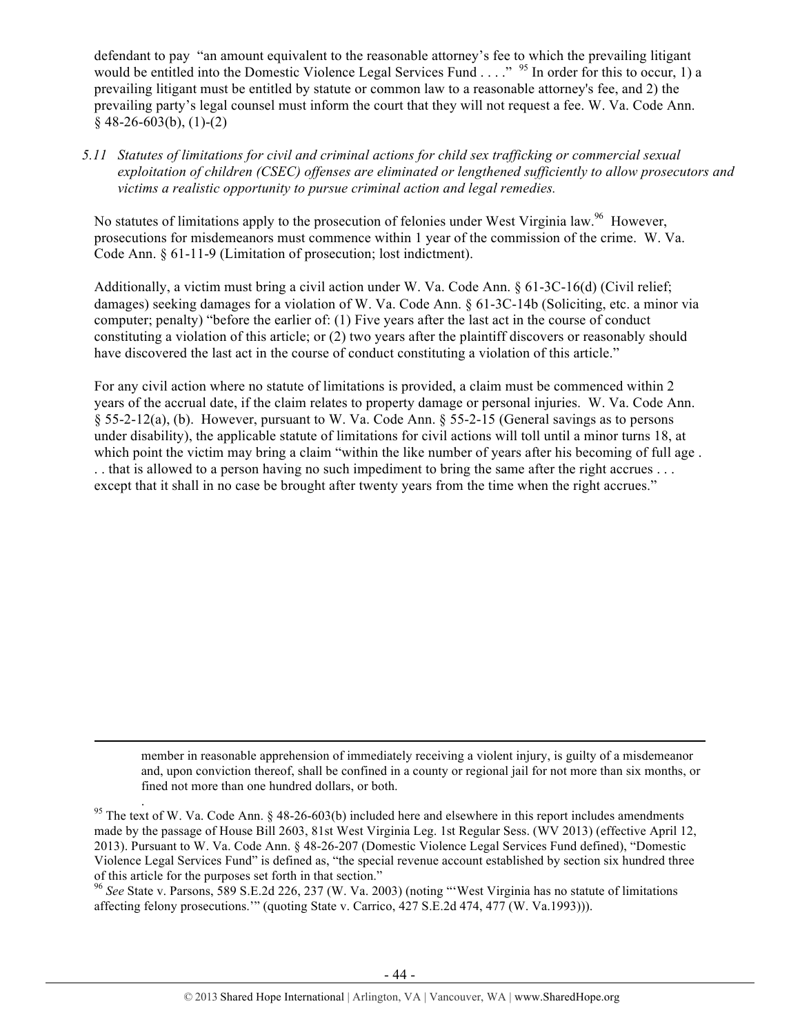defendant to pay "an amount equivalent to the reasonable attorney's fee to which the prevailing litigant would be entitled into the Domestic Violence Legal Services Fund . . . ."[95] In order for this to occur, 1) a prevailing litigant must be entitled by statute or common law to a reasonable attorney's fee, and 2) the prevailing party's legal counsel must inform the court that they will not request a fee. W. Va. Code Ann. § 48-26-603(b), (1)-(2)

*5.11 Statutes of limitations for civil and criminal actions for child sex trafficking or commercial sexual exploitation of children (CSEC) offenses are eliminated or lengthened sufficiently to allow prosecutors and victims a realistic opportunity to pursue criminal action and legal remedies.*

No statutes of limitations apply to the prosecution of felonies under West Virginia law.[96] However, prosecutions for misdemeanors must commence within 1 year of the commission of the crime. W. Va. Code Ann. § 61-11-9 (Limitation of prosecution; lost indictment).

Additionally, a victim must bring a civil action under W. Va. Code Ann. § 61-3C-16(d) (Civil relief; damages) seeking damages for a violation of W. Va. Code Ann. § 61-3C-14b (Soliciting, etc. a minor via computer; penalty) "before the earlier of: (1) Five years after the last act in the course of conduct constituting a violation of this article; or (2) two years after the plaintiff discovers or reasonably should have discovered the last act in the course of conduct constituting a violation of this article."

For any civil action where no statute of limitations is provided, a claim must be commenced within 2 years of the accrual date, if the claim relates to property damage or personal injuries. W. Va. Code Ann. § 55-2-12(a), (b). However, pursuant to W. Va. Code Ann. § 55-2-15 (General savings as to persons under disability), the applicable statute of limitations for civil actions will toll until a minor turns 18, at which point the victim may bring a claim "within the like number of years after his becoming of full age . . . that is allowed to a person having no such impediment to bring the same after the right accrues . . . except that it shall in no case be brought after twenty years from the time when the right accrues."

---

member in reasonable apprehension of immediately receiving a violent injury, is guilty of a misdemeanor and, upon conviction thereof, shall be confined in a county or regional jail for not more than six months, or fined not more than one hundred dollars, or both.

.

[95] The text of W. Va. Code Ann. § 48-26-603(b) included here and elsewhere in this report includes amendments made by the passage of House Bill 2603, 81st West Virginia Leg. 1st Regular Sess. (WV 2013) (effective April 12, 2013). Pursuant to W. Va. Code Ann. § 48-26-207 (Domestic Violence Legal Services Fund defined), "Domestic Violence Legal Services Fund" is defined as, "the special revenue account established by section six hundred three of this article for the purposes set forth in that section."

[96] *See* State v. Parsons, 589 S.E.2d 226, 237 (W. Va. 2003) (noting "'West Virginia has no statute of limitations affecting felony prosecutions.'" (quoting State v. Carrico, 427 S.E.2d 474, 477 (W. Va.1993))).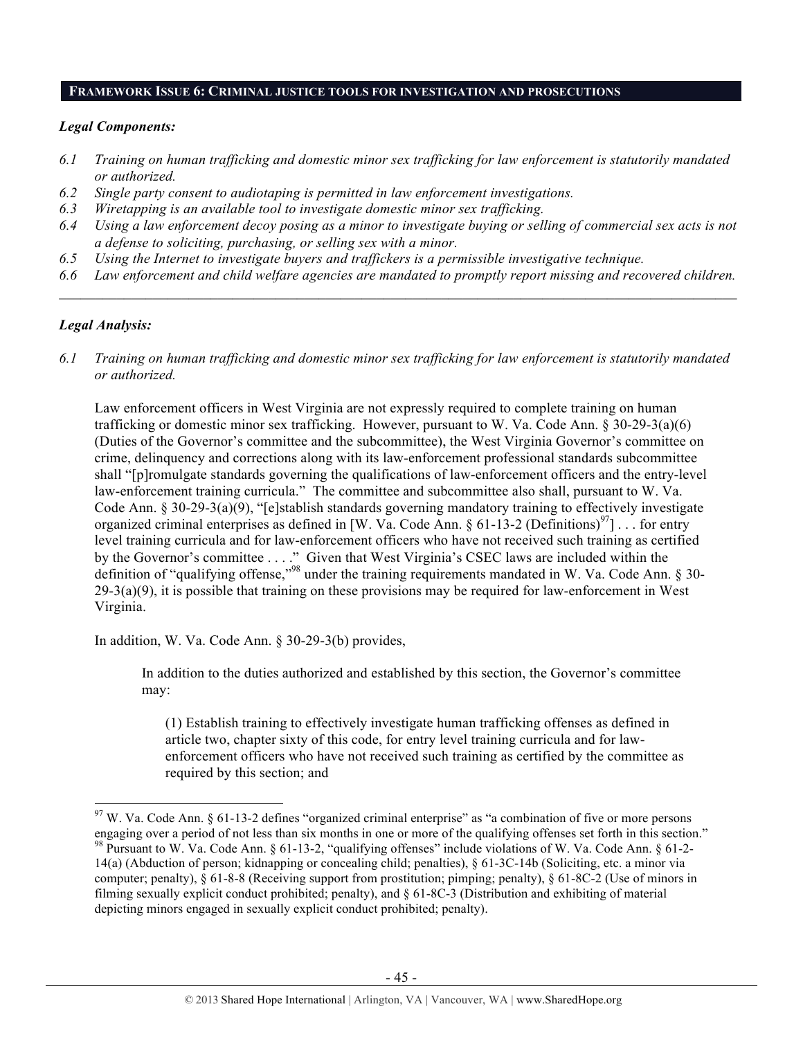## FRAMEWORK ISSUE 6: CRIMINAL JUSTICE TOOLS FOR INVESTIGATION AND PROSECUTIONS

***Legal Components:***

*6.1 Training on human trafficking and domestic minor sex trafficking for law enforcement is statutorily mandated or authorized.*
*6.2 Single party consent to audiotaping is permitted in law enforcement investigations.*
*6.3 Wiretapping is an available tool to investigate domestic minor sex trafficking.*
*6.4 Using a law enforcement decoy posing as a minor to investigate buying or selling of commercial sex acts is not a defense to soliciting, purchasing, or selling sex with a minor.*
*6.5 Using the Internet to investigate buyers and traffickers is a permissible investigative technique.*
*6.6 Law enforcement and child welfare agencies are mandated to promptly report missing and recovered children.*

---

***Legal Analysis:***

*6.1 Training on human trafficking and domestic minor sex trafficking for law enforcement is statutorily mandated or authorized.*

Law enforcement officers in West Virginia are not expressly required to complete training on human trafficking or domestic minor sex trafficking. However, pursuant to W. Va. Code Ann. § 30-29-3(a)(6) (Duties of the Governor's committee and the subcommittee), the West Virginia Governor's committee on crime, delinquency and corrections along with its law-enforcement professional standards subcommittee shall "[p]romulgate standards governing the qualifications of law-enforcement officers and the entry-level law-enforcement training curricula." The committee and subcommittee also shall, pursuant to W. Va. Code Ann. § 30-29-3(a)(9), "[e]stablish standards governing mandatory training to effectively investigate organized criminal enterprises as defined in [W. Va. Code Ann. § 61-13-2 (Definitions)[97]] . . . for entry level training curricula and for law-enforcement officers who have not received such training as certified by the Governor's committee . . . ." Given that West Virginia's CSEC laws are included within the definition of "qualifying offense,"[98] under the training requirements mandated in W. Va. Code Ann. § 30-29-3(a)(9), it is possible that training on these provisions may be required for law-enforcement in West Virginia.

In addition, W. Va. Code Ann. § 30-29-3(b) provides,

> In addition to the duties authorized and established by this section, the Governor's committee may:
>
> (1) Establish training to effectively investigate human trafficking offenses as defined in article two, chapter sixty of this code, for entry level training curricula and for law-enforcement officers who have not received such training as certified by the committee as required by this section; and

---

[97] W. Va. Code Ann. § 61-13-2 defines "organized criminal enterprise" as "a combination of five or more persons engaging over a period of not less than six months in one or more of the qualifying offenses set forth in this section."

[98] Pursuant to W. Va. Code Ann. § 61-13-2, "qualifying offenses" include violations of W. Va. Code Ann. § 61-2-14(a) (Abduction of person; kidnapping or concealing child; penalties), § 61-3C-14b (Soliciting, etc. a minor via computer; penalty), § 61-8-8 (Receiving support from prostitution; pimping; penalty), § 61-8C-2 (Use of minors in filming sexually explicit conduct prohibited; penalty), and § 61-8C-3 (Distribution and exhibiting of material depicting minors engaged in sexually explicit conduct prohibited; penalty).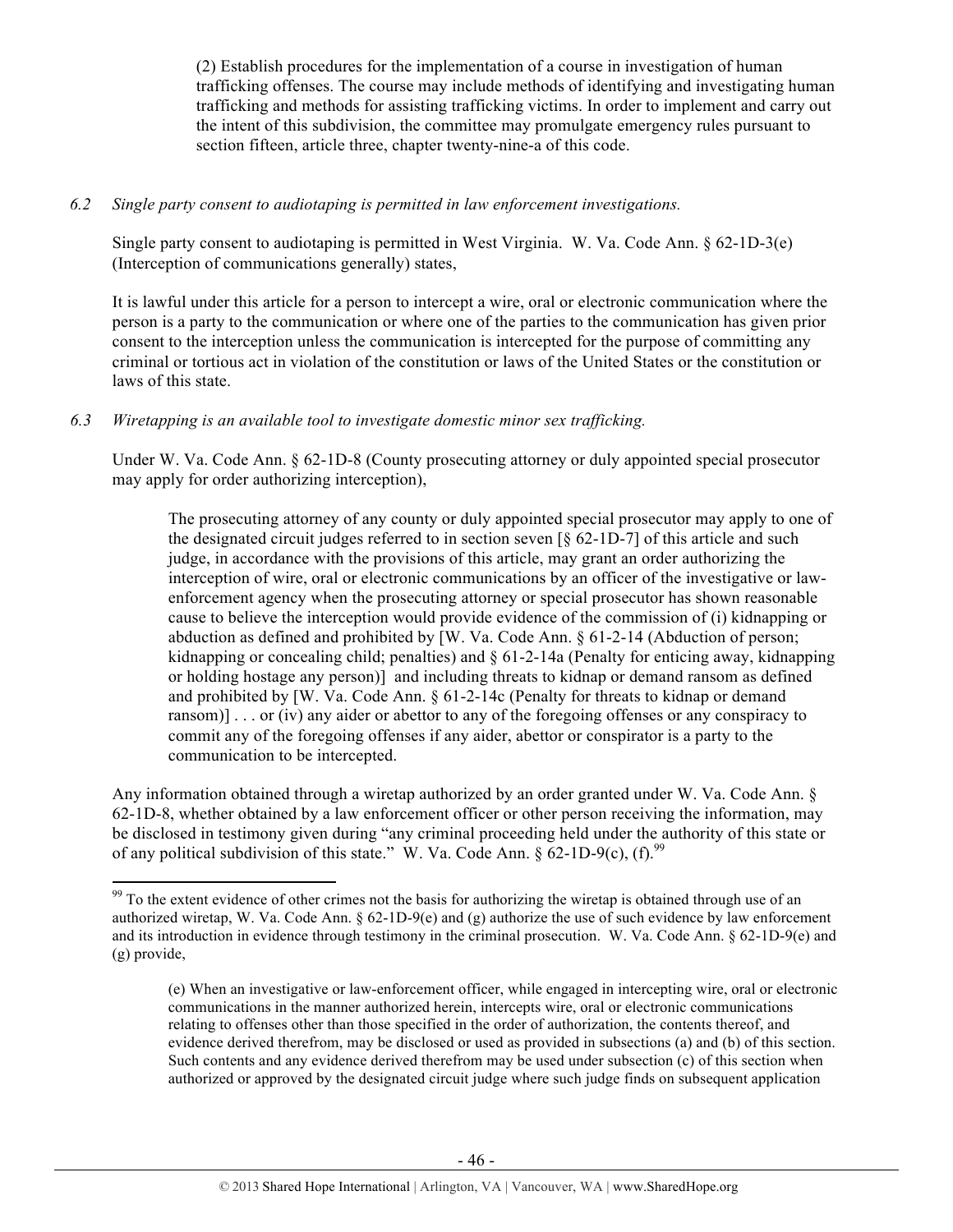(2) Establish procedures for the implementation of a course in investigation of human trafficking offenses. The course may include methods of identifying and investigating human trafficking and methods for assisting trafficking victims. In order to implement and carry out the intent of this subdivision, the committee may promulgate emergency rules pursuant to section fifteen, article three, chapter twenty-nine-a of this code.

*6.2 Single party consent to audiotaping is permitted in law enforcement investigations.*

Single party consent to audiotaping is permitted in West Virginia. W. Va. Code Ann. § 62-1D-3(e) (Interception of communications generally) states,

It is lawful under this article for a person to intercept a wire, oral or electronic communication where the person is a party to the communication or where one of the parties to the communication has given prior consent to the interception unless the communication is intercepted for the purpose of committing any criminal or tortious act in violation of the constitution or laws of the United States or the constitution or laws of this state.

*6.3 Wiretapping is an available tool to investigate domestic minor sex trafficking.*

Under W. Va. Code Ann. § 62-1D-8 (County prosecuting attorney or duly appointed special prosecutor may apply for order authorizing interception),

> The prosecuting attorney of any county or duly appointed special prosecutor may apply to one of the designated circuit judges referred to in section seven [§ 62-1D-7] of this article and such judge, in accordance with the provisions of this article, may grant an order authorizing the interception of wire, oral or electronic communications by an officer of the investigative or law-enforcement agency when the prosecuting attorney or special prosecutor has shown reasonable cause to believe the interception would provide evidence of the commission of (i) kidnapping or abduction as defined and prohibited by [W. Va. Code Ann. § 61-2-14 (Abduction of person; kidnapping or concealing child; penalties) and § 61-2-14a (Penalty for enticing away, kidnapping or holding hostage any person)] and including threats to kidnap or demand ransom as defined and prohibited by [W. Va. Code Ann. § 61-2-14c (Penalty for threats to kidnap or demand ransom)] . . . or (iv) any aider or abettor to any of the foregoing offenses or any conspiracy to commit any of the foregoing offenses if any aider, abettor or conspirator is a party to the communication to be intercepted.

Any information obtained through a wiretap authorized by an order granted under W. Va. Code Ann. § 62-1D-8, whether obtained by a law enforcement officer or other person receiving the information, may be disclosed in testimony given during "any criminal proceeding held under the authority of this state or of any political subdivision of this state." W. Va. Code Ann. § 62-1D-9(c), (f).[99]

---

[99] To the extent evidence of other crimes not the basis for authorizing the wiretap is obtained through use of an authorized wiretap, W. Va. Code Ann. § 62-1D-9(e) and (g) authorize the use of such evidence by law enforcement and its introduction in evidence through testimony in the criminal prosecution. W. Va. Code Ann. § 62-1D-9(e) and (g) provide,

> (e) When an investigative or law-enforcement officer, while engaged in intercepting wire, oral or electronic communications in the manner authorized herein, intercepts wire, oral or electronic communications relating to offenses other than those specified in the order of authorization, the contents thereof, and evidence derived therefrom, may be disclosed or used as provided in subsections (a) and (b) of this section. Such contents and any evidence derived therefrom may be used under subsection (c) of this section when authorized or approved by the designated circuit judge where such judge finds on subsequent application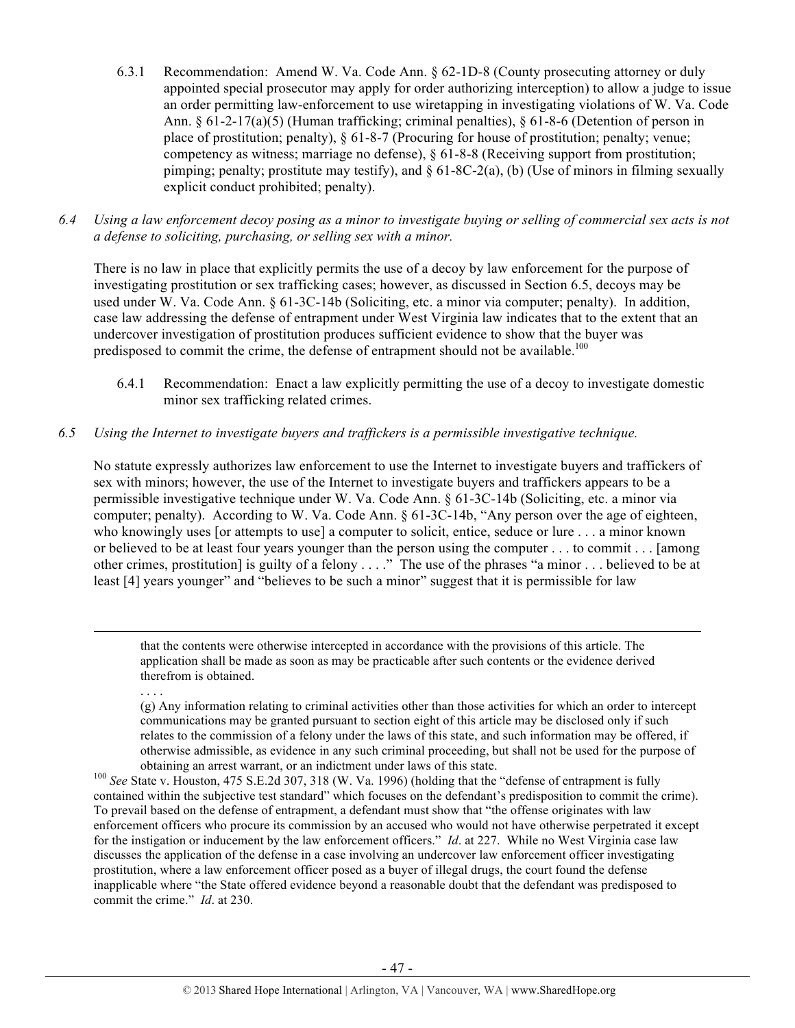6.3.1 Recommendation: Amend W. Va. Code Ann. § 62-1D-8 (County prosecuting attorney or duly appointed special prosecutor may apply for order authorizing interception) to allow a judge to issue an order permitting law-enforcement to use wiretapping in investigating violations of W. Va. Code Ann. § 61-2-17(a)(5) (Human trafficking; criminal penalties), § 61-8-6 (Detention of person in place of prostitution; penalty), § 61-8-7 (Procuring for house of prostitution; penalty; venue; competency as witness; marriage no defense), § 61-8-8 (Receiving support from prostitution; pimping; penalty; prostitute may testify), and § 61-8C-2(a), (b) (Use of minors in filming sexually explicit conduct prohibited; penalty).

*6.4 Using a law enforcement decoy posing as a minor to investigate buying or selling of commercial sex acts is not a defense to soliciting, purchasing, or selling sex with a minor.*

There is no law in place that explicitly permits the use of a decoy by law enforcement for the purpose of investigating prostitution or sex trafficking cases; however, as discussed in Section 6.5, decoys may be used under W. Va. Code Ann. § 61-3C-14b (Soliciting, etc. a minor via computer; penalty). In addition, case law addressing the defense of entrapment under West Virginia law indicates that to the extent that an undercover investigation of prostitution produces sufficient evidence to show that the buyer was predisposed to commit the crime, the defense of entrapment should not be available.[100]

6.4.1 Recommendation: Enact a law explicitly permitting the use of a decoy to investigate domestic minor sex trafficking related crimes.

*6.5 Using the Internet to investigate buyers and traffickers is a permissible investigative technique.*

No statute expressly authorizes law enforcement to use the Internet to investigate buyers and traffickers of sex with minors; however, the use of the Internet to investigate buyers and traffickers appears to be a permissible investigative technique under W. Va. Code Ann. § 61-3C-14b (Soliciting, etc. a minor via computer; penalty). According to W. Va. Code Ann. § 61-3C-14b, "Any person over the age of eighteen, who knowingly uses [or attempts to use] a computer to solicit, entice, seduce or lure . . . a minor known or believed to be at least four years younger than the person using the computer . . . to commit . . . [among other crimes, prostitution] is guilty of a felony . . . ." The use of the phrases "a minor . . . believed to be at least [4] years younger" and "believes to be such a minor" suggest that it is permissible for law

---

that the contents were otherwise intercepted in accordance with the provisions of this article. The application shall be made as soon as may be practicable after such contents or the evidence derived therefrom is obtained.

. . . .

(g) Any information relating to criminal activities other than those activities for which an order to intercept communications may be granted pursuant to section eight of this article may be disclosed only if such relates to the commission of a felony under the laws of this state, and such information may be offered, if otherwise admissible, as evidence in any such criminal proceeding, but shall not be used for the purpose of obtaining an arrest warrant, or an indictment under laws of this state.

[100] *See* State v. Houston, 475 S.E.2d 307, 318 (W. Va. 1996) (holding that the "defense of entrapment is fully contained within the subjective test standard" which focuses on the defendant's predisposition to commit the crime). To prevail based on the defense of entrapment, a defendant must show that "the offense originates with law enforcement officers who procure its commission by an accused who would not have otherwise perpetrated it except for the instigation or inducement by the law enforcement officers." *Id*. at 227. While no West Virginia case law discusses the application of the defense in a case involving an undercover law enforcement officer investigating prostitution, where a law enforcement officer posed as a buyer of illegal drugs, the court found the defense inapplicable where "the State offered evidence beyond a reasonable doubt that the defendant was predisposed to commit the crime." *Id*. at 230.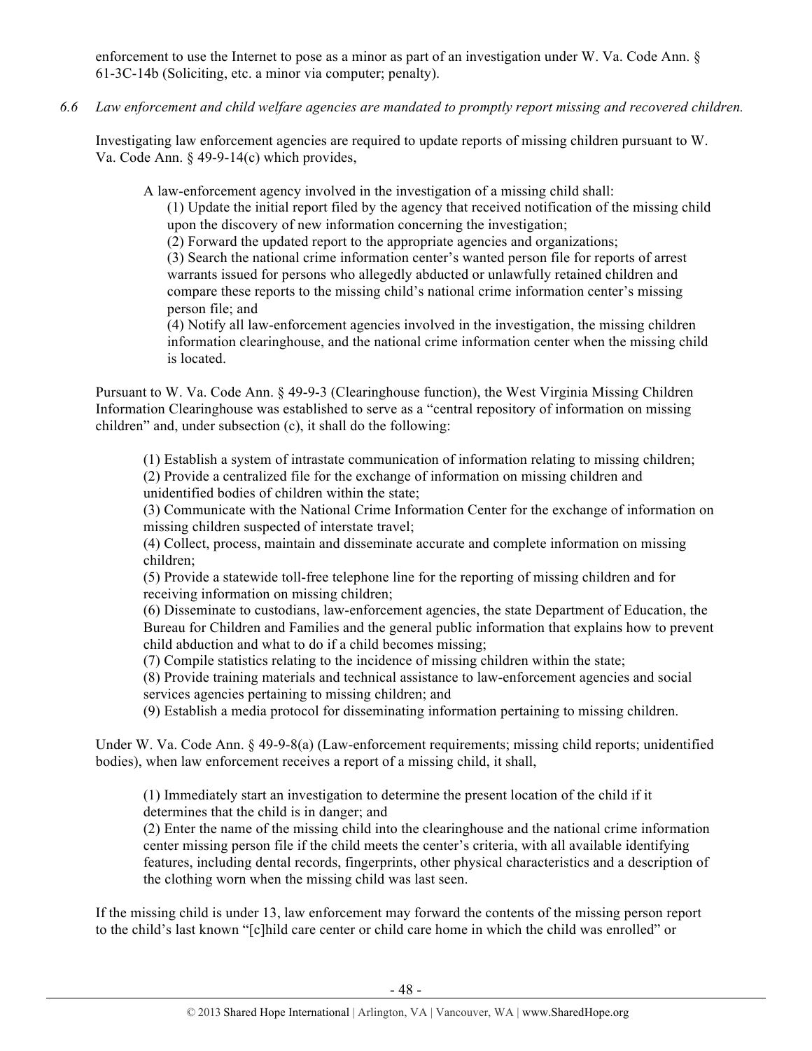enforcement to use the Internet to pose as a minor as part of an investigation under W. Va. Code Ann. § 61-3C-14b (Soliciting, etc. a minor via computer; penalty).

*6.6 Law enforcement and child welfare agencies are mandated to promptly report missing and recovered children.*

Investigating law enforcement agencies are required to update reports of missing children pursuant to W. Va. Code Ann. § 49-9-14(c) which provides,

> A law-enforcement agency involved in the investigation of a missing child shall:
>
> (1) Update the initial report filed by the agency that received notification of the missing child upon the discovery of new information concerning the investigation;
>
> (2) Forward the updated report to the appropriate agencies and organizations;
>
> (3) Search the national crime information center's wanted person file for reports of arrest warrants issued for persons who allegedly abducted or unlawfully retained children and compare these reports to the missing child's national crime information center's missing person file; and
>
> (4) Notify all law-enforcement agencies involved in the investigation, the missing children information clearinghouse, and the national crime information center when the missing child is located.

Pursuant to W. Va. Code Ann. § 49-9-3 (Clearinghouse function), the West Virginia Missing Children Information Clearinghouse was established to serve as a "central repository of information on missing children" and, under subsection (c), it shall do the following:

> (1) Establish a system of intrastate communication of information relating to missing children;
>
> (2) Provide a centralized file for the exchange of information on missing children and unidentified bodies of children within the state;
>
> (3) Communicate with the National Crime Information Center for the exchange of information on missing children suspected of interstate travel;
>
> (4) Collect, process, maintain and disseminate accurate and complete information on missing children;
>
> (5) Provide a statewide toll-free telephone line for the reporting of missing children and for receiving information on missing children;
>
> (6) Disseminate to custodians, law-enforcement agencies, the state Department of Education, the Bureau for Children and Families and the general public information that explains how to prevent child abduction and what to do if a child becomes missing;
>
> (7) Compile statistics relating to the incidence of missing children within the state;
>
> (8) Provide training materials and technical assistance to law-enforcement agencies and social services agencies pertaining to missing children; and
>
> (9) Establish a media protocol for disseminating information pertaining to missing children.

Under W. Va. Code Ann. § 49-9-8(a) (Law-enforcement requirements; missing child reports; unidentified bodies), when law enforcement receives a report of a missing child, it shall,

> (1) Immediately start an investigation to determine the present location of the child if it determines that the child is in danger; and
>
> (2) Enter the name of the missing child into the clearinghouse and the national crime information center missing person file if the child meets the center's criteria, with all available identifying features, including dental records, fingerprints, other physical characteristics and a description of the clothing worn when the missing child was last seen.

If the missing child is under 13, law enforcement may forward the contents of the missing person report to the child's last known "[c]hild care center or child care home in which the child was enrolled" or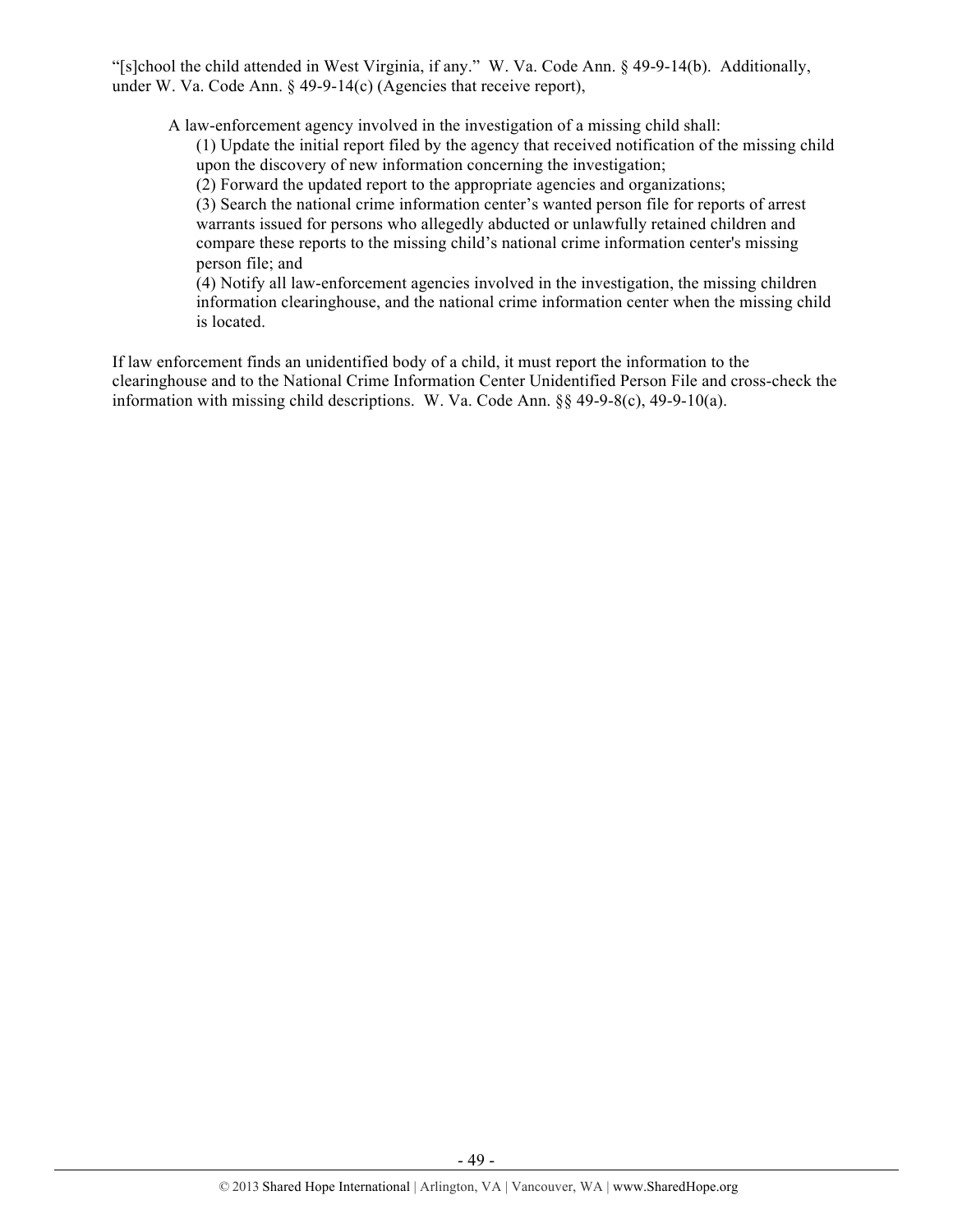"[s]chool the child attended in West Virginia, if any." W. Va. Code Ann. § 49-9-14(b). Additionally, under W. Va. Code Ann. § 49-9-14(c) (Agencies that receive report),

> A law-enforcement agency involved in the investigation of a missing child shall:
>
> (1) Update the initial report filed by the agency that received notification of the missing child upon the discovery of new information concerning the investigation;
>
> (2) Forward the updated report to the appropriate agencies and organizations;
>
> (3) Search the national crime information center's wanted person file for reports of arrest warrants issued for persons who allegedly abducted or unlawfully retained children and compare these reports to the missing child's national crime information center's missing person file; and
>
> (4) Notify all law-enforcement agencies involved in the investigation, the missing children information clearinghouse, and the national crime information center when the missing child is located.

If law enforcement finds an unidentified body of a child, it must report the information to the clearinghouse and to the National Crime Information Center Unidentified Person File and cross-check the information with missing child descriptions. W. Va. Code Ann. §§ 49-9-8(c), 49-9-10(a).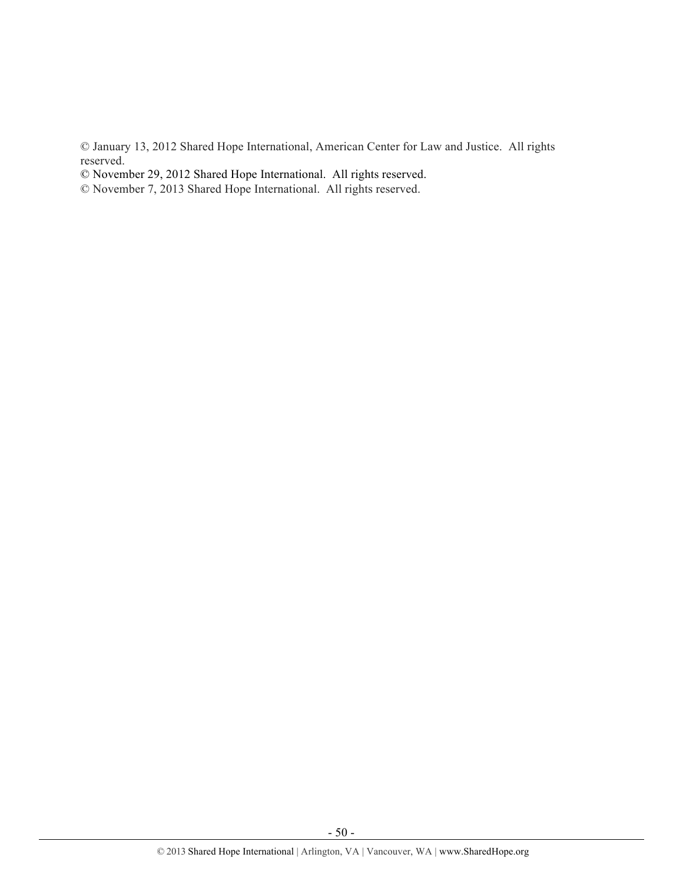© January 13, 2012 Shared Hope International, American Center for Law and Justice. All rights reserved.

© November 29, 2012 Shared Hope International. All rights reserved.

© November 7, 2013 Shared Hope International. All rights reserved.